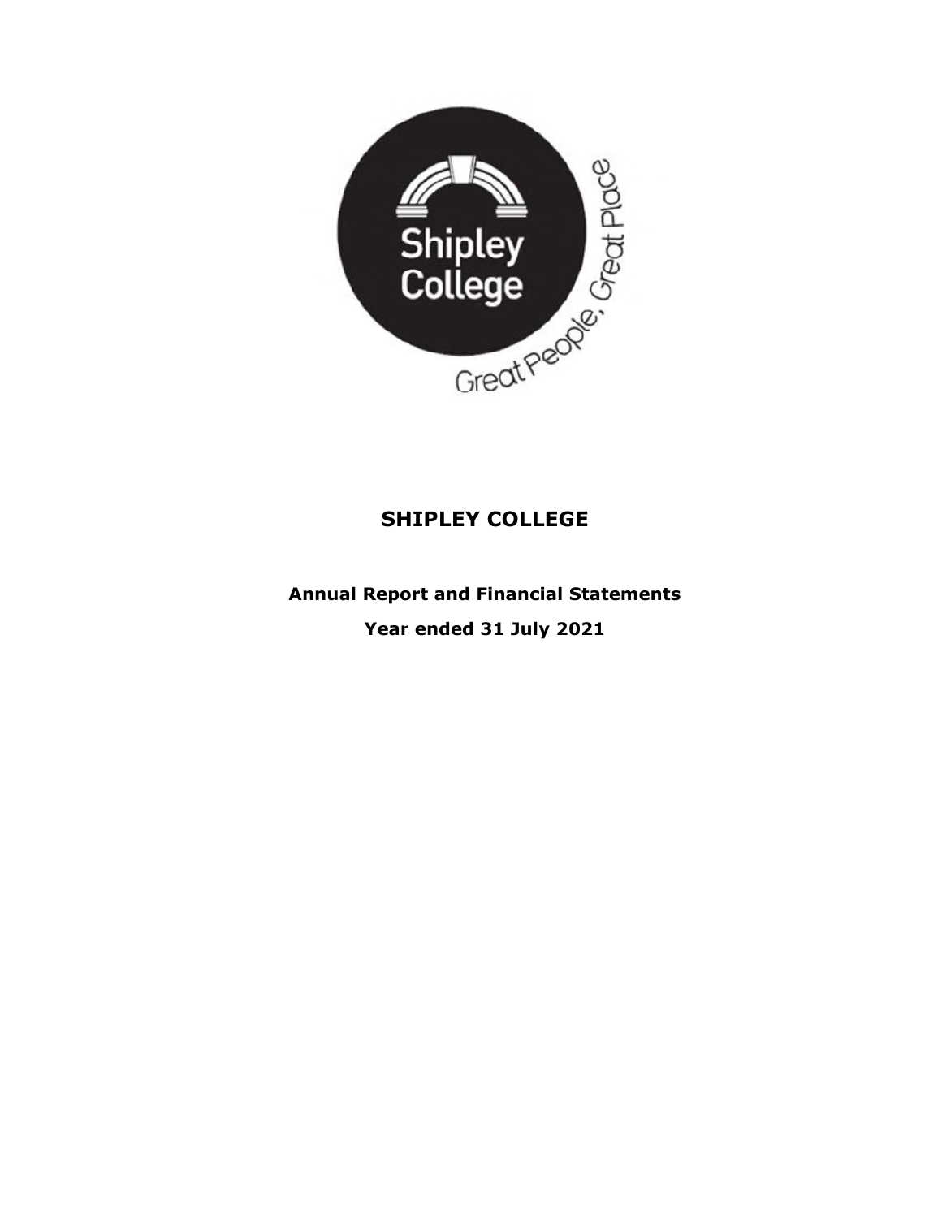# SHIPLEY COLLEGE

**Annual Report and Financial Statements**

**Year ended 31 July 2021**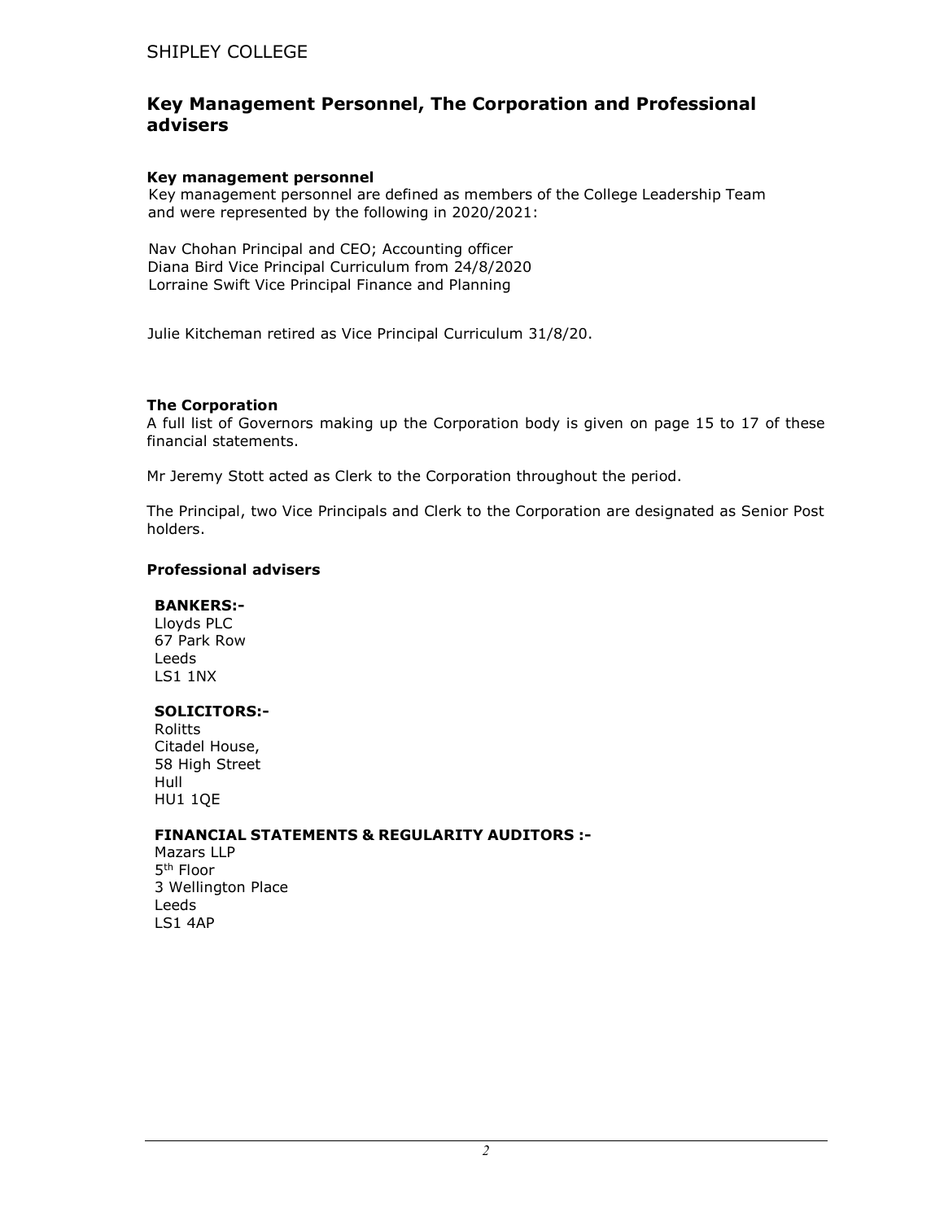## Key Management Personnel, The Corporation and Professional advisers

### Key management personnel

Key management personnel are defined as members of the College Leadership Team and were represented by the following in 2020/2021:

Nav Chohan Principal and CEO; Accounting officer
Diana Bird Vice Principal Curriculum from 24/8/2020
Lorraine Swift Vice Principal Finance and Planning

Julie Kitcheman retired as Vice Principal Curriculum 31/8/20.

### The Corporation

A full list of Governors making up the Corporation body is given on page 15 to 17 of these financial statements.

Mr Jeremy Stott acted as Clerk to the Corporation throughout the period.

The Principal, two Vice Principals and Clerk to the Corporation are designated as Senior Post holders.

### Professional advisers

**BANKERS:-**
Lloyds PLC
67 Park Row
Leeds
LS1 1NX

**SOLICITORS:-**
Rolitts
Citadel House,
58 High Street
Hull
HU1 1QE

**FINANCIAL STATEMENTS & REGULARITY AUDITORS :-**
Mazars LLP
5th Floor
3 Wellington Place
Leeds
LS1 4AP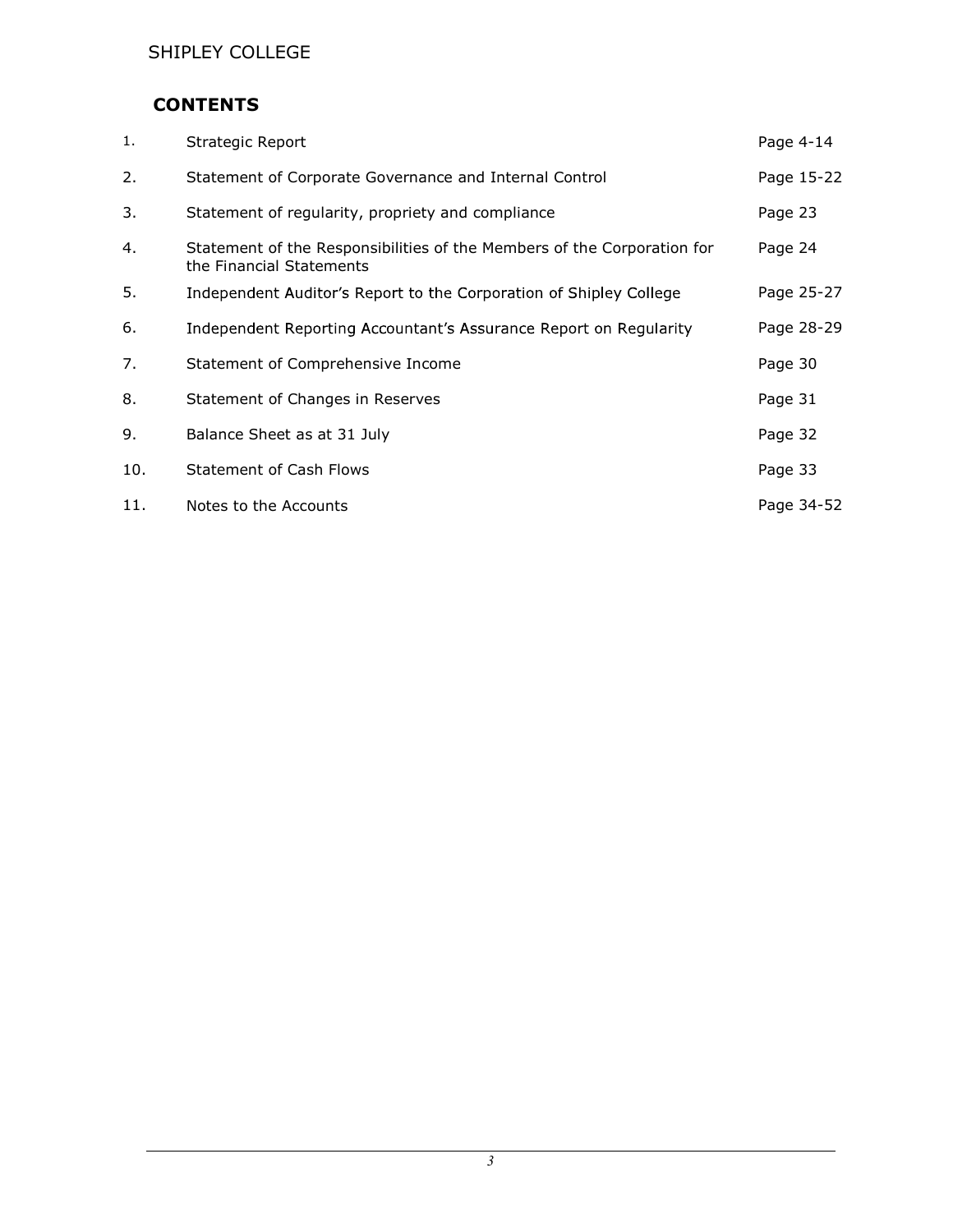## CONTENTS

| | | |
|---|---|---|
| 1. | Strategic Report | Page 4-14 |
| 2. | Statement of Corporate Governance and Internal Control | Page 15-22 |
| 3. | Statement of regularity, propriety and compliance | Page 23 |
| 4. | Statement of the Responsibilities of the Members of the Corporation for the Financial Statements | Page 24 |
| 5. | Independent Auditor's Report to the Corporation of Shipley College | Page 25-27 |
| 6. | Independent Reporting Accountant's Assurance Report on Regularity | Page 28-29 |
| 7. | Statement of Comprehensive Income | Page 30 |
| 8. | Statement of Changes in Reserves | Page 31 |
| 9. | Balance Sheet as at 31 July | Page 32 |
| 10. | Statement of Cash Flows | Page 33 |
| 11. | Notes to the Accounts | Page 34-52 |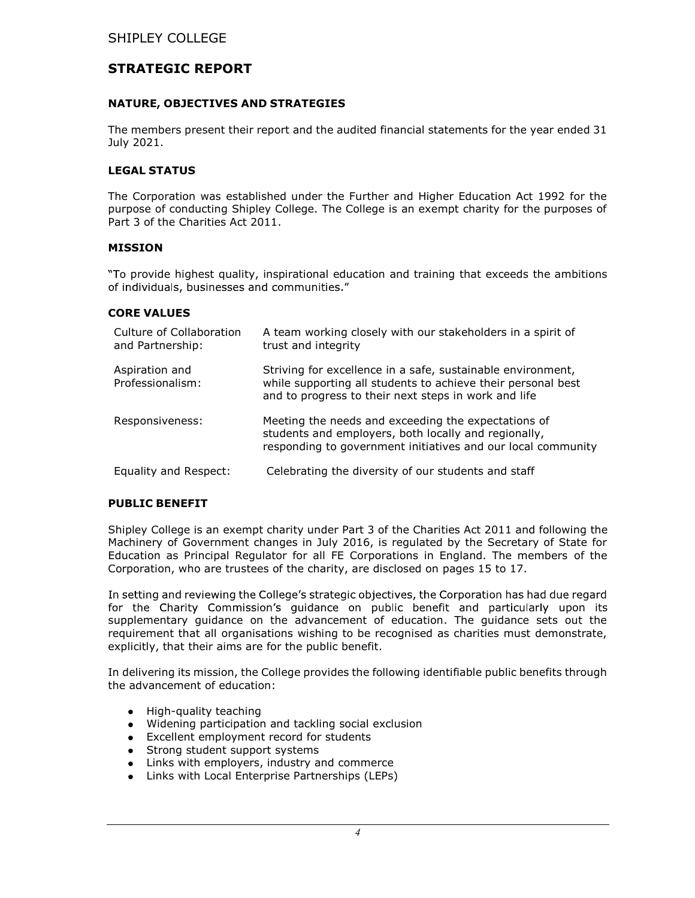# STRATEGIC REPORT

## NATURE, OBJECTIVES AND STRATEGIES

The members present their report and the audited financial statements for the year ended 31 July 2021.

## LEGAL STATUS

The Corporation was established under the Further and Higher Education Act 1992 for the purpose of conducting Shipley College. The College is an exempt charity for the purposes of Part 3 of the Charities Act 2011.

## MISSION

"To provide highest quality, inspirational education and training that exceeds the ambitions of individuals, businesses and communities."

## CORE VALUES

| | |
|---|---|
| Culture of Collaboration and Partnership: | A team working closely with our stakeholders in a spirit of trust and integrity |
| Aspiration and Professionalism: | Striving for excellence in a safe, sustainable environment, while supporting all students to achieve their personal best and to progress to their next steps in work and life |
| Responsiveness: | Meeting the needs and exceeding the expectations of students and employers, both locally and regionally, responding to government initiatives and our local community |
| Equality and Respect: | Celebrating the diversity of our students and staff |

## PUBLIC BENEFIT

Shipley College is an exempt charity under Part 3 of the Charities Act 2011 and following the Machinery of Government changes in July 2016, is regulated by the Secretary of State for Education as Principal Regulator for all FE Corporations in England. The members of the Corporation, who are trustees of the charity, are disclosed on pages 15 to 17.

In setting and reviewing the College's strategic objectives, the Corporation has had due regard for the Charity Commission's guidance on public benefit and particularly upon its supplementary guidance on the advancement of education. The guidance sets out the requirement that all organisations wishing to be recognised as charities must demonstrate, explicitly, that their aims are for the public benefit.

In delivering its mission, the College provides the following identifiable public benefits through the advancement of education:

- High-quality teaching
- Widening participation and tackling social exclusion
- Excellent employment record for students
- Strong student support systems
- Links with employers, industry and commerce
- Links with Local Enterprise Partnerships (LEPs)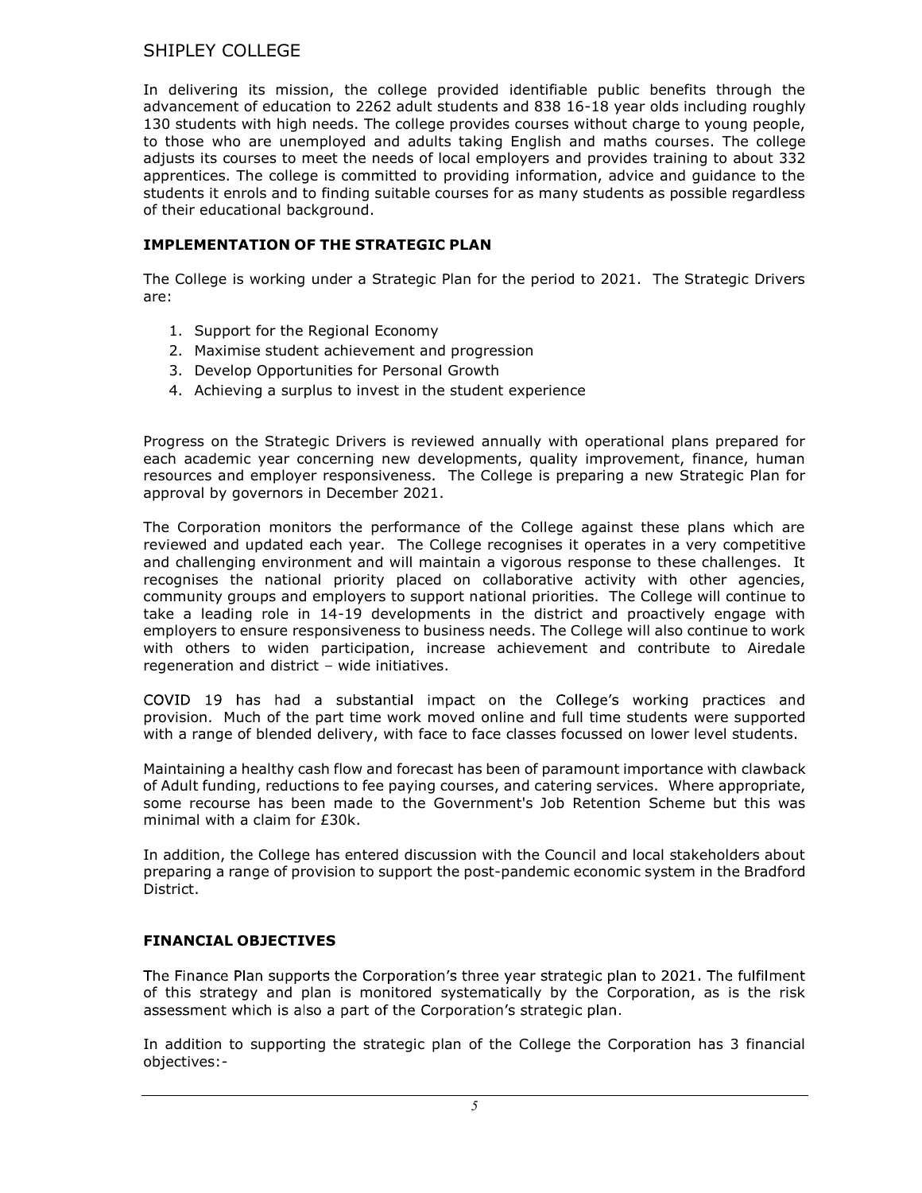In delivering its mission, the college provided identifiable public benefits through the advancement of education to 2262 adult students and 838 16-18 year olds including roughly 130 students with high needs. The college provides courses without charge to young people, to those who are unemployed and adults taking English and maths courses. The college adjusts its courses to meet the needs of local employers and provides training to about 332 apprentices. The college is committed to providing information, advice and guidance to the students it enrols and to finding suitable courses for as many students as possible regardless of their educational background.

### IMPLEMENTATION OF THE STRATEGIC PLAN

The College is working under a Strategic Plan for the period to 2021. The Strategic Drivers are:

1. Support for the Regional Economy
2. Maximise student achievement and progression
3. Develop Opportunities for Personal Growth
4. Achieving a surplus to invest in the student experience

Progress on the Strategic Drivers is reviewed annually with operational plans prepared for each academic year concerning new developments, quality improvement, finance, human resources and employer responsiveness. The College is preparing a new Strategic Plan for approval by governors in December 2021.

The Corporation monitors the performance of the College against these plans which are reviewed and updated each year. The College recognises it operates in a very competitive and challenging environment and will maintain a vigorous response to these challenges. It recognises the national priority placed on collaborative activity with other agencies, community groups and employers to support national priorities. The College will continue to take a leading role in 14-19 developments in the district and proactively engage with employers to ensure responsiveness to business needs. The College will also continue to work with others to widen participation, increase achievement and contribute to Airedale regeneration and district – wide initiatives.

COVID 19 has had a substantial impact on the College's working practices and provision. Much of the part time work moved online and full time students were supported with a range of blended delivery, with face to face classes focussed on lower level students.

Maintaining a healthy cash flow and forecast has been of paramount importance with clawback of Adult funding, reductions to fee paying courses, and catering services. Where appropriate, some recourse has been made to the Government's Job Retention Scheme but this was minimal with a claim for £30k.

In addition, the College has entered discussion with the Council and local stakeholders about preparing a range of provision to support the post-pandemic economic system in the Bradford District.

### FINANCIAL OBJECTIVES

The Finance Plan supports the Corporation's three year strategic plan to 2021. The fulfilment of this strategy and plan is monitored systematically by the Corporation, as is the risk assessment which is also a part of the Corporation's strategic plan.

In addition to supporting the strategic plan of the College the Corporation has 3 financial objectives:-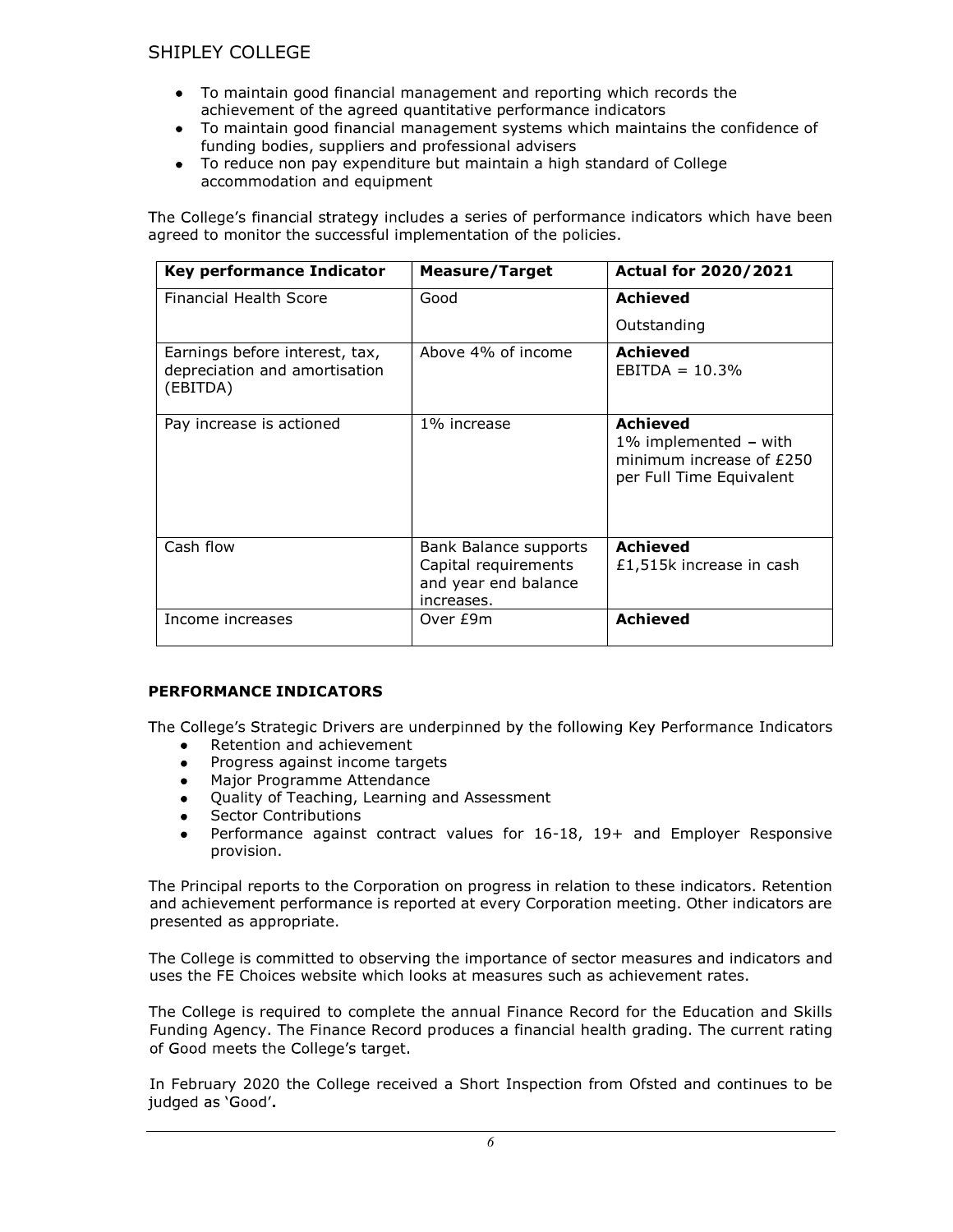- To maintain good financial management and reporting which records the achievement of the agreed quantitative performance indicators
- To maintain good financial management systems which maintains the confidence of funding bodies, suppliers and professional advisers
- To reduce non pay expenditure but maintain a high standard of College accommodation and equipment

The College's financial strategy includes a series of performance indicators which have been agreed to monitor the successful implementation of the policies.

| Key performance Indicator | Measure/Target | Actual for 2020/2021 |
|---|---|---|
| Financial Health Score | Good | **Achieved**<br>Outstanding |
| Earnings before interest, tax, depreciation and amortisation (EBITDA) | Above 4% of income | **Achieved**<br>EBITDA = 10.3% |
| Pay increase is actioned | 1% increase | **Achieved**<br>1% implemented – with minimum increase of £250 per Full Time Equivalent |
| Cash flow | Bank Balance supports Capital requirements and year end balance increases. | **Achieved**<br>£1,515k increase in cash |
| Income increases | Over £9m | **Achieved** |

## PERFORMANCE INDICATORS

The College's Strategic Drivers are underpinned by the following Key Performance Indicators

- Retention and achievement
- Progress against income targets
- Major Programme Attendance
- Quality of Teaching, Learning and Assessment
- Sector Contributions
- Performance against contract values for 16-18, 19+ and Employer Responsive provision.

The Principal reports to the Corporation on progress in relation to these indicators. Retention and achievement performance is reported at every Corporation meeting. Other indicators are presented as appropriate.

The College is committed to observing the importance of sector measures and indicators and uses the FE Choices website which looks at measures such as achievement rates.

The College is required to complete the annual Finance Record for the Education and Skills Funding Agency. The Finance Record produces a financial health grading. The current rating of Good meets the College's target.

In February 2020 the College received a Short Inspection from Ofsted and continues to be judged as 'Good'.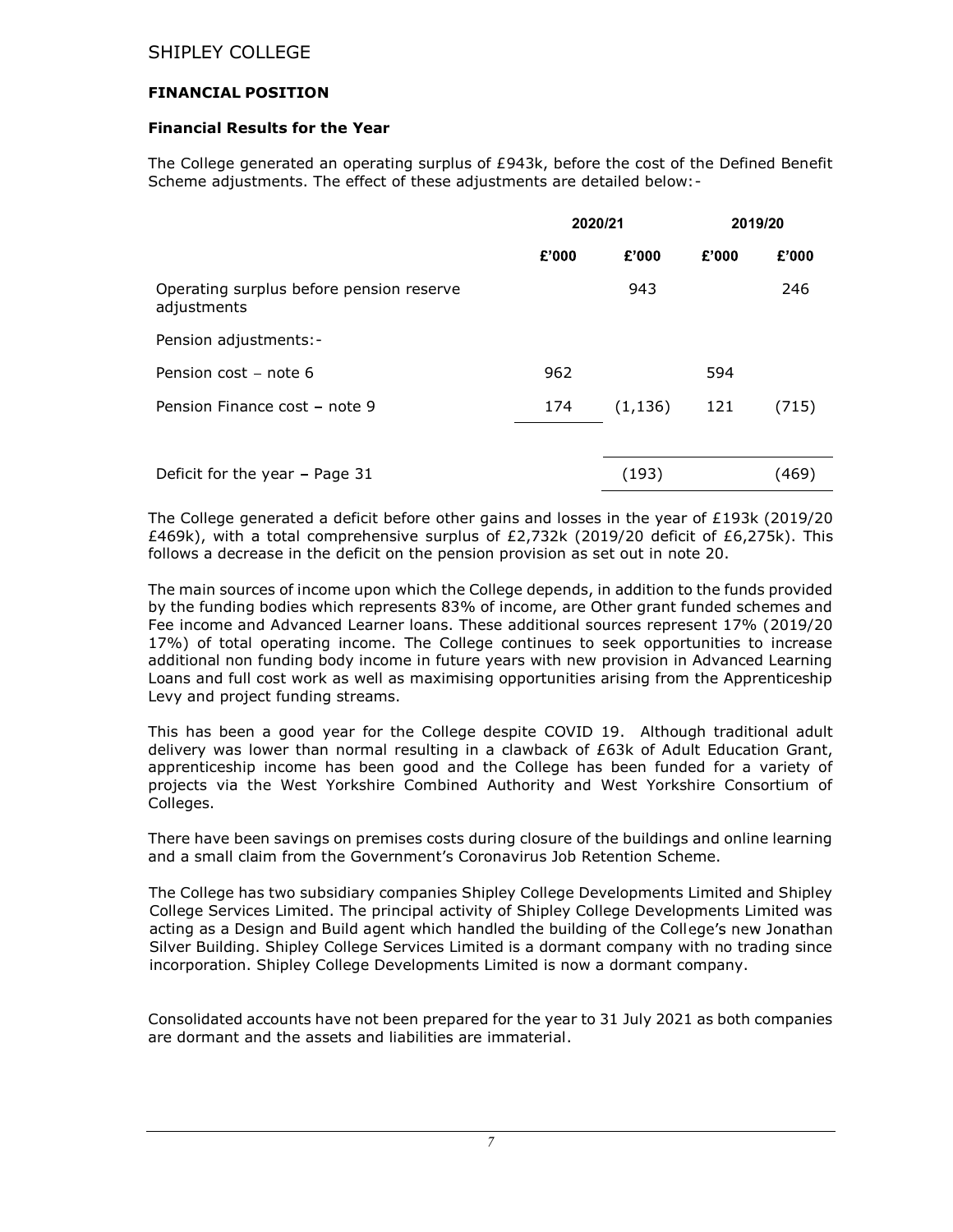SHIPLEY COLLEGE

**FINANCIAL POSITION**

**Financial Results for the Year**

The College generated an operating surplus of £943k, before the cost of the Defined Benefit Scheme adjustments. The effect of these adjustments are detailed below:-

| | 2020/21 | | 2019/20 | |
|---|---|---|---|---|
| | £'000 | £'000 | £'000 | £'000 |
| Operating surplus before pension reserve adjustments | | 943 | | 246 |
| Pension adjustments:- | | | | |
| Pension cost – note 6 | 962 | | 594 | |
| Pension Finance cost – note 9 | 174 | (1,136) | 121 | (715) |
| Deficit for the year – Page 31 | | (193) | | (469) |

The College generated a deficit before other gains and losses in the year of £193k (2019/20 £469k), with a total comprehensive surplus of £2,732k (2019/20 deficit of £6,275k). This follows a decrease in the deficit on the pension provision as set out in note 20.

The main sources of income upon which the College depends, in addition to the funds provided by the funding bodies which represents 83% of income, are Other grant funded schemes and Fee income and Advanced Learner loans. These additional sources represent 17% (2019/20 17%) of total operating income. The College continues to seek opportunities to increase additional non funding body income in future years with new provision in Advanced Learning Loans and full cost work as well as maximising opportunities arising from the Apprenticeship Levy and project funding streams.

This has been a good year for the College despite COVID 19. Although traditional adult delivery was lower than normal resulting in a clawback of £63k of Adult Education Grant, apprenticeship income has been good and the College has been funded for a variety of projects via the West Yorkshire Combined Authority and West Yorkshire Consortium of Colleges.

There have been savings on premises costs during closure of the buildings and online learning and a small claim from the Government's Coronavirus Job Retention Scheme.

The College has two subsidiary companies Shipley College Developments Limited and Shipley College Services Limited. The principal activity of Shipley College Developments Limited was acting as a Design and Build agent which handled the building of the College's new Jonathan Silver Building. Shipley College Services Limited is a dormant company with no trading since incorporation. Shipley College Developments Limited is now a dormant company.

Consolidated accounts have not been prepared for the year to 31 July 2021 as both companies are dormant and the assets and liabilities are immaterial.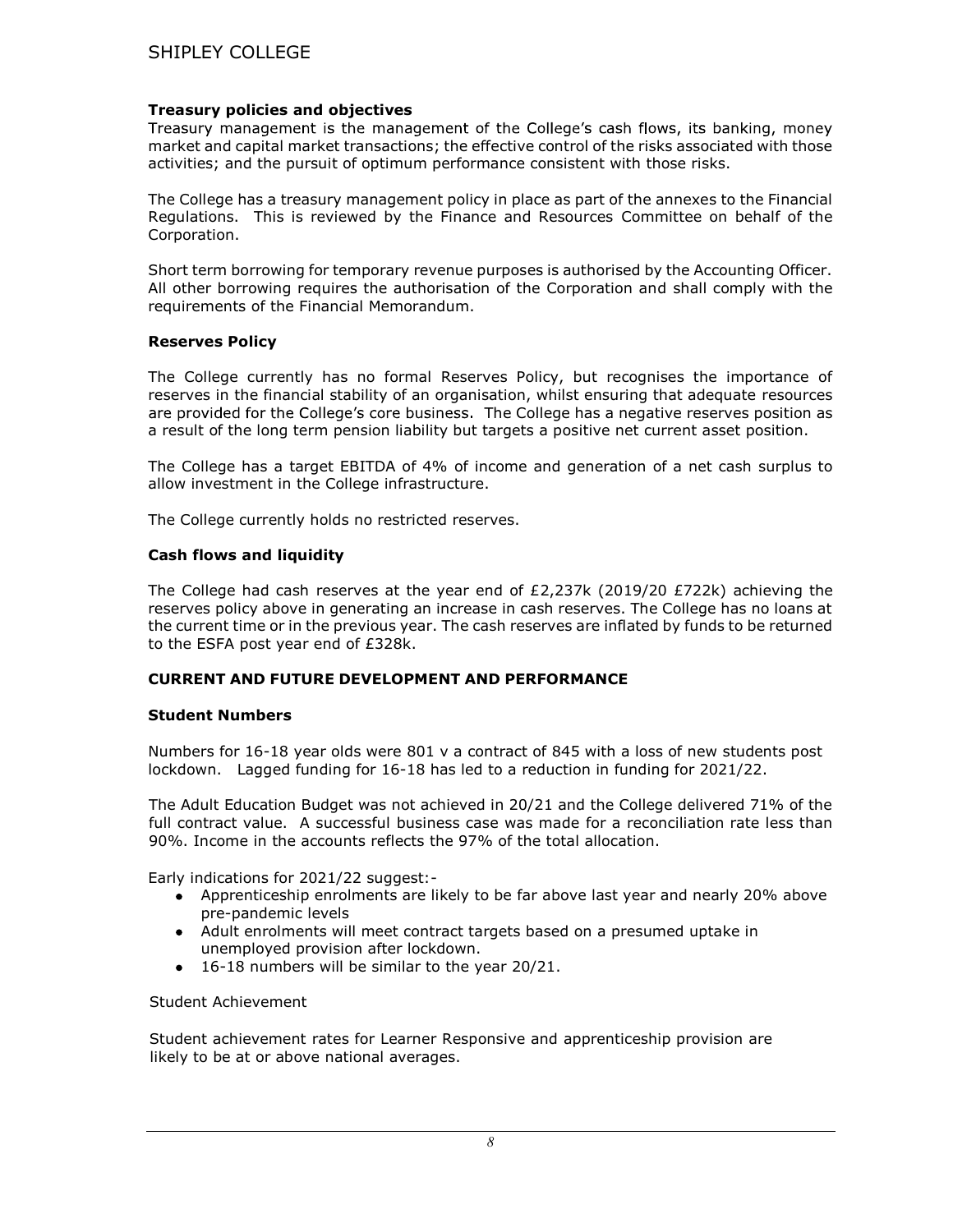### Treasury policies and objectives

Treasury management is the management of the College's cash flows, its banking, money market and capital market transactions; the effective control of the risks associated with those activities; and the pursuit of optimum performance consistent with those risks.

The College has a treasury management policy in place as part of the annexes to the Financial Regulations. This is reviewed by the Finance and Resources Committee on behalf of the Corporation.

Short term borrowing for temporary revenue purposes is authorised by the Accounting Officer. All other borrowing requires the authorisation of the Corporation and shall comply with the requirements of the Financial Memorandum.

### Reserves Policy

The College currently has no formal Reserves Policy, but recognises the importance of reserves in the financial stability of an organisation, whilst ensuring that adequate resources are provided for the College's core business. The College has a negative reserves position as a result of the long term pension liability but targets a positive net current asset position.

The College has a target EBITDA of 4% of income and generation of a net cash surplus to allow investment in the College infrastructure.

The College currently holds no restricted reserves.

### Cash flows and liquidity

The College had cash reserves at the year end of £2,237k (2019/20 £722k) achieving the reserves policy above in generating an increase in cash reserves. The College has no loans at the current time or in the previous year. The cash reserves are inflated by funds to be returned to the ESFA post year end of £328k.

## CURRENT AND FUTURE DEVELOPMENT AND PERFORMANCE

### Student Numbers

Numbers for 16-18 year olds were 801 v a contract of 845 with a loss of new students post lockdown. Lagged funding for 16-18 has led to a reduction in funding for 2021/22.

The Adult Education Budget was not achieved in 20/21 and the College delivered 71% of the full contract value. A successful business case was made for a reconciliation rate less than 90%. Income in the accounts reflects the 97% of the total allocation.

Early indications for 2021/22 suggest:-

- Apprenticeship enrolments are likely to be far above last year and nearly 20% above pre-pandemic levels
- Adult enrolments will meet contract targets based on a presumed uptake in unemployed provision after lockdown.
- 16-18 numbers will be similar to the year 20/21.

Student Achievement

Student achievement rates for Learner Responsive and apprenticeship provision are likely to be at or above national averages.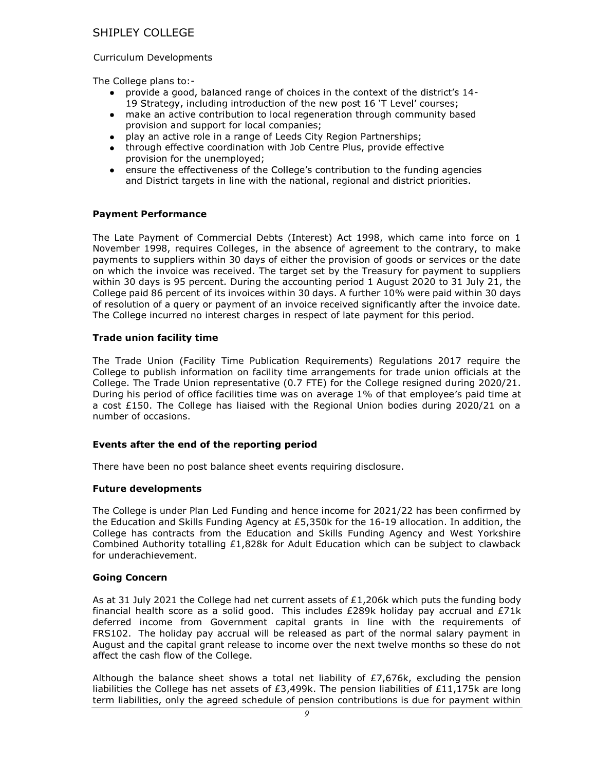Curriculum Developments

The College plans to:-

- provide a good, balanced range of choices in the context of the district's 14-19 Strategy, including introduction of the new post 16 'T Level' courses;
- make an active contribution to local regeneration through community based provision and support for local companies;
- play an active role in a range of Leeds City Region Partnerships;
- through effective coordination with Job Centre Plus, provide effective provision for the unemployed;
- ensure the effectiveness of the College's contribution to the funding agencies and District targets in line with the national, regional and district priorities.

### Payment Performance

The Late Payment of Commercial Debts (Interest) Act 1998, which came into force on 1 November 1998, requires Colleges, in the absence of agreement to the contrary, to make payments to suppliers within 30 days of either the provision of goods or services or the date on which the invoice was received. The target set by the Treasury for payment to suppliers within 30 days is 95 percent. During the accounting period 1 August 2020 to 31 July 21, the College paid 86 percent of its invoices within 30 days. A further 10% were paid within 30 days of resolution of a query or payment of an invoice received significantly after the invoice date. The College incurred no interest charges in respect of late payment for this period.

### Trade union facility time

The Trade Union (Facility Time Publication Requirements) Regulations 2017 require the College to publish information on facility time arrangements for trade union officials at the College. The Trade Union representative (0.7 FTE) for the College resigned during 2020/21. During his period of office facilities time was on average 1% of that employee's paid time at a cost £150. The College has liaised with the Regional Union bodies during 2020/21 on a number of occasions.

### Events after the end of the reporting period

There have been no post balance sheet events requiring disclosure.

### Future developments

The College is under Plan Led Funding and hence income for 2021/22 has been confirmed by the Education and Skills Funding Agency at £5,350k for the 16-19 allocation. In addition, the College has contracts from the Education and Skills Funding Agency and West Yorkshire Combined Authority totalling £1,828k for Adult Education which can be subject to clawback for underachievement.

### Going Concern

As at 31 July 2021 the College had net current assets of £1,206k which puts the funding body financial health score as a solid good. This includes £289k holiday pay accrual and £71k deferred income from Government capital grants in line with the requirements of FRS102. The holiday pay accrual will be released as part of the normal salary payment in August and the capital grant release to income over the next twelve months so these do not affect the cash flow of the College.

Although the balance sheet shows a total net liability of £7,676k, excluding the pension liabilities the College has net assets of £3,499k. The pension liabilities of £11,175k are long term liabilities, only the agreed schedule of pension contributions is due for payment within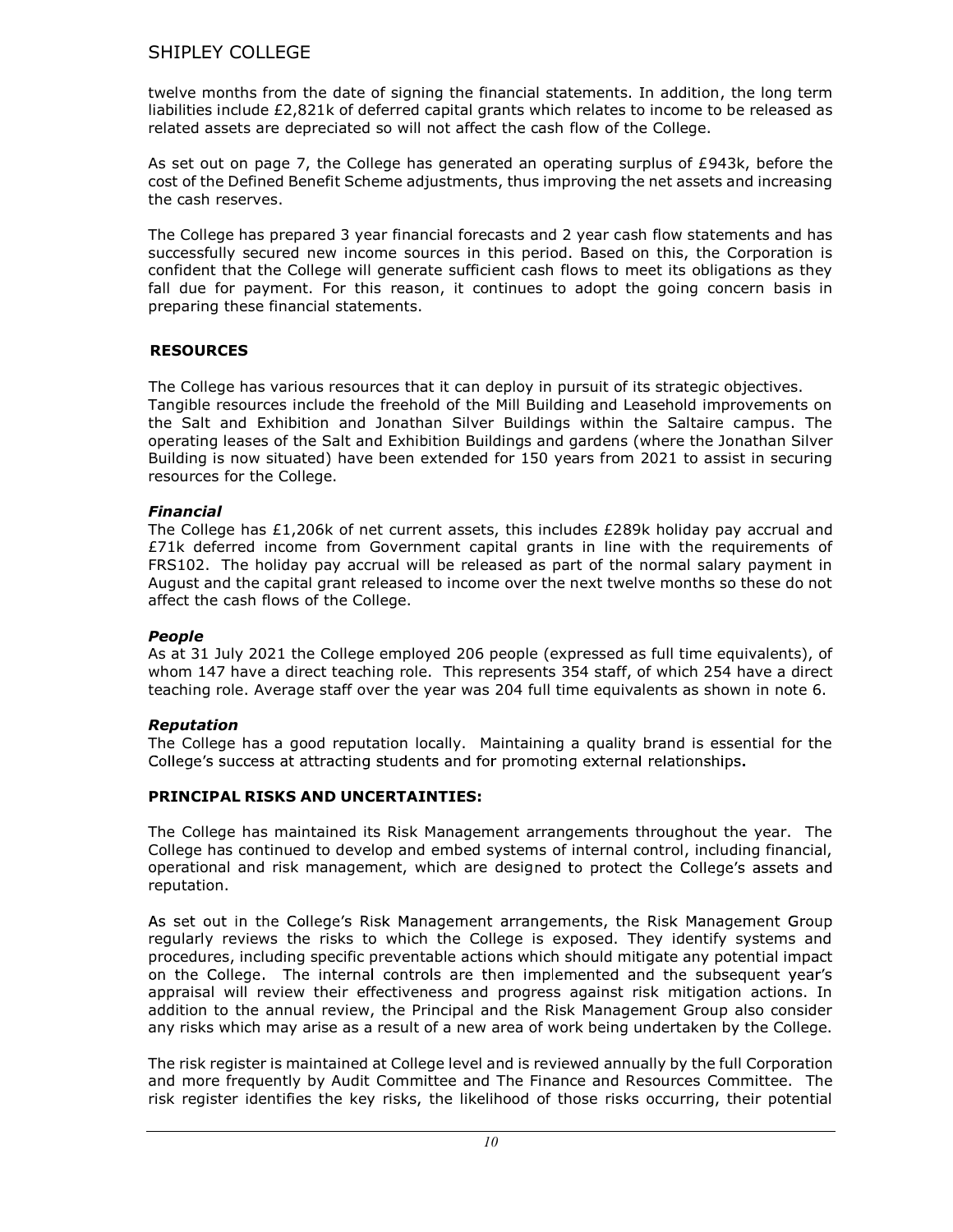twelve months from the date of signing the financial statements. In addition, the long term liabilities include £2,821k of deferred capital grants which relates to income to be released as related assets are depreciated so will not affect the cash flow of the College.

As set out on page 7, the College has generated an operating surplus of £943k, before the cost of the Defined Benefit Scheme adjustments, thus improving the net assets and increasing the cash reserves.

The College has prepared 3 year financial forecasts and 2 year cash flow statements and has successfully secured new income sources in this period. Based on this, the Corporation is confident that the College will generate sufficient cash flows to meet its obligations as they fall due for payment. For this reason, it continues to adopt the going concern basis in preparing these financial statements.

## RESOURCES

The College has various resources that it can deploy in pursuit of its strategic objectives. Tangible resources include the freehold of the Mill Building and Leasehold improvements on the Salt and Exhibition and Jonathan Silver Buildings within the Saltaire campus. The operating leases of the Salt and Exhibition Buildings and gardens (where the Jonathan Silver Building is now situated) have been extended for 150 years from 2021 to assist in securing resources for the College.

### *Financial*

The College has £1,206k of net current assets, this includes £289k holiday pay accrual and £71k deferred income from Government capital grants in line with the requirements of FRS102. The holiday pay accrual will be released as part of the normal salary payment in August and the capital grant released to income over the next twelve months so these do not affect the cash flows of the College.

### *People*

As at 31 July 2021 the College employed 206 people (expressed as full time equivalents), of whom 147 have a direct teaching role. This represents 354 staff, of which 254 have a direct teaching role. Average staff over the year was 204 full time equivalents as shown in note 6.

### *Reputation*

The College has a good reputation locally. Maintaining a quality brand is essential for the College's success at attracting students and for promoting external relationships.

## PRINCIPAL RISKS AND UNCERTAINTIES:

The College has maintained its Risk Management arrangements throughout the year. The College has continued to develop and embed systems of internal control, including financial, operational and risk management, which are designed to protect the College's assets and reputation.

As set out in the College's Risk Management arrangements, the Risk Management Group regularly reviews the risks to which the College is exposed. They identify systems and procedures, including specific preventable actions which should mitigate any potential impact on the College. The internal controls are then implemented and the subsequent year's appraisal will review their effectiveness and progress against risk mitigation actions. In addition to the annual review, the Principal and the Risk Management Group also consider any risks which may arise as a result of a new area of work being undertaken by the College.

The risk register is maintained at College level and is reviewed annually by the full Corporation and more frequently by Audit Committee and The Finance and Resources Committee. The risk register identifies the key risks, the likelihood of those risks occurring, their potential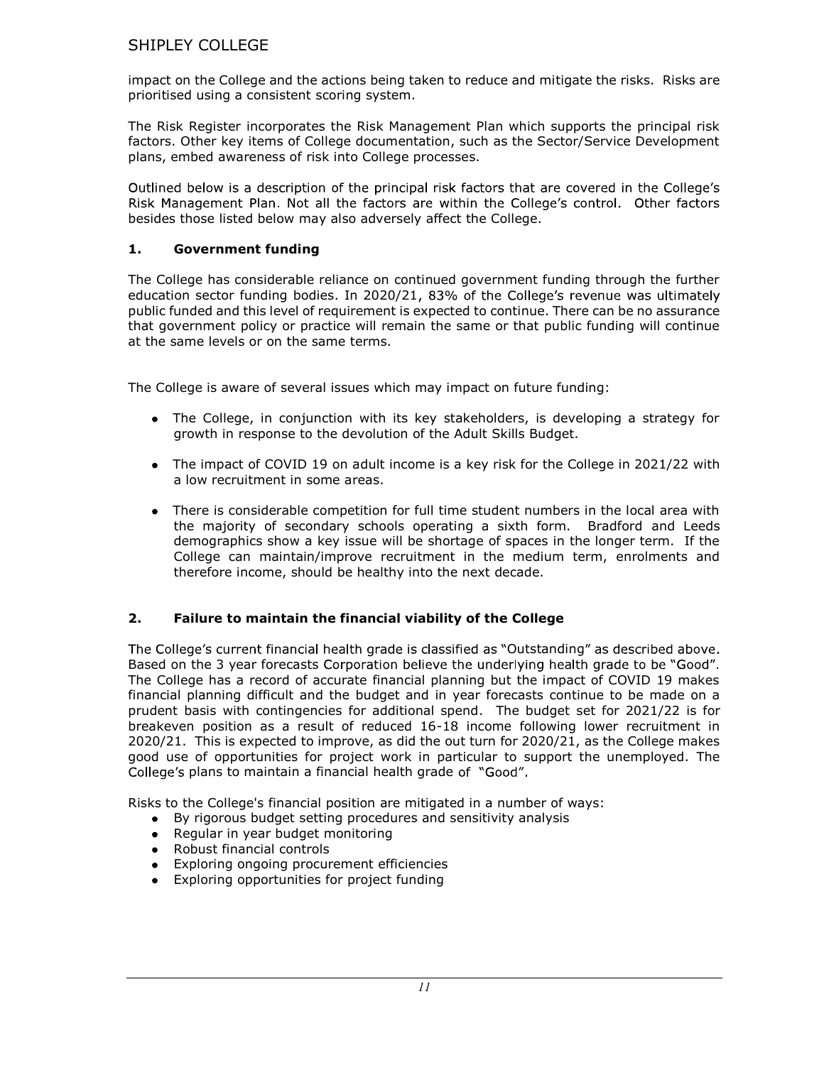impact on the College and the actions being taken to reduce and mitigate the risks. Risks are prioritised using a consistent scoring system.

The Risk Register incorporates the Risk Management Plan which supports the principal risk factors. Other key items of College documentation, such as the Sector/Service Development plans, embed awareness of risk into College processes.

Outlined below is a description of the principal risk factors that are covered in the College's Risk Management Plan. Not all the factors are within the College's control. Other factors besides those listed below may also adversely affect the College.

### 1. Government funding

The College has considerable reliance on continued government funding through the further education sector funding bodies. In 2020/21, 83% of the College's revenue was ultimately public funded and this level of requirement is expected to continue. There can be no assurance that government policy or practice will remain the same or that public funding will continue at the same levels or on the same terms.

The College is aware of several issues which may impact on future funding:

- The College, in conjunction with its key stakeholders, is developing a strategy for growth in response to the devolution of the Adult Skills Budget.
- The impact of COVID 19 on adult income is a key risk for the College in 2021/22 with a low recruitment in some areas.
- There is considerable competition for full time student numbers in the local area with the majority of secondary schools operating a sixth form. Bradford and Leeds demographics show a key issue will be shortage of spaces in the longer term. If the College can maintain/improve recruitment in the medium term, enrolments and therefore income, should be healthy into the next decade.

### 2. Failure to maintain the financial viability of the College

The College's current financial health grade is classified as "Outstanding" as described above. Based on the 3 year forecasts Corporation believe the underlying health grade to be "Good". The College has a record of accurate financial planning but the impact of COVID 19 makes financial planning difficult and the budget and in year forecasts continue to be made on a prudent basis with contingencies for additional spend. The budget set for 2021/22 is for breakeven position as a result of reduced 16-18 income following lower recruitment in 2020/21. This is expected to improve, as did the out turn for 2020/21, as the College makes good use of opportunities for project work in particular to support the unemployed. The College's plans to maintain a financial health grade of "Good".

Risks to the College's financial position are mitigated in a number of ways:

- By rigorous budget setting procedures and sensitivity analysis
- Regular in year budget monitoring
- Robust financial controls
- Exploring ongoing procurement efficiencies
- Exploring opportunities for project funding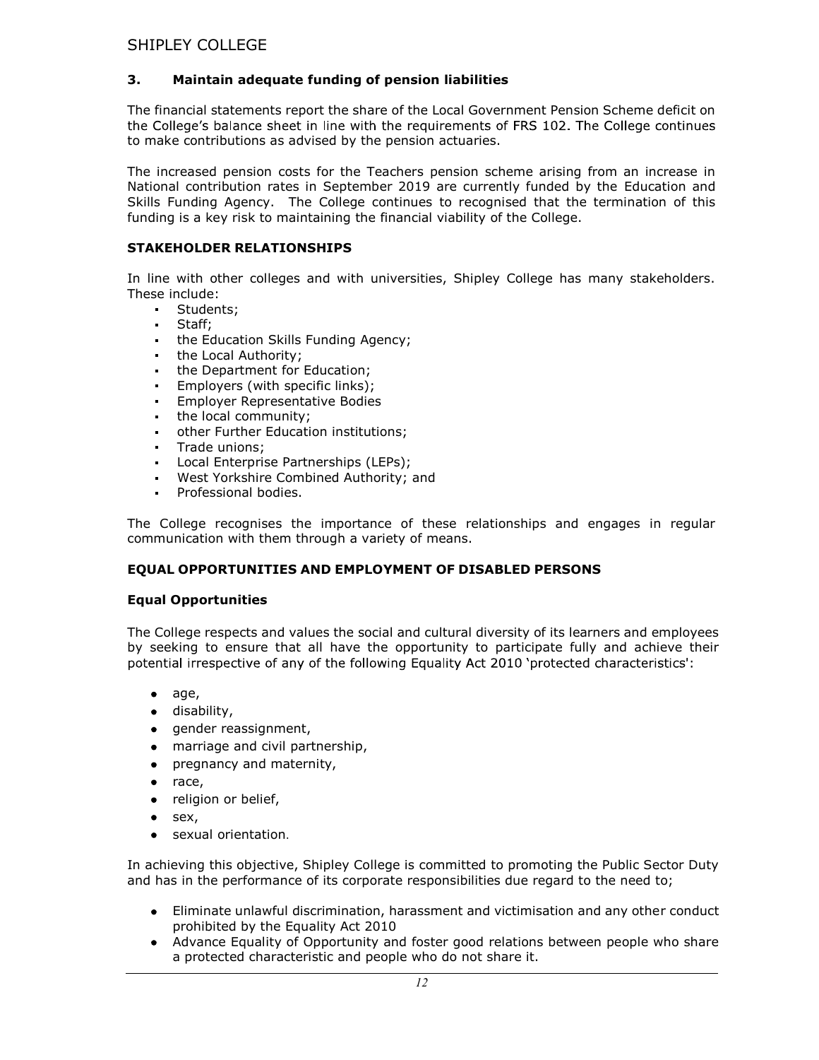### 3. Maintain adequate funding of pension liabilities

The financial statements report the share of the Local Government Pension Scheme deficit on the College's balance sheet in line with the requirements of FRS 102. The College continues to make contributions as advised by the pension actuaries.

The increased pension costs for the Teachers pension scheme arising from an increase in National contribution rates in September 2019 are currently funded by the Education and Skills Funding Agency. The College continues to recognised that the termination of this funding is a key risk to maintaining the financial viability of the College.

## STAKEHOLDER RELATIONSHIPS

In line with other colleges and with universities, Shipley College has many stakeholders. These include:

- Students;
- Staff;
- the Education Skills Funding Agency;
- the Local Authority;
- the Department for Education;
- Employers (with specific links);
- Employer Representative Bodies
- the local community;
- other Further Education institutions;
- Trade unions;
- Local Enterprise Partnerships (LEPs);
- West Yorkshire Combined Authority; and
- Professional bodies.

The College recognises the importance of these relationships and engages in regular communication with them through a variety of means.

## EQUAL OPPORTUNITIES AND EMPLOYMENT OF DISABLED PERSONS

### Equal Opportunities

The College respects and values the social and cultural diversity of its learners and employees by seeking to ensure that all have the opportunity to participate fully and achieve their potential irrespective of any of the following Equality Act 2010 'protected characteristics':

- age,
- disability,
- gender reassignment,
- marriage and civil partnership,
- pregnancy and maternity,
- race,
- religion or belief,
- sex,
- sexual orientation.

In achieving this objective, Shipley College is committed to promoting the Public Sector Duty and has in the performance of its corporate responsibilities due regard to the need to;

- Eliminate unlawful discrimination, harassment and victimisation and any other conduct prohibited by the Equality Act 2010
- Advance Equality of Opportunity and foster good relations between people who share a protected characteristic and people who do not share it.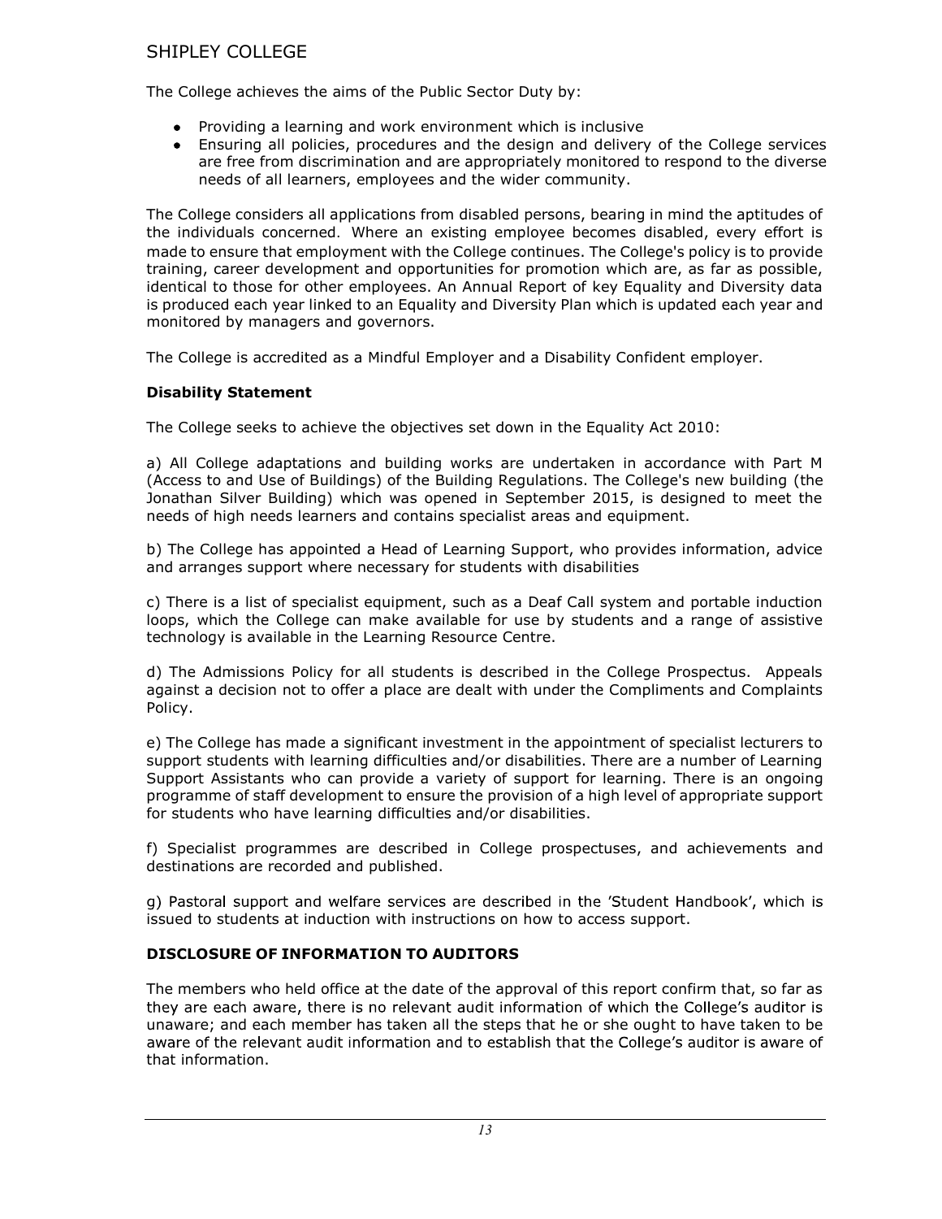The College achieves the aims of the Public Sector Duty by:

- Providing a learning and work environment which is inclusive
- Ensuring all policies, procedures and the design and delivery of the College services are free from discrimination and are appropriately monitored to respond to the diverse needs of all learners, employees and the wider community.

The College considers all applications from disabled persons, bearing in mind the aptitudes of the individuals concerned. Where an existing employee becomes disabled, every effort is made to ensure that employment with the College continues. The College's policy is to provide training, career development and opportunities for promotion which are, as far as possible, identical to those for other employees. An Annual Report of key Equality and Diversity data is produced each year linked to an Equality and Diversity Plan which is updated each year and monitored by managers and governors.

The College is accredited as a Mindful Employer and a Disability Confident employer.

**Disability Statement**

The College seeks to achieve the objectives set down in the Equality Act 2010:

a) All College adaptations and building works are undertaken in accordance with Part M (Access to and Use of Buildings) of the Building Regulations. The College's new building (the Jonathan Silver Building) which was opened in September 2015, is designed to meet the needs of high needs learners and contains specialist areas and equipment.

b) The College has appointed a Head of Learning Support, who provides information, advice and arranges support where necessary for students with disabilities

c) There is a list of specialist equipment, such as a Deaf Call system and portable induction loops, which the College can make available for use by students and a range of assistive technology is available in the Learning Resource Centre.

d) The Admissions Policy for all students is described in the College Prospectus. Appeals against a decision not to offer a place are dealt with under the Compliments and Complaints Policy.

e) The College has made a significant investment in the appointment of specialist lecturers to support students with learning difficulties and/or disabilities. There are a number of Learning Support Assistants who can provide a variety of support for learning. There is an ongoing programme of staff development to ensure the provision of a high level of appropriate support for students who have learning difficulties and/or disabilities.

f) Specialist programmes are described in College prospectuses, and achievements and destinations are recorded and published.

g) Pastoral support and welfare services are described in the 'Student Handbook', which is issued to students at induction with instructions on how to access support.

**DISCLOSURE OF INFORMATION TO AUDITORS**

The members who held office at the date of the approval of this report confirm that, so far as they are each aware, there is no relevant audit information of which the College's auditor is unaware; and each member has taken all the steps that he or she ought to have taken to be aware of the relevant audit information and to establish that the College's auditor is aware of that information.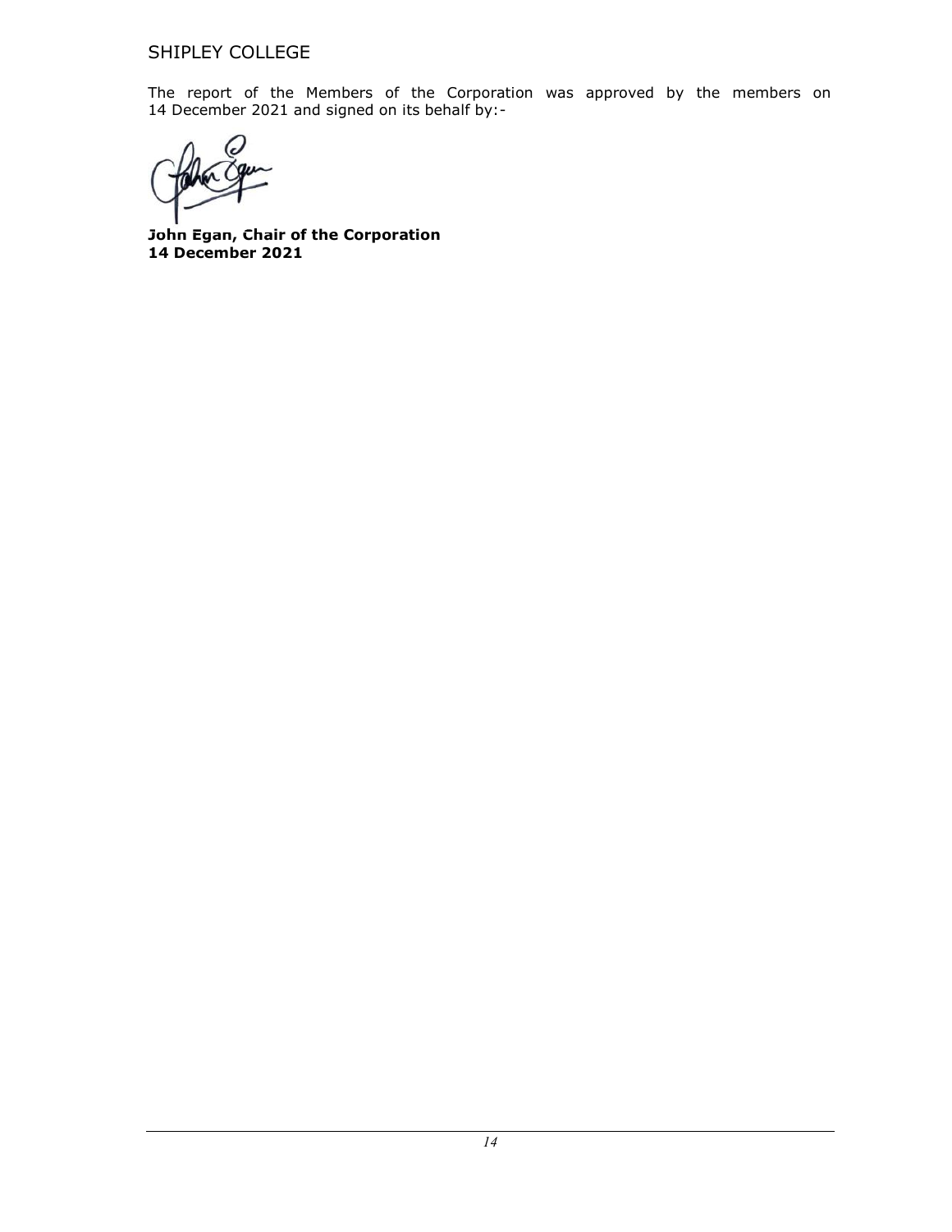The report of the Members of the Corporation was approved by the members on 14 December 2021 and signed on its behalf by:-

**John Egan, Chair of the Corporation**
**14 December 2021**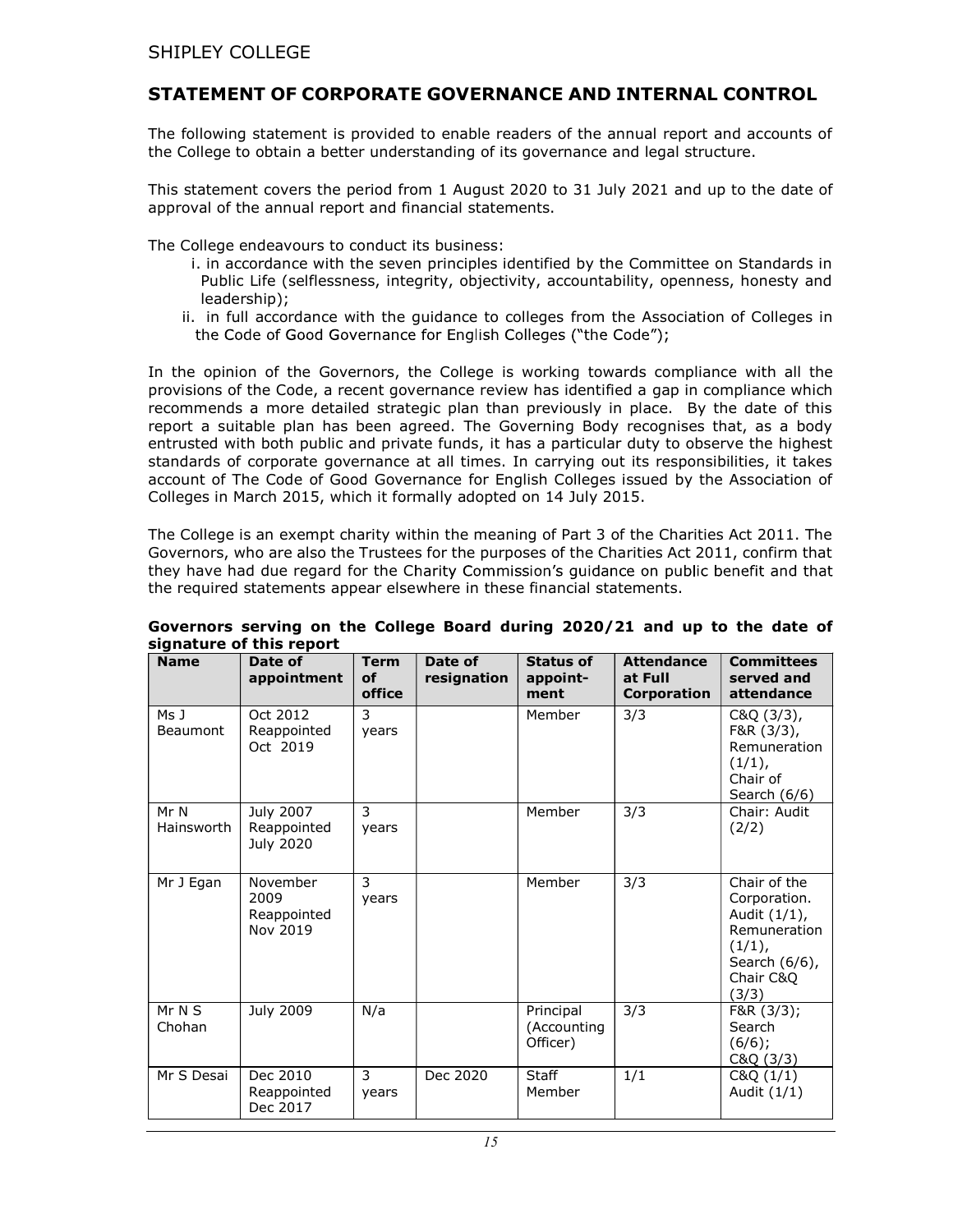SHIPLEY COLLEGE

## STATEMENT OF CORPORATE GOVERNANCE AND INTERNAL CONTROL

The following statement is provided to enable readers of the annual report and accounts of the College to obtain a better understanding of its governance and legal structure.

This statement covers the period from 1 August 2020 to 31 July 2021 and up to the date of approval of the annual report and financial statements.

The College endeavours to conduct its business:

i. in accordance with the seven principles identified by the Committee on Standards in Public Life (selflessness, integrity, objectivity, accountability, openness, honesty and leadership);

ii. in full accordance with the guidance to colleges from the Association of Colleges in the Code of Good Governance for English Colleges ("the Code");

In the opinion of the Governors, the College is working towards compliance with all the provisions of the Code, a recent governance review has identified a gap in compliance which recommends a more detailed strategic plan than previously in place. By the date of this report a suitable plan has been agreed. The Governing Body recognises that, as a body entrusted with both public and private funds, it has a particular duty to observe the highest standards of corporate governance at all times. In carrying out its responsibilities, it takes account of The Code of Good Governance for English Colleges issued by the Association of Colleges in March 2015, which it formally adopted on 14 July 2015.

The College is an exempt charity within the meaning of Part 3 of the Charities Act 2011. The Governors, who are also the Trustees for the purposes of the Charities Act 2011, confirm that they have had due regard for the Charity Commission's guidance on public benefit and that the required statements appear elsewhere in these financial statements.

**Governors serving on the College Board during 2020/21 and up to the date of signature of this report**

| Name | Date of appointment | Term of office | Date of resignation | Status of appoint-ment | Attendance at Full Corporation | Committees served and attendance |
|---|---|---|---|---|---|---|
| Ms J Beaumont | Oct 2012 Reappointed Oct 2019 | 3 years | | Member | 3/3 | C&Q (3/3), F&R (3/3), Remuneration (1/1), Chair of Search (6/6) |
| Mr N Hainsworth | July 2007 Reappointed July 2020 | 3 years | | Member | 3/3 | Chair: Audit (2/2) |
| Mr J Egan | November 2009 Reappointed Nov 2019 | 3 years | | Member | 3/3 | Chair of the Corporation. Audit (1/1), Remuneration (1/1), Search (6/6), Chair C&Q (3/3) |
| Mr N S Chohan | July 2009 | N/a | | Principal (Accounting Officer) | 3/3 | F&R (3/3); Search (6/6); C&Q (3/3) |
| Mr S Desai | Dec 2010 Reappointed Dec 2017 | 3 years | Dec 2020 | Staff Member | 1/1 | C&Q (1/1) Audit (1/1) |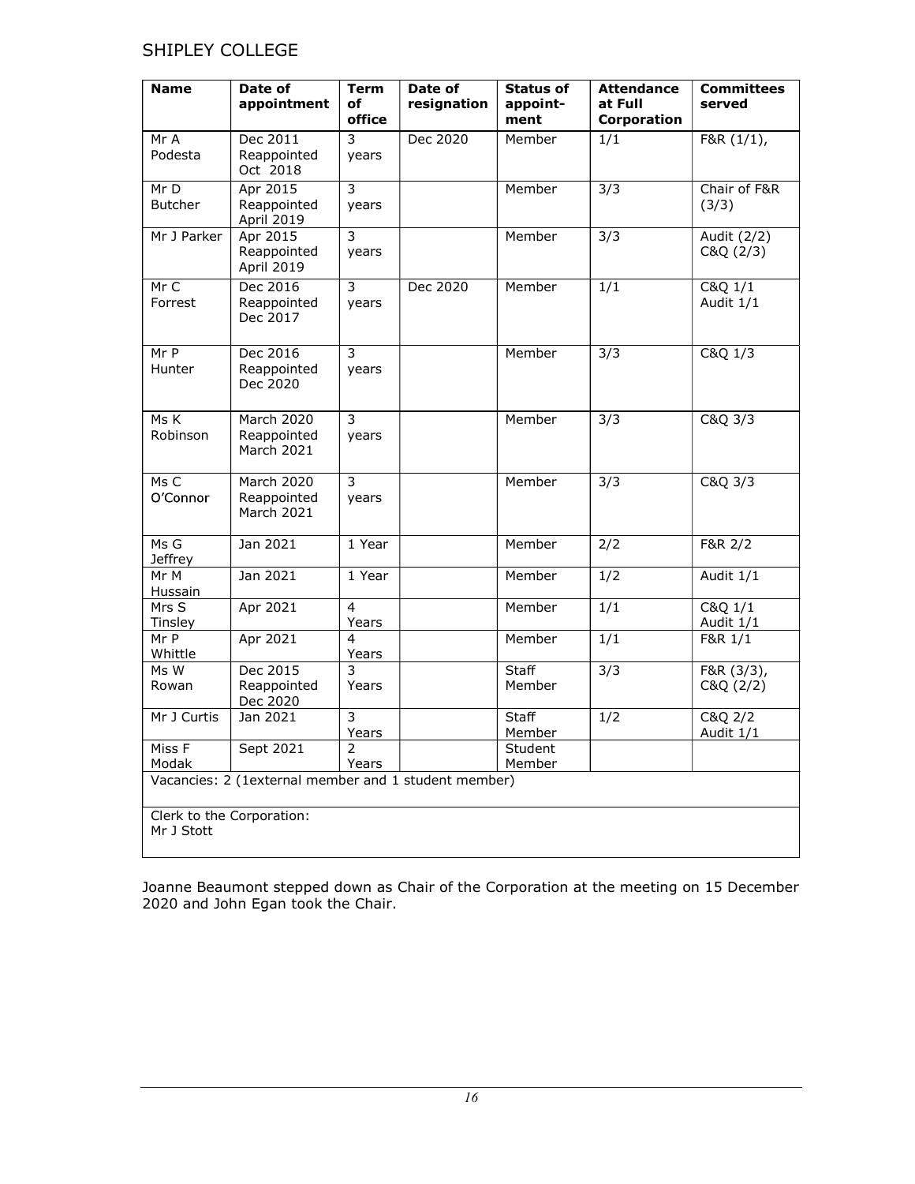| Name | Date of appointment | Term of office | Date of resignation | Status of appoint-ment | Attendance at Full Corporation | Committees served |
|---|---|---|---|---|---|---|
| Mr A Podesta | Dec 2011 Reappointed Oct 2018 | 3 years | Dec 2020 | Member | 1/1 | F&R (1/1), |
| Mr D Butcher | Apr 2015 Reappointed April 2019 | 3 years | | Member | 3/3 | Chair of F&R (3/3) |
| Mr J Parker | Apr 2015 Reappointed April 2019 | 3 years | | Member | 3/3 | Audit (2/2) C&Q (2/3) |
| Mr C Forrest | Dec 2016 Reappointed Dec 2017 | 3 years | Dec 2020 | Member | 1/1 | C&Q 1/1 Audit 1/1 |
| Mr P Hunter | Dec 2016 Reappointed Dec 2020 | 3 years | | Member | 3/3 | C&Q 1/3 |
| Ms K Robinson | March 2020 Reappointed March 2021 | 3 years | | Member | 3/3 | C&Q 3/3 |
| Ms C O'Connor | March 2020 Reappointed March 2021 | 3 years | | Member | 3/3 | C&Q 3/3 |
| Ms G Jeffrey | Jan 2021 | 1 Year | | Member | 2/2 | F&R 2/2 |
| Mr M Hussain | Jan 2021 | 1 Year | | Member | 1/2 | Audit 1/1 |
| Mrs S Tinsley | Apr 2021 | 4 Years | | Member | 1/1 | C&Q 1/1 Audit 1/1 |
| Mr P Whittle | Apr 2021 | 4 Years | | Member | 1/1 | F&R 1/1 |
| Ms W Rowan | Dec 2015 Reappointed Dec 2020 | 3 Years | | Staff Member | 3/3 | F&R (3/3), C&Q (2/2) |
| Mr J Curtis | Jan 2021 | 3 Years | | Staff Member | 1/2 | C&Q 2/2 Audit 1/1 |
| Miss F Modak | Sept 2021 | 2 Years | | Student Member | | |
| Vacancies: 2 (1external member and 1 student member) | | | | | | |
| Clerk to the Corporation: Mr J Stott | | | | | | |

Joanne Beaumont stepped down as Chair of the Corporation at the meeting on 15 December 2020 and John Egan took the Chair.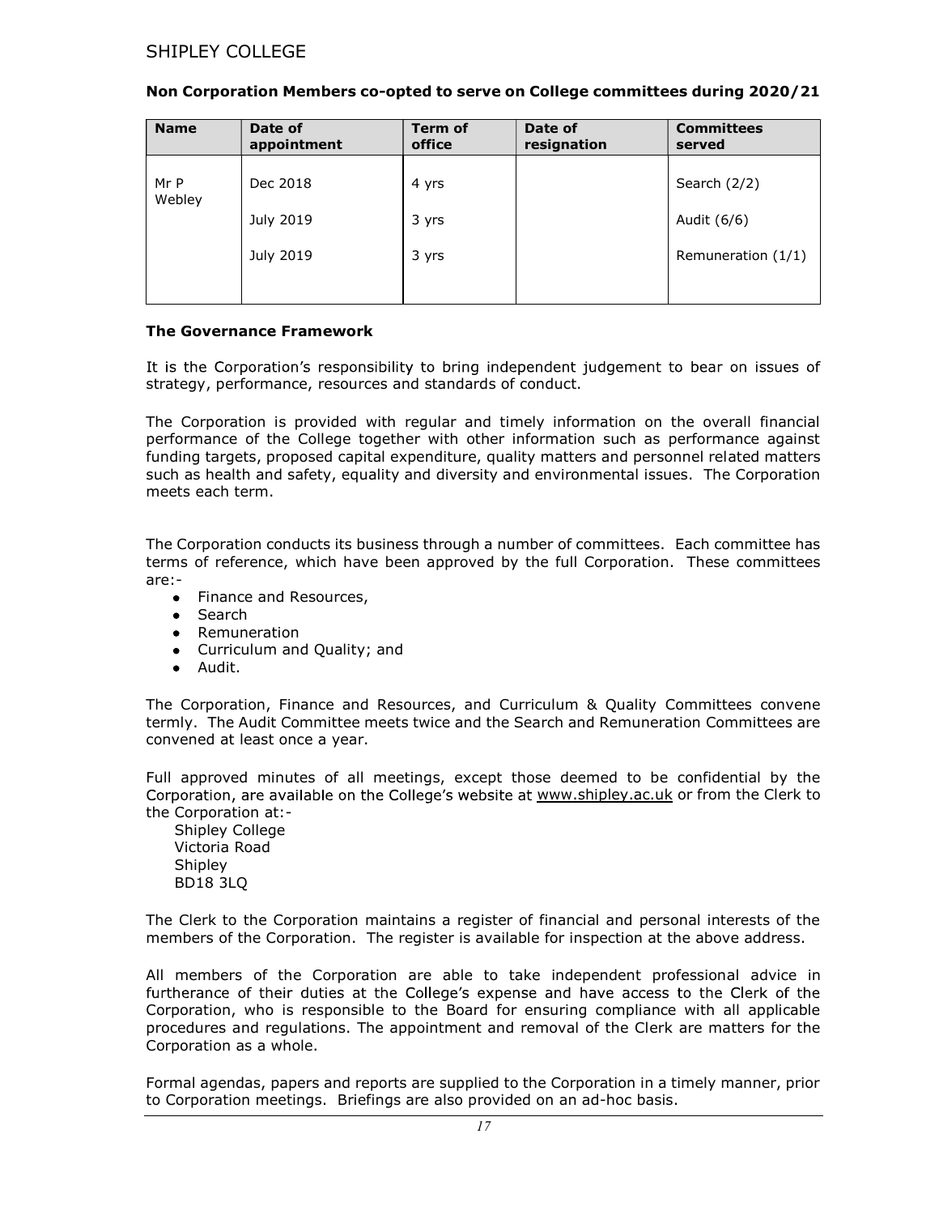**Non Corporation Members co-opted to serve on College committees during 2020/21**

| Name | Date of appointment | Term of office | Date of resignation | Committees served |
|---|---|---|---|---|
| Mr P Webley | Dec 2018 | 4 yrs | | Search (2/2) |
| | July 2019 | 3 yrs | | Audit (6/6) |
| | July 2019 | 3 yrs | | Remuneration (1/1) |

**The Governance Framework**

It is the Corporation's responsibility to bring independent judgement to bear on issues of strategy, performance, resources and standards of conduct.

The Corporation is provided with regular and timely information on the overall financial performance of the College together with other information such as performance against funding targets, proposed capital expenditure, quality matters and personnel related matters such as health and safety, equality and diversity and environmental issues. The Corporation meets each term.

The Corporation conducts its business through a number of committees. Each committee has terms of reference, which have been approved by the full Corporation. These committees are:-

- Finance and Resources,
- Search
- Remuneration
- Curriculum and Quality; and
- Audit.

The Corporation, Finance and Resources, and Curriculum & Quality Committees convene termly. The Audit Committee meets twice and the Search and Remuneration Committees are convened at least once a year.

Full approved minutes of all meetings, except those deemed to be confidential by the Corporation, are available on the College's website at www.shipley.ac.uk or from the Clerk to the Corporation at:-

Shipley College
Victoria Road
Shipley
BD18 3LQ

The Clerk to the Corporation maintains a register of financial and personal interests of the members of the Corporation. The register is available for inspection at the above address.

All members of the Corporation are able to take independent professional advice in furtherance of their duties at the College's expense and have access to the Clerk of the Corporation, who is responsible to the Board for ensuring compliance with all applicable procedures and regulations. The appointment and removal of the Clerk are matters for the Corporation as a whole.

Formal agendas, papers and reports are supplied to the Corporation in a timely manner, prior to Corporation meetings. Briefings are also provided on an ad-hoc basis.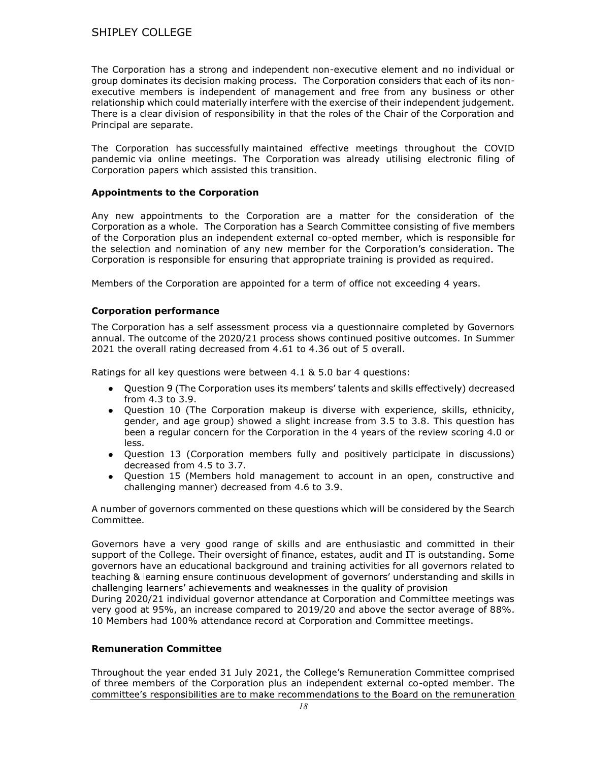The Corporation has a strong and independent non-executive element and no individual or group dominates its decision making process. The Corporation considers that each of its non-executive members is independent of management and free from any business or other relationship which could materially interfere with the exercise of their independent judgement. There is a clear division of responsibility in that the roles of the Chair of the Corporation and Principal are separate.

The Corporation has successfully maintained effective meetings throughout the COVID pandemic via online meetings. The Corporation was already utilising electronic filing of Corporation papers which assisted this transition.

**Appointments to the Corporation**

Any new appointments to the Corporation are a matter for the consideration of the Corporation as a whole. The Corporation has a Search Committee consisting of five members of the Corporation plus an independent external co-opted member, which is responsible for the selection and nomination of any new member for the Corporation's consideration. The Corporation is responsible for ensuring that appropriate training is provided as required.

Members of the Corporation are appointed for a term of office not exceeding 4 years.

**Corporation performance**

The Corporation has a self assessment process via a questionnaire completed by Governors annual. The outcome of the 2020/21 process shows continued positive outcomes. In Summer 2021 the overall rating decreased from 4.61 to 4.36 out of 5 overall.

Ratings for all key questions were between 4.1 & 5.0 bar 4 questions:

- Question 9 (The Corporation uses its members' talents and skills effectively) decreased from 4.3 to 3.9.
- Question 10 (The Corporation makeup is diverse with experience, skills, ethnicity, gender, and age group) showed a slight increase from 3.5 to 3.8. This question has been a regular concern for the Corporation in the 4 years of the review scoring 4.0 or less.
- Question 13 (Corporation members fully and positively participate in discussions) decreased from 4.5 to 3.7.
- Question 15 (Members hold management to account in an open, constructive and challenging manner) decreased from 4.6 to 3.9.

A number of governors commented on these questions which will be considered by the Search Committee.

Governors have a very good range of skills and are enthusiastic and committed in their support of the College. Their oversight of finance, estates, audit and IT is outstanding. Some governors have an educational background and training activities for all governors related to teaching & learning ensure continuous development of governors' understanding and skills in challenging learners' achievements and weaknesses in the quality of provision
During 2020/21 individual governor attendance at Corporation and Committee meetings was very good at 95%, an increase compared to 2019/20 and above the sector average of 88%. 10 Members had 100% attendance record at Corporation and Committee meetings.

**Remuneration Committee**

Throughout the year ended 31 July 2021, the College's Remuneration Committee comprised of three members of the Corporation plus an independent external co-opted member. The committee's responsibilities are to make recommendations to the Board on the remuneration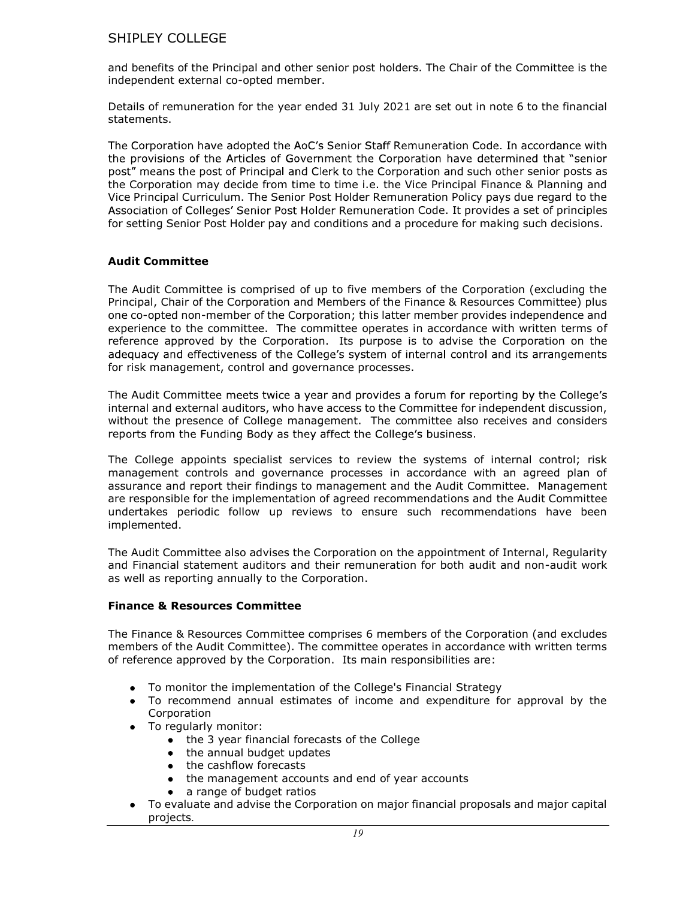and benefits of the Principal and other senior post holders. The Chair of the Committee is the independent external co-opted member.

Details of remuneration for the year ended 31 July 2021 are set out in note 6 to the financial statements.

The Corporation have adopted the AoC's Senior Staff Remuneration Code. In accordance with the provisions of the Articles of Government the Corporation have determined that "senior post" means the post of Principal and Clerk to the Corporation and such other senior posts as the Corporation may decide from time to time i.e. the Vice Principal Finance & Planning and Vice Principal Curriculum. The Senior Post Holder Remuneration Policy pays due regard to the Association of Colleges' Senior Post Holder Remuneration Code. It provides a set of principles for setting Senior Post Holder pay and conditions and a procedure for making such decisions.

**Audit Committee**

The Audit Committee is comprised of up to five members of the Corporation (excluding the Principal, Chair of the Corporation and Members of the Finance & Resources Committee) plus one co-opted non-member of the Corporation; this latter member provides independence and experience to the committee. The committee operates in accordance with written terms of reference approved by the Corporation. Its purpose is to advise the Corporation on the adequacy and effectiveness of the College's system of internal control and its arrangements for risk management, control and governance processes.

The Audit Committee meets twice a year and provides a forum for reporting by the College's internal and external auditors, who have access to the Committee for independent discussion, without the presence of College management. The committee also receives and considers reports from the Funding Body as they affect the College's business.

The College appoints specialist services to review the systems of internal control; risk management controls and governance processes in accordance with an agreed plan of assurance and report their findings to management and the Audit Committee. Management are responsible for the implementation of agreed recommendations and the Audit Committee undertakes periodic follow up reviews to ensure such recommendations have been implemented.

The Audit Committee also advises the Corporation on the appointment of Internal, Regularity and Financial statement auditors and their remuneration for both audit and non-audit work as well as reporting annually to the Corporation.

**Finance & Resources Committee**

The Finance & Resources Committee comprises 6 members of the Corporation (and excludes members of the Audit Committee). The committee operates in accordance with written terms of reference approved by the Corporation. Its main responsibilities are:

- To monitor the implementation of the College's Financial Strategy
- To recommend annual estimates of income and expenditure for approval by the Corporation
- To regularly monitor:
  - the 3 year financial forecasts of the College
  - the annual budget updates
  - the cashflow forecasts
  - the management accounts and end of year accounts
  - a range of budget ratios
- To evaluate and advise the Corporation on major financial proposals and major capital projects.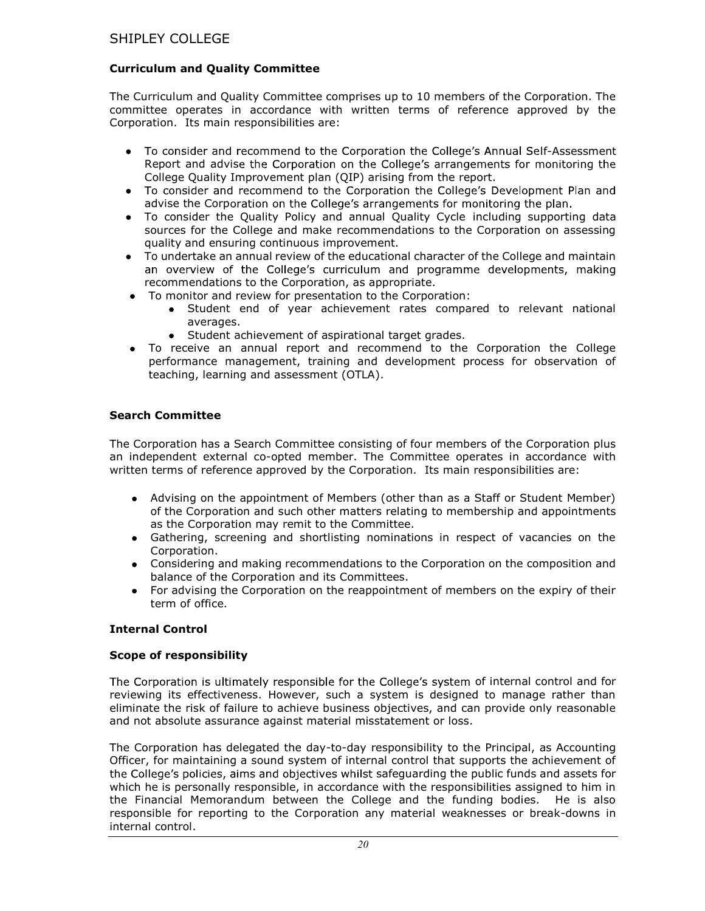### Curriculum and Quality Committee

The Curriculum and Quality Committee comprises up to 10 members of the Corporation. The committee operates in accordance with written terms of reference approved by the Corporation. Its main responsibilities are:

- To consider and recommend to the Corporation the College's Annual Self-Assessment Report and advise the Corporation on the College's arrangements for monitoring the College Quality Improvement plan (QIP) arising from the report.
- To consider and recommend to the Corporation the College's Development Plan and advise the Corporation on the College's arrangements for monitoring the plan.
- To consider the Quality Policy and annual Quality Cycle including supporting data sources for the College and make recommendations to the Corporation on assessing quality and ensuring continuous improvement.
- To undertake an annual review of the educational character of the College and maintain an overview of the College's curriculum and programme developments, making recommendations to the Corporation, as appropriate.
- To monitor and review for presentation to the Corporation:
  - Student end of year achievement rates compared to relevant national averages.
  - Student achievement of aspirational target grades.
- To receive an annual report and recommend to the Corporation the College performance management, training and development process for observation of teaching, learning and assessment (OTLA).

### Search Committee

The Corporation has a Search Committee consisting of four members of the Corporation plus an independent external co-opted member. The Committee operates in accordance with written terms of reference approved by the Corporation. Its main responsibilities are:

- Advising on the appointment of Members (other than as a Staff or Student Member) of the Corporation and such other matters relating to membership and appointments as the Corporation may remit to the Committee.
- Gathering, screening and shortlisting nominations in respect of vacancies on the Corporation.
- Considering and making recommendations to the Corporation on the composition and balance of the Corporation and its Committees.
- For advising the Corporation on the reappointment of members on the expiry of their term of office.

### Internal Control

### Scope of responsibility

The Corporation is ultimately responsible for the College's system of internal control and for reviewing its effectiveness. However, such a system is designed to manage rather than eliminate the risk of failure to achieve business objectives, and can provide only reasonable and not absolute assurance against material misstatement or loss.

The Corporation has delegated the day-to-day responsibility to the Principal, as Accounting Officer, for maintaining a sound system of internal control that supports the achievement of the College's policies, aims and objectives whilst safeguarding the public funds and assets for which he is personally responsible, in accordance with the responsibilities assigned to him in the Financial Memorandum between the College and the funding bodies. He is also responsible for reporting to the Corporation any material weaknesses or break-downs in internal control.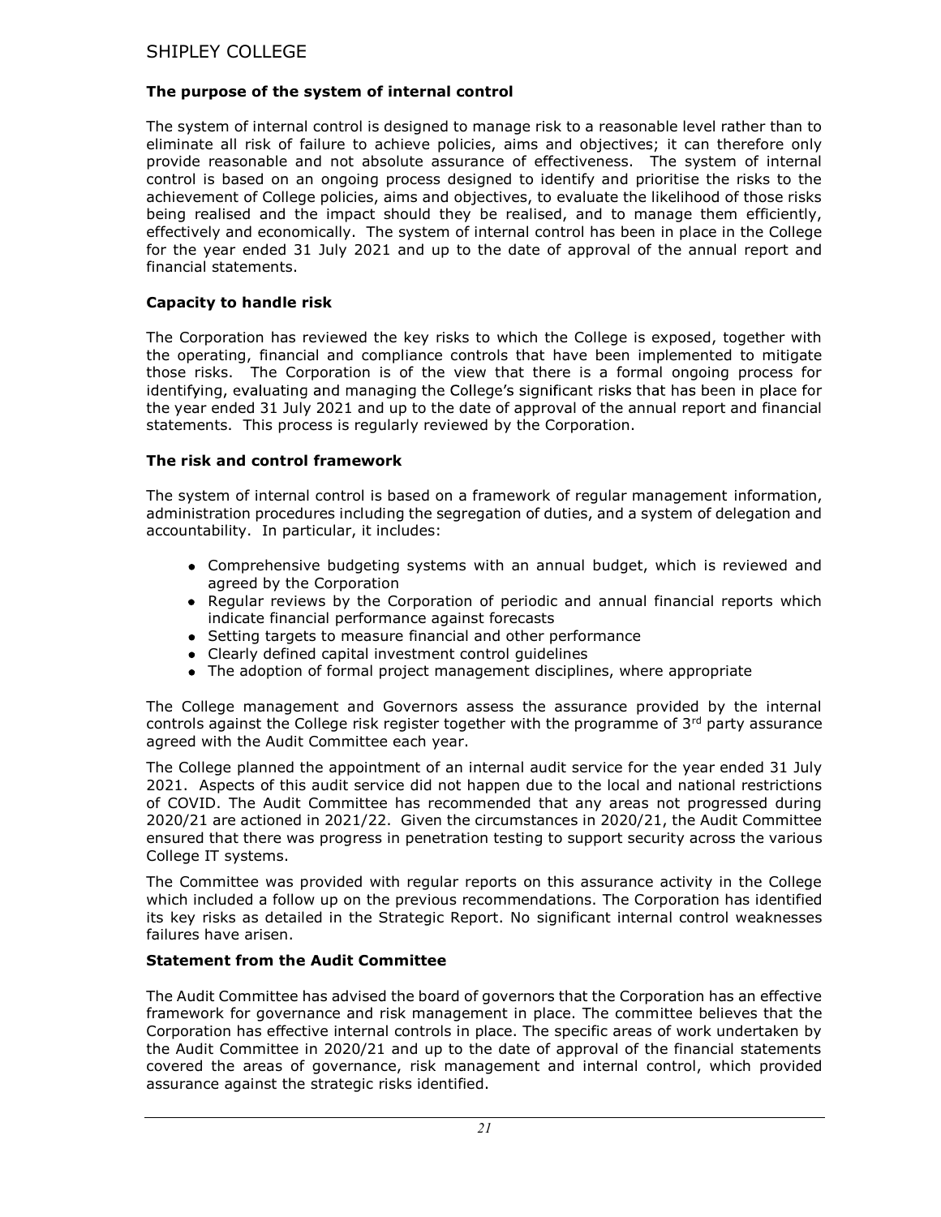### The purpose of the system of internal control

The system of internal control is designed to manage risk to a reasonable level rather than to eliminate all risk of failure to achieve policies, aims and objectives; it can therefore only provide reasonable and not absolute assurance of effectiveness. The system of internal control is based on an ongoing process designed to identify and prioritise the risks to the achievement of College policies, aims and objectives, to evaluate the likelihood of those risks being realised and the impact should they be realised, and to manage them efficiently, effectively and economically. The system of internal control has been in place in the College for the year ended 31 July 2021 and up to the date of approval of the annual report and financial statements.

### Capacity to handle risk

The Corporation has reviewed the key risks to which the College is exposed, together with the operating, financial and compliance controls that have been implemented to mitigate those risks. The Corporation is of the view that there is a formal ongoing process for identifying, evaluating and managing the College's significant risks that has been in place for the year ended 31 July 2021 and up to the date of approval of the annual report and financial statements. This process is regularly reviewed by the Corporation.

### The risk and control framework

The system of internal control is based on a framework of regular management information, administration procedures including the segregation of duties, and a system of delegation and accountability. In particular, it includes:

- Comprehensive budgeting systems with an annual budget, which is reviewed and agreed by the Corporation
- Regular reviews by the Corporation of periodic and annual financial reports which indicate financial performance against forecasts
- Setting targets to measure financial and other performance
- Clearly defined capital investment control guidelines
- The adoption of formal project management disciplines, where appropriate

The College management and Governors assess the assurance provided by the internal controls against the College risk register together with the programme of 3rd party assurance agreed with the Audit Committee each year.

The College planned the appointment of an internal audit service for the year ended 31 July 2021. Aspects of this audit service did not happen due to the local and national restrictions of COVID. The Audit Committee has recommended that any areas not progressed during 2020/21 are actioned in 2021/22. Given the circumstances in 2020/21, the Audit Committee ensured that there was progress in penetration testing to support security across the various College IT systems.

The Committee was provided with regular reports on this assurance activity in the College which included a follow up on the previous recommendations. The Corporation has identified its key risks as detailed in the Strategic Report. No significant internal control weaknesses failures have arisen.

### Statement from the Audit Committee

The Audit Committee has advised the board of governors that the Corporation has an effective framework for governance and risk management in place. The committee believes that the Corporation has effective internal controls in place. The specific areas of work undertaken by the Audit Committee in 2020/21 and up to the date of approval of the financial statements covered the areas of governance, risk management and internal control, which provided assurance against the strategic risks identified.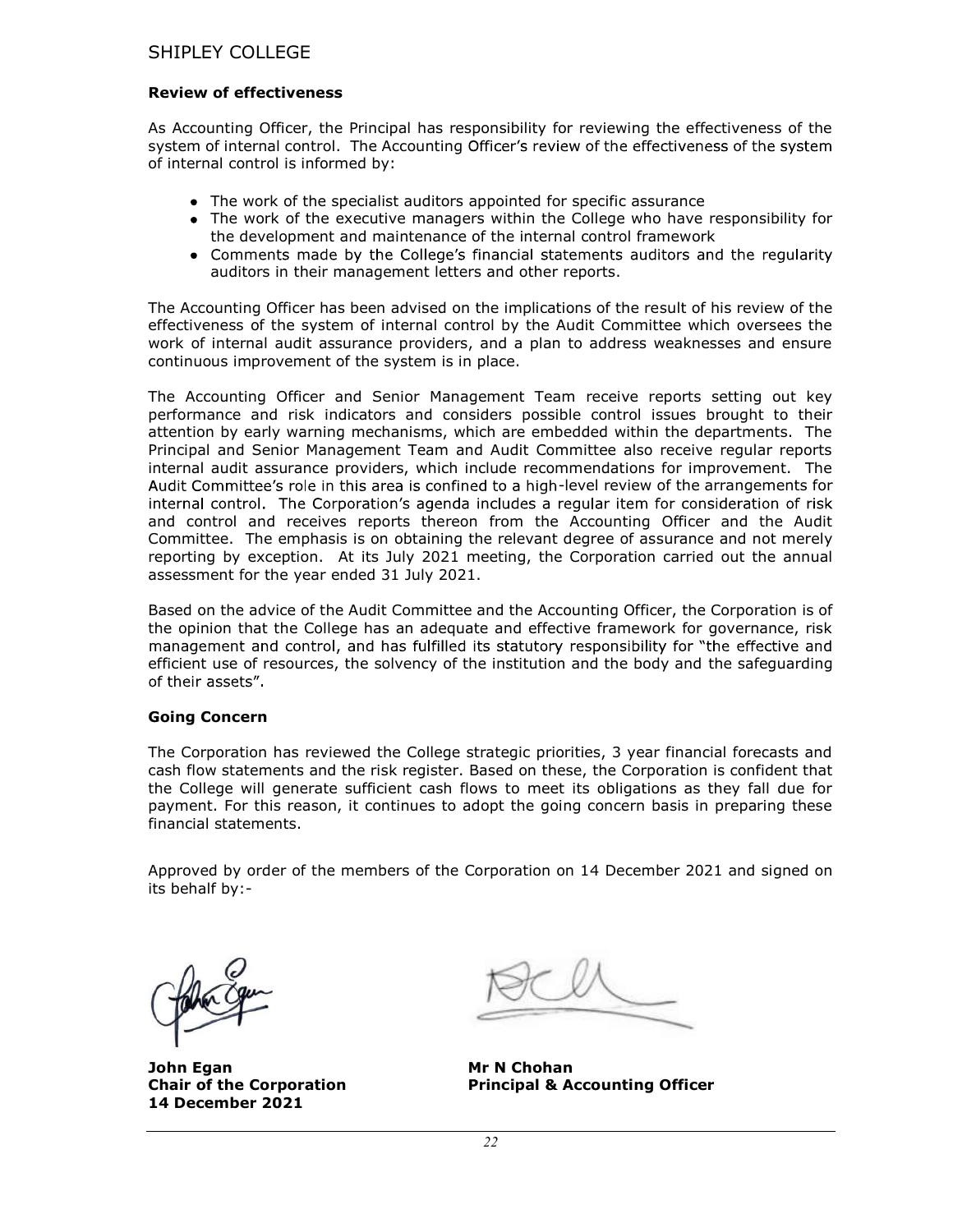**Review of effectiveness**

As Accounting Officer, the Principal has responsibility for reviewing the effectiveness of the system of internal control. The Accounting Officer's review of the effectiveness of the system of internal control is informed by:

- The work of the specialist auditors appointed for specific assurance
- The work of the executive managers within the College who have responsibility for the development and maintenance of the internal control framework
- Comments made by the College's financial statements auditors and the regularity auditors in their management letters and other reports.

The Accounting Officer has been advised on the implications of the result of his review of the effectiveness of the system of internal control by the Audit Committee which oversees the work of internal audit assurance providers, and a plan to address weaknesses and ensure continuous improvement of the system is in place.

The Accounting Officer and Senior Management Team receive reports setting out key performance and risk indicators and considers possible control issues brought to their attention by early warning mechanisms, which are embedded within the departments. The Principal and Senior Management Team and Audit Committee also receive regular reports internal audit assurance providers, which include recommendations for improvement. The Audit Committee's role in this area is confined to a high-level review of the arrangements for internal control. The Corporation's agenda includes a regular item for consideration of risk and control and receives reports thereon from the Accounting Officer and the Audit Committee. The emphasis is on obtaining the relevant degree of assurance and not merely reporting by exception. At its July 2021 meeting, the Corporation carried out the annual assessment for the year ended 31 July 2021.

Based on the advice of the Audit Committee and the Accounting Officer, the Corporation is of the opinion that the College has an adequate and effective framework for governance, risk management and control, and has fulfilled its statutory responsibility for "the effective and efficient use of resources, the solvency of the institution and the body and the safeguarding of their assets".

**Going Concern**

The Corporation has reviewed the College strategic priorities, 3 year financial forecasts and cash flow statements and the risk register. Based on these, the Corporation is confident that the College will generate sufficient cash flows to meet its obligations as they fall due for payment. For this reason, it continues to adopt the going concern basis in preparing these financial statements.

Approved by order of the members of the Corporation on 14 December 2021 and signed on its behalf by:-

**John Egan**
**Chair of the Corporation**
**14 December 2021**

**Mr N Chohan**
**Principal & Accounting Officer**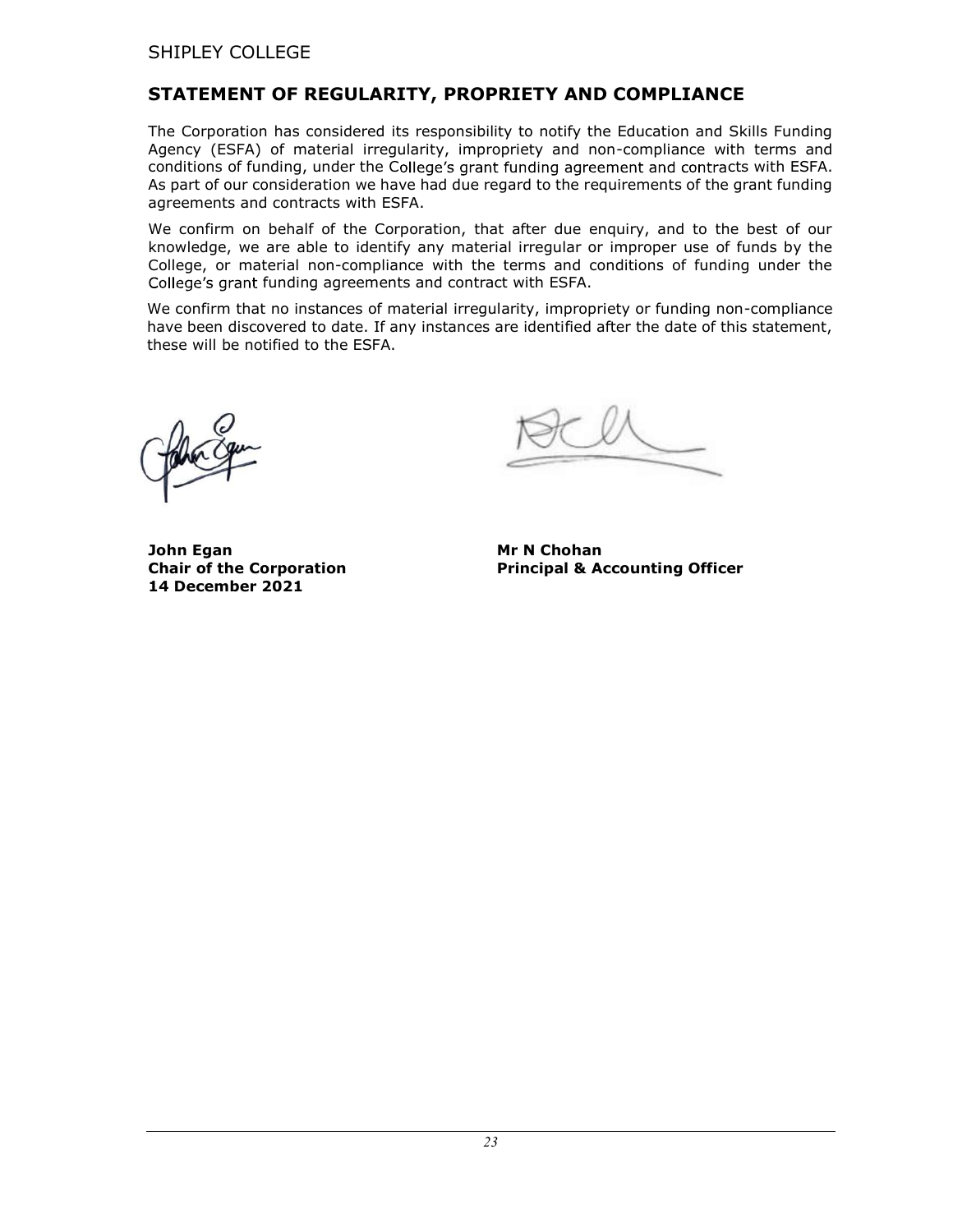## STATEMENT OF REGULARITY, PROPRIETY AND COMPLIANCE

The Corporation has considered its responsibility to notify the Education and Skills Funding Agency (ESFA) of material irregularity, impropriety and non-compliance with terms and conditions of funding, under the College's grant funding agreement and contracts with ESFA. As part of our consideration we have had due regard to the requirements of the grant funding agreements and contracts with ESFA.

We confirm on behalf of the Corporation, that after due enquiry, and to the best of our knowledge, we are able to identify any material irregular or improper use of funds by the College, or material non-compliance with the terms and conditions of funding under the College's grant funding agreements and contract with ESFA.

We confirm that no instances of material irregularity, impropriety or funding non-compliance have been discovered to date. If any instances are identified after the date of this statement, these will be notified to the ESFA.

**John Egan**
**Chair of the Corporation**
**14 December 2021**

**Mr N Chohan**
**Principal & Accounting Officer**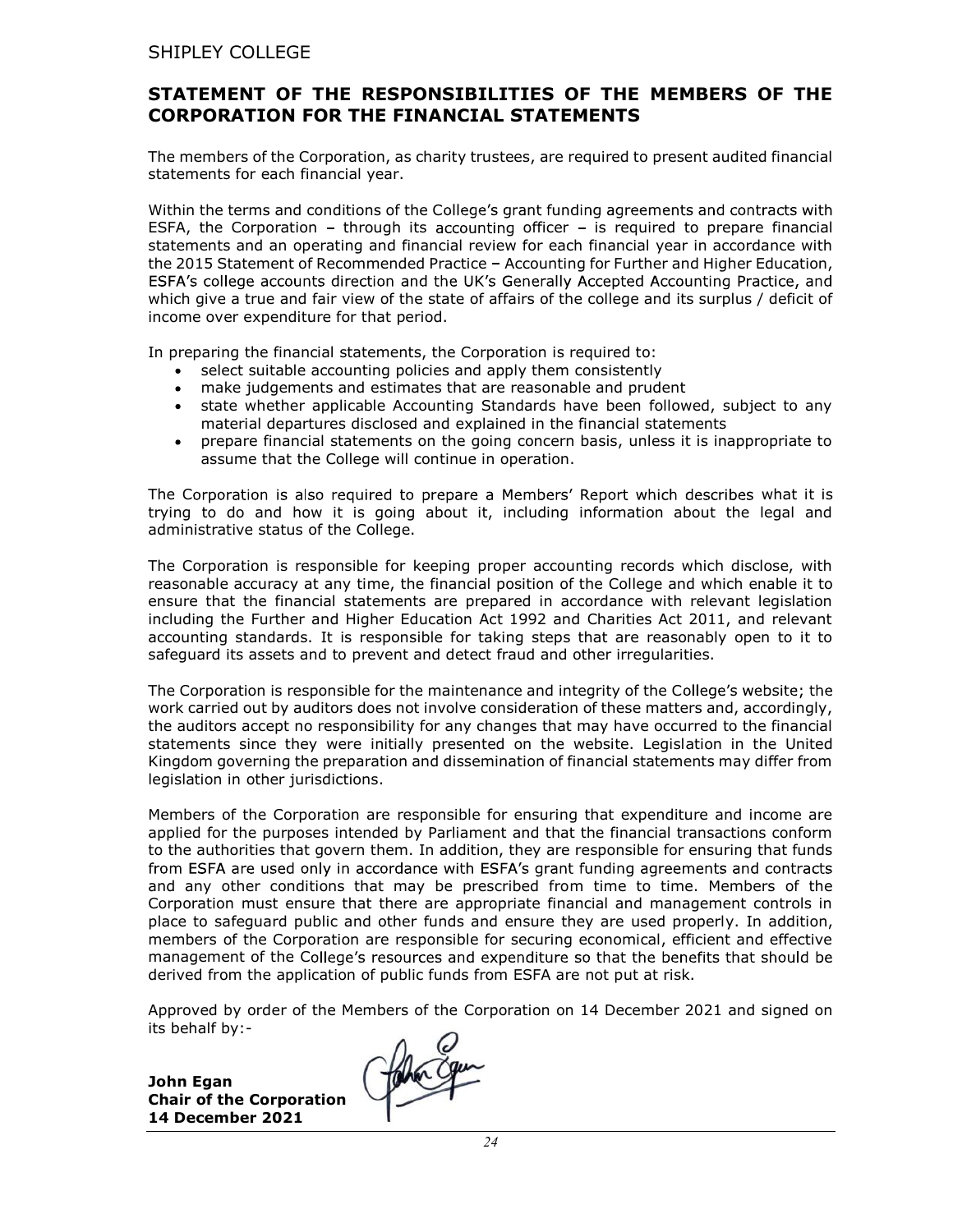## STATEMENT OF THE RESPONSIBILITIES OF THE MEMBERS OF THE CORPORATION FOR THE FINANCIAL STATEMENTS

The members of the Corporation, as charity trustees, are required to present audited financial statements for each financial year.

Within the terms and conditions of the College's grant funding agreements and contracts with ESFA, the Corporation – through its accounting officer – is required to prepare financial statements and an operating and financial review for each financial year in accordance with the 2015 Statement of Recommended Practice – Accounting for Further and Higher Education, ESFA's college accounts direction and the UK's Generally Accepted Accounting Practice, and which give a true and fair view of the state of affairs of the college and its surplus / deficit of income over expenditure for that period.

In preparing the financial statements, the Corporation is required to:

- select suitable accounting policies and apply them consistently
- make judgements and estimates that are reasonable and prudent
- state whether applicable Accounting Standards have been followed, subject to any material departures disclosed and explained in the financial statements
- prepare financial statements on the going concern basis, unless it is inappropriate to assume that the College will continue in operation.

The Corporation is also required to prepare a Members' Report which describes what it is trying to do and how it is going about it, including information about the legal and administrative status of the College.

The Corporation is responsible for keeping proper accounting records which disclose, with reasonable accuracy at any time, the financial position of the College and which enable it to ensure that the financial statements are prepared in accordance with relevant legislation including the Further and Higher Education Act 1992 and Charities Act 2011, and relevant accounting standards. It is responsible for taking steps that are reasonably open to it to safeguard its assets and to prevent and detect fraud and other irregularities.

The Corporation is responsible for the maintenance and integrity of the College's website; the work carried out by auditors does not involve consideration of these matters and, accordingly, the auditors accept no responsibility for any changes that may have occurred to the financial statements since they were initially presented on the website. Legislation in the United Kingdom governing the preparation and dissemination of financial statements may differ from legislation in other jurisdictions.

Members of the Corporation are responsible for ensuring that expenditure and income are applied for the purposes intended by Parliament and that the financial transactions conform to the authorities that govern them. In addition, they are responsible for ensuring that funds from ESFA are used only in accordance with ESFA's grant funding agreements and contracts and any other conditions that may be prescribed from time to time. Members of the Corporation must ensure that there are appropriate financial and management controls in place to safeguard public and other funds and ensure they are used properly. In addition, members of the Corporation are responsible for securing economical, efficient and effective management of the College's resources and expenditure so that the benefits that should be derived from the application of public funds from ESFA are not put at risk.

Approved by order of the Members of the Corporation on 14 December 2021 and signed on its behalf by:-

**John Egan**
**Chair of the Corporation**
**14 December 2021**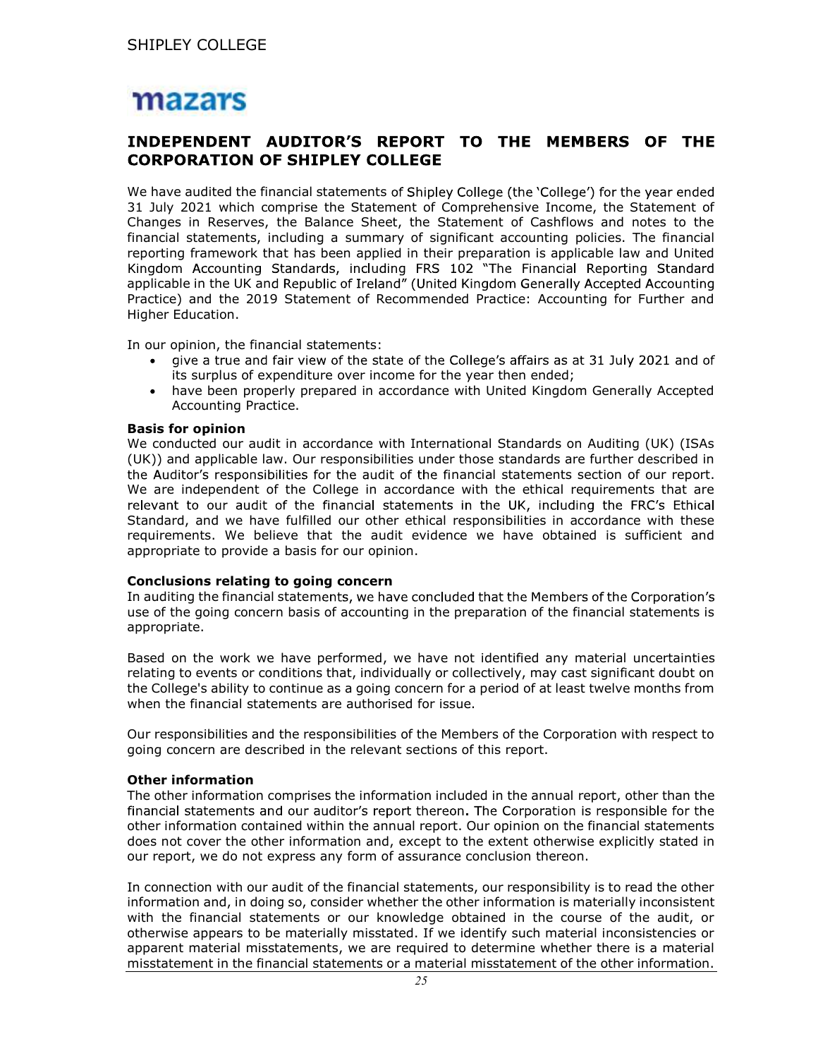# INDEPENDENT AUDITOR'S REPORT TO THE MEMBERS OF THE CORPORATION OF SHIPLEY COLLEGE

We have audited the financial statements of Shipley College (the 'College') for the year ended 31 July 2021 which comprise the Statement of Comprehensive Income, the Statement of Changes in Reserves, the Balance Sheet, the Statement of Cashflows and notes to the financial statements, including a summary of significant accounting policies. The financial reporting framework that has been applied in their preparation is applicable law and United Kingdom Accounting Standards, including FRS 102 "The Financial Reporting Standard applicable in the UK and Republic of Ireland" (United Kingdom Generally Accepted Accounting Practice) and the 2019 Statement of Recommended Practice: Accounting for Further and Higher Education.

In our opinion, the financial statements:

- give a true and fair view of the state of the College's affairs as at 31 July 2021 and of its surplus of expenditure over income for the year then ended;
- have been properly prepared in accordance with United Kingdom Generally Accepted Accounting Practice.

**Basis for opinion**

We conducted our audit in accordance with International Standards on Auditing (UK) (ISAs (UK)) and applicable law. Our responsibilities under those standards are further described in the Auditor's responsibilities for the audit of the financial statements section of our report. We are independent of the College in accordance with the ethical requirements that are relevant to our audit of the financial statements in the UK, including the FRC's Ethical Standard, and we have fulfilled our other ethical responsibilities in accordance with these requirements. We believe that the audit evidence we have obtained is sufficient and appropriate to provide a basis for our opinion.

**Conclusions relating to going concern**

In auditing the financial statements, we have concluded that the Members of the Corporation's use of the going concern basis of accounting in the preparation of the financial statements is appropriate.

Based on the work we have performed, we have not identified any material uncertainties relating to events or conditions that, individually or collectively, may cast significant doubt on the College's ability to continue as a going concern for a period of at least twelve months from when the financial statements are authorised for issue.

Our responsibilities and the responsibilities of the Members of the Corporation with respect to going concern are described in the relevant sections of this report.

**Other information**

The other information comprises the information included in the annual report, other than the financial statements and our auditor's report thereon. The Corporation is responsible for the other information contained within the annual report. Our opinion on the financial statements does not cover the other information and, except to the extent otherwise explicitly stated in our report, we do not express any form of assurance conclusion thereon.

In connection with our audit of the financial statements, our responsibility is to read the other information and, in doing so, consider whether the other information is materially inconsistent with the financial statements or our knowledge obtained in the course of the audit, or otherwise appears to be materially misstated. If we identify such material inconsistencies or apparent material misstatements, we are required to determine whether there is a material misstatement in the financial statements or a material misstatement of the other information.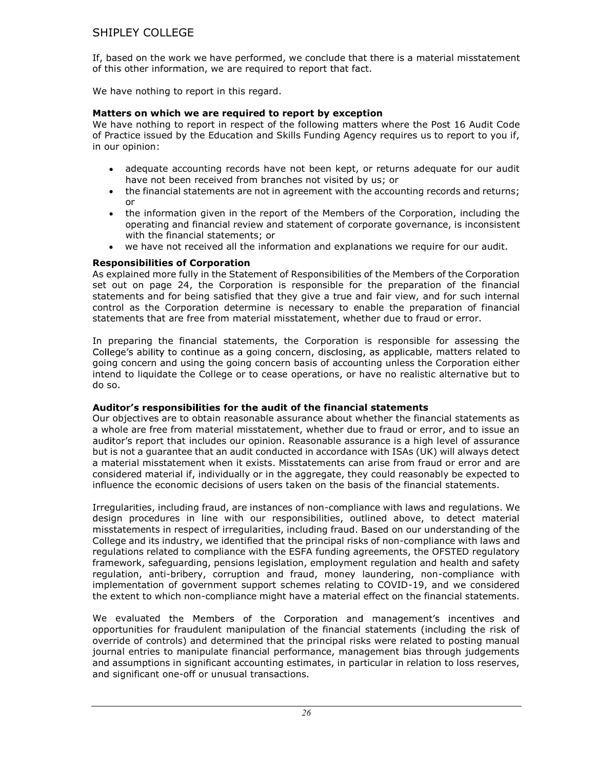If, based on the work we have performed, we conclude that there is a material misstatement of this other information, we are required to report that fact.

We have nothing to report in this regard.

**Matters on which we are required to report by exception**

We have nothing to report in respect of the following matters where the Post 16 Audit Code of Practice issued by the Education and Skills Funding Agency requires us to report to you if, in our opinion:

- adequate accounting records have not been kept, or returns adequate for our audit have not been received from branches not visited by us; or
- the financial statements are not in agreement with the accounting records and returns; or
- the information given in the report of the Members of the Corporation, including the operating and financial review and statement of corporate governance, is inconsistent with the financial statements; or
- we have not received all the information and explanations we require for our audit.

**Responsibilities of Corporation**

As explained more fully in the Statement of Responsibilities of the Members of the Corporation set out on page 24, the Corporation is responsible for the preparation of the financial statements and for being satisfied that they give a true and fair view, and for such internal control as the Corporation determine is necessary to enable the preparation of financial statements that are free from material misstatement, whether due to fraud or error.

In preparing the financial statements, the Corporation is responsible for assessing the College's ability to continue as a going concern, disclosing, as applicable, matters related to going concern and using the going concern basis of accounting unless the Corporation either intend to liquidate the College or to cease operations, or have no realistic alternative but to do so.

**Auditor's responsibilities for the audit of the financial statements**

Our objectives are to obtain reasonable assurance about whether the financial statements as a whole are free from material misstatement, whether due to fraud or error, and to issue an auditor's report that includes our opinion. Reasonable assurance is a high level of assurance but is not a guarantee that an audit conducted in accordance with ISAs (UK) will always detect a material misstatement when it exists. Misstatements can arise from fraud or error and are considered material if, individually or in the aggregate, they could reasonably be expected to influence the economic decisions of users taken on the basis of the financial statements.

Irregularities, including fraud, are instances of non-compliance with laws and regulations. We design procedures in line with our responsibilities, outlined above, to detect material misstatements in respect of irregularities, including fraud. Based on our understanding of the College and its industry, we identified that the principal risks of non-compliance with laws and regulations related to compliance with the ESFA funding agreements, the OFSTED regulatory framework, safeguarding, pensions legislation, employment regulation and health and safety regulation, anti-bribery, corruption and fraud, money laundering, non-compliance with implementation of government support schemes relating to COVID-19, and we considered the extent to which non-compliance might have a material effect on the financial statements.

We evaluated the Members of the Corporation and management's incentives and opportunities for fraudulent manipulation of the financial statements (including the risk of override of controls) and determined that the principal risks were related to posting manual journal entries to manipulate financial performance, management bias through judgements and assumptions in significant accounting estimates, in particular in relation to loss reserves, and significant one-off or unusual transactions.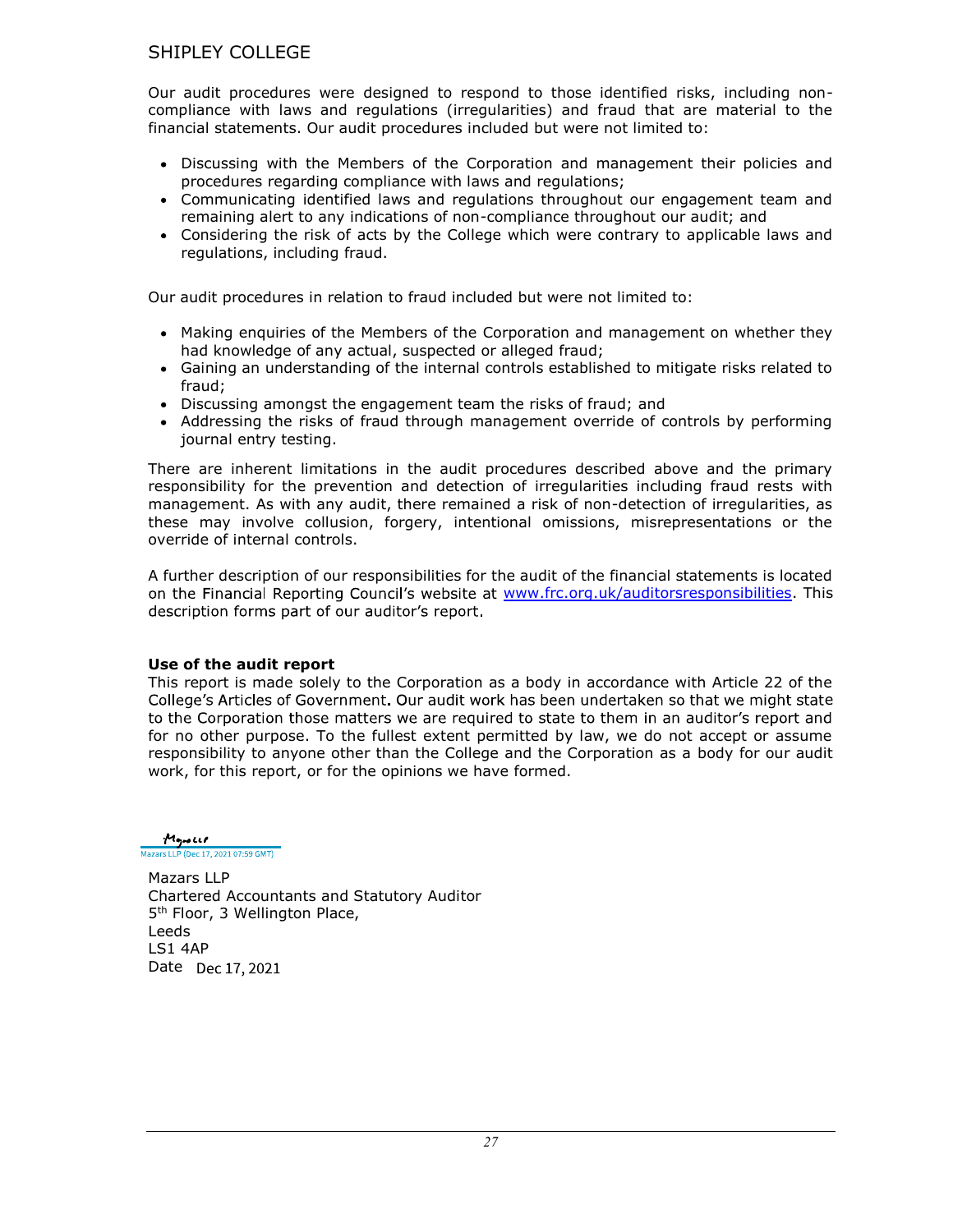Our audit procedures were designed to respond to those identified risks, including non-compliance with laws and regulations (irregularities) and fraud that are material to the financial statements. Our audit procedures included but were not limited to:

- Discussing with the Members of the Corporation and management their policies and procedures regarding compliance with laws and regulations;
- Communicating identified laws and regulations throughout our engagement team and remaining alert to any indications of non-compliance throughout our audit; and
- Considering the risk of acts by the College which were contrary to applicable laws and regulations, including fraud.

Our audit procedures in relation to fraud included but were not limited to:

- Making enquiries of the Members of the Corporation and management on whether they had knowledge of any actual, suspected or alleged fraud;
- Gaining an understanding of the internal controls established to mitigate risks related to fraud;
- Discussing amongst the engagement team the risks of fraud; and
- Addressing the risks of fraud through management override of controls by performing journal entry testing.

There are inherent limitations in the audit procedures described above and the primary responsibility for the prevention and detection of irregularities including fraud rests with management. As with any audit, there remained a risk of non-detection of irregularities, as these may involve collusion, forgery, intentional omissions, misrepresentations or the override of internal controls.

A further description of our responsibilities for the audit of the financial statements is located on the Financial Reporting Council's website at www.frc.org.uk/auditorsresponsibilities. This description forms part of our auditor's report.

**Use of the audit report**

This report is made solely to the Corporation as a body in accordance with Article 22 of the College's Articles of Government. Our audit work has been undertaken so that we might state to the Corporation those matters we are required to state to them in an auditor's report and for no other purpose. To the fullest extent permitted by law, we do not accept or assume responsibility to anyone other than the College and the Corporation as a body for our audit work, for this report, or for the opinions we have formed.

Mazars LLP
Mazars LLP (Dec 17, 2021 07:59 GMT)

Mazars LLP
Chartered Accountants and Statutory Auditor
5th Floor, 3 Wellington Place,
Leeds
LS1 4AP
Date Dec 17, 2021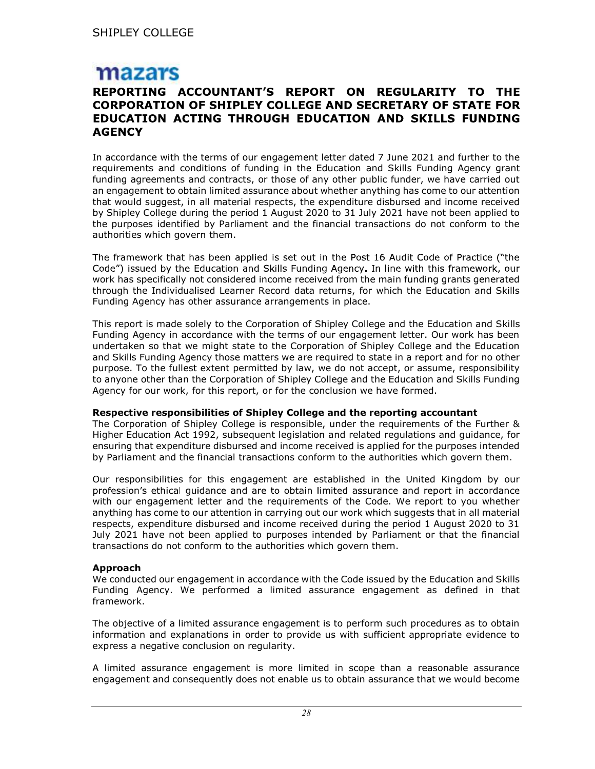mazars

# REPORTING ACCOUNTANT'S REPORT ON REGULARITY TO THE CORPORATION OF SHIPLEY COLLEGE AND SECRETARY OF STATE FOR EDUCATION ACTING THROUGH EDUCATION AND SKILLS FUNDING AGENCY

In accordance with the terms of our engagement letter dated 7 June 2021 and further to the requirements and conditions of funding in the Education and Skills Funding Agency grant funding agreements and contracts, or those of any other public funder, we have carried out an engagement to obtain limited assurance about whether anything has come to our attention that would suggest, in all material respects, the expenditure disbursed and income received by Shipley College during the period 1 August 2020 to 31 July 2021 have not been applied to the purposes identified by Parliament and the financial transactions do not conform to the authorities which govern them.

The framework that has been applied is set out in the Post 16 Audit Code of Practice ("the Code") issued by the Education and Skills Funding Agency. In line with this framework, our work has specifically not considered income received from the main funding grants generated through the Individualised Learner Record data returns, for which the Education and Skills Funding Agency has other assurance arrangements in place.

This report is made solely to the Corporation of Shipley College and the Education and Skills Funding Agency in accordance with the terms of our engagement letter. Our work has been undertaken so that we might state to the Corporation of Shipley College and the Education and Skills Funding Agency those matters we are required to state in a report and for no other purpose. To the fullest extent permitted by law, we do not accept, or assume, responsibility to anyone other than the Corporation of Shipley College and the Education and Skills Funding Agency for our work, for this report, or for the conclusion we have formed.

**Respective responsibilities of Shipley College and the reporting accountant**

The Corporation of Shipley College is responsible, under the requirements of the Further & Higher Education Act 1992, subsequent legislation and related regulations and guidance, for ensuring that expenditure disbursed and income received is applied for the purposes intended by Parliament and the financial transactions conform to the authorities which govern them.

Our responsibilities for this engagement are established in the United Kingdom by our profession's ethical guidance and are to obtain limited assurance and report in accordance with our engagement letter and the requirements of the Code. We report to you whether anything has come to our attention in carrying out our work which suggests that in all material respects, expenditure disbursed and income received during the period 1 August 2020 to 31 July 2021 have not been applied to purposes intended by Parliament or that the financial transactions do not conform to the authorities which govern them.

**Approach**

We conducted our engagement in accordance with the Code issued by the Education and Skills Funding Agency. We performed a limited assurance engagement as defined in that framework.

The objective of a limited assurance engagement is to perform such procedures as to obtain information and explanations in order to provide us with sufficient appropriate evidence to express a negative conclusion on regularity.

A limited assurance engagement is more limited in scope than a reasonable assurance engagement and consequently does not enable us to obtain assurance that we would become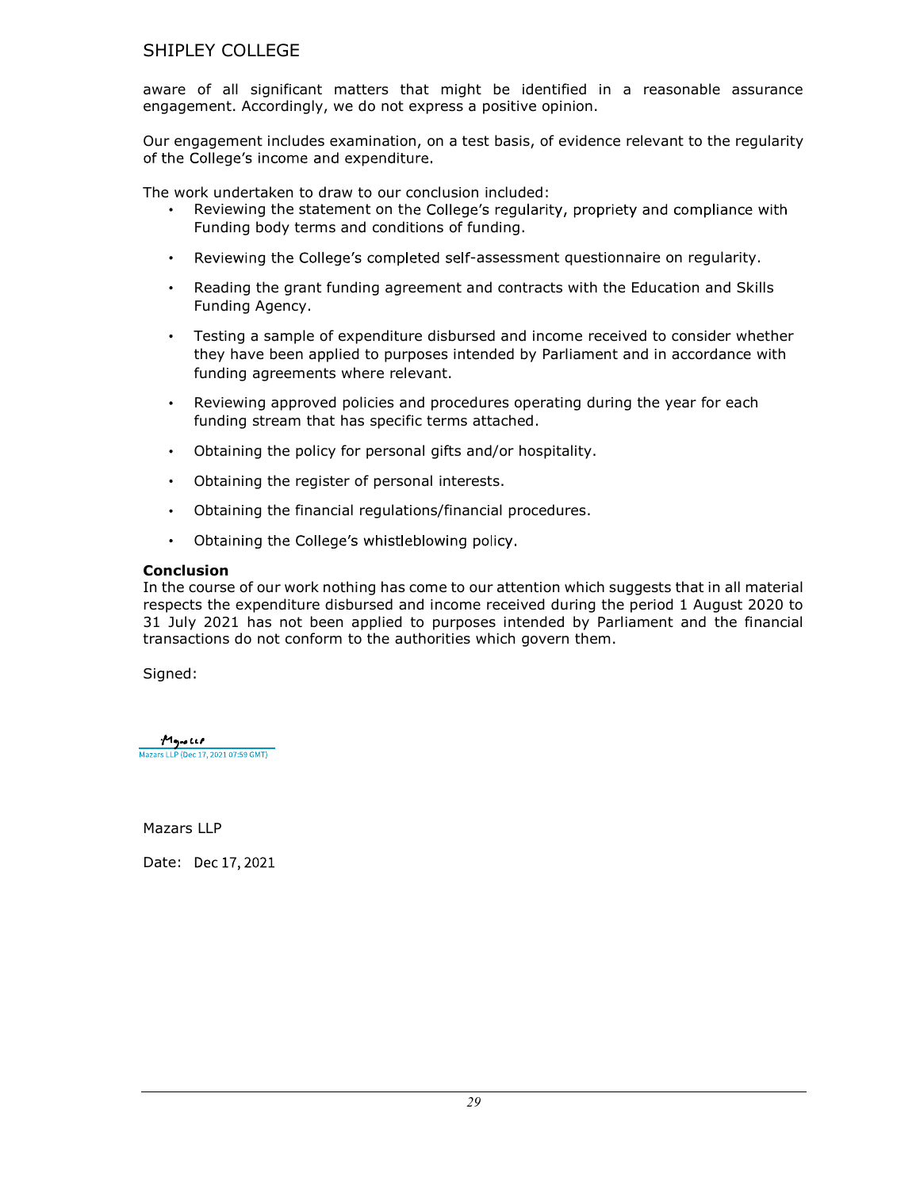aware of all significant matters that might be identified in a reasonable assurance engagement. Accordingly, we do not express a positive opinion.

Our engagement includes examination, on a test basis, of evidence relevant to the regularity of the College's income and expenditure.

The work undertaken to draw to our conclusion included:

- Reviewing the statement on the College's regularity, propriety and compliance with Funding body terms and conditions of funding.
- Reviewing the College's completed self-assessment questionnaire on regularity.
- Reading the grant funding agreement and contracts with the Education and Skills Funding Agency.
- Testing a sample of expenditure disbursed and income received to consider whether they have been applied to purposes intended by Parliament and in accordance with funding agreements where relevant.
- Reviewing approved policies and procedures operating during the year for each funding stream that has specific terms attached.
- Obtaining the policy for personal gifts and/or hospitality.
- Obtaining the register of personal interests.
- Obtaining the financial regulations/financial procedures.
- Obtaining the College's whistleblowing policy.

**Conclusion**

In the course of our work nothing has come to our attention which suggests that in all material respects the expenditure disbursed and income received during the period 1 August 2020 to 31 July 2021 has not been applied to purposes intended by Parliament and the financial transactions do not conform to the authorities which govern them.

Signed:

Mazars LLP (Dec 17, 2021 07:59 GMT)

Mazars LLP

Date: Dec 17, 2021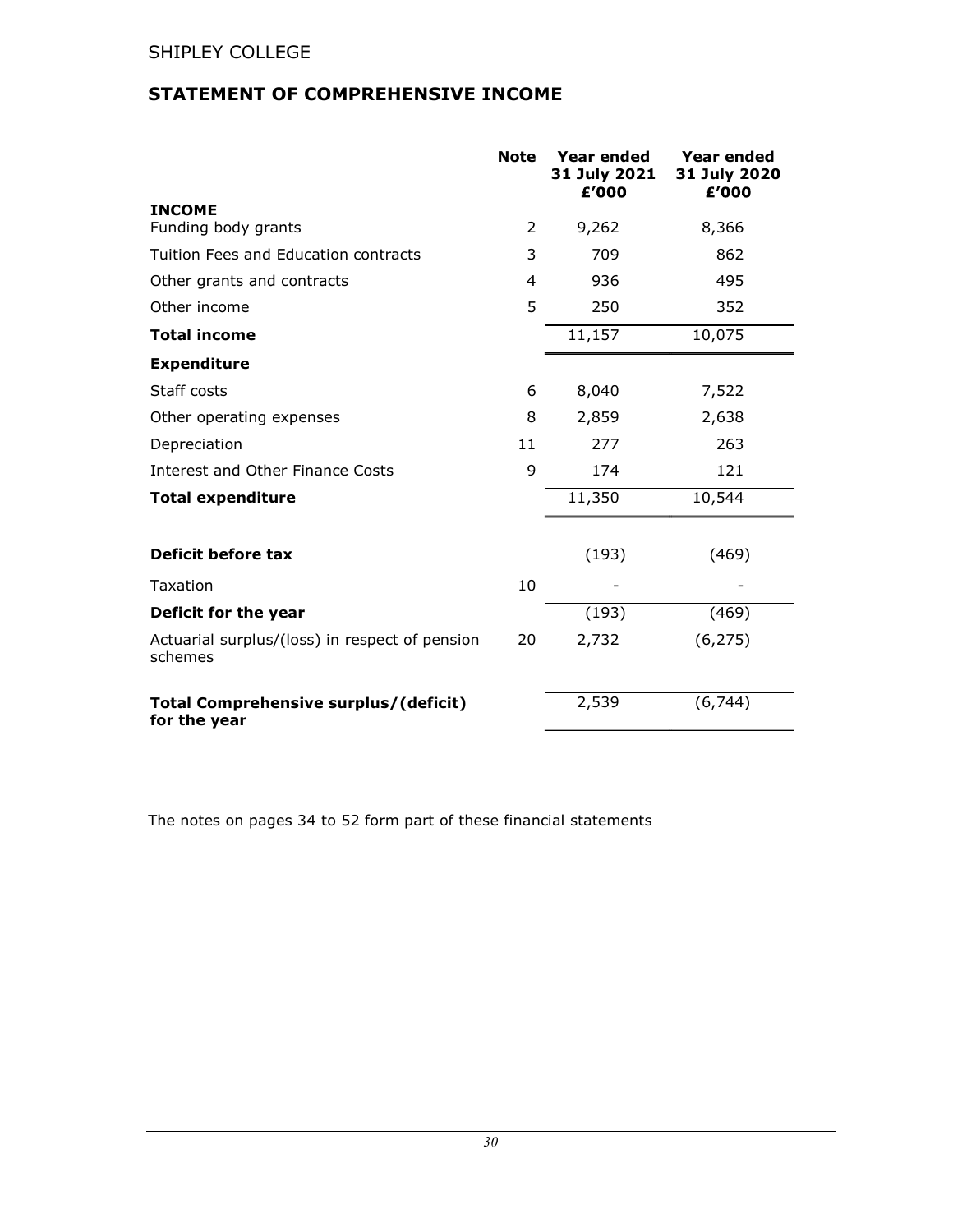SHIPLEY COLLEGE

## STATEMENT OF COMPREHENSIVE INCOME

| | Note | Year ended 31 July 2021 £'000 | Year ended 31 July 2020 £'000 |
|---|---|---|---|
| **INCOME** | | | |
| Funding body grants | 2 | 9,262 | 8,366 |
| Tuition Fees and Education contracts | 3 | 709 | 862 |
| Other grants and contracts | 4 | 936 | 495 |
| Other income | 5 | 250 | 352 |
| **Total income** | | 11,157 | 10,075 |
| **Expenditure** | | | |
| Staff costs | 6 | 8,040 | 7,522 |
| Other operating expenses | 8 | 2,859 | 2,638 |
| Depreciation | 11 | 277 | 263 |
| Interest and Other Finance Costs | 9 | 174 | 121 |
| **Total expenditure** | | 11,350 | 10,544 |
| **Deficit before tax** | | (193) | (469) |
| Taxation | 10 | - | - |
| **Deficit for the year** | | (193) | (469) |
| Actuarial surplus/(loss) in respect of pension schemes | 20 | 2,732 | (6,275) |
| **Total Comprehensive surplus/(deficit) for the year** | | 2,539 | (6,744) |

The notes on pages 34 to 52 form part of these financial statements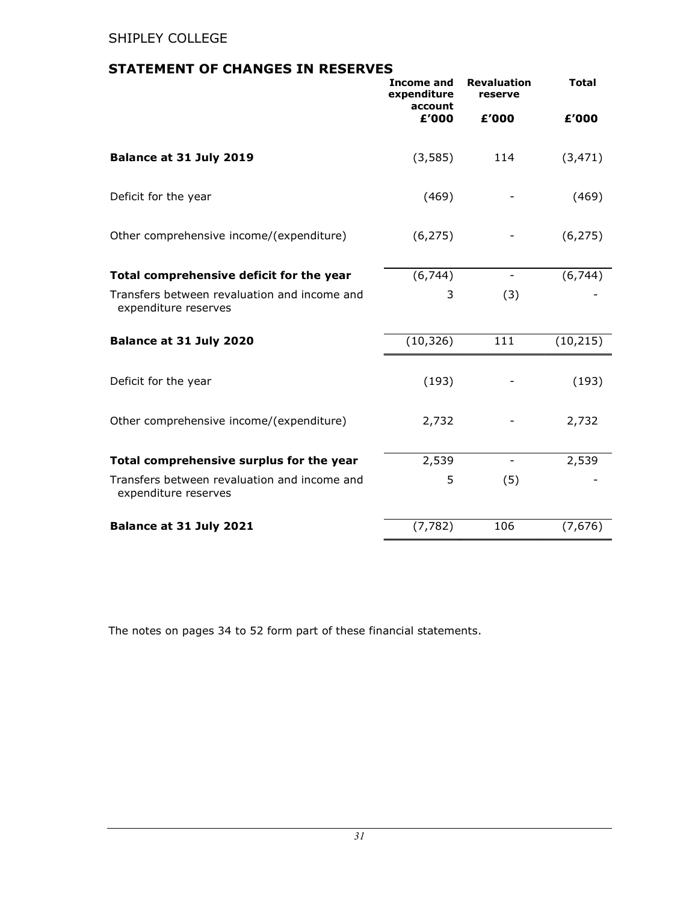SHIPLEY COLLEGE

## STATEMENT OF CHANGES IN RESERVES

| | Income and expenditure account | Revaluation reserve | Total |
|---|---|---|---|
| | £'000 | £'000 | £'000 |
| **Balance at 31 July 2019** | (3,585) | 114 | (3,471) |
| Deficit for the year | (469) | - | (469) |
| Other comprehensive income/(expenditure) | (6,275) | - | (6,275) |
| **Total comprehensive deficit for the year** | (6,744) | - | (6,744) |
| Transfers between revaluation and income and expenditure reserves | 3 | (3) | - |
| **Balance at 31 July 2020** | (10,326) | 111 | (10,215) |
| Deficit for the year | (193) | - | (193) |
| Other comprehensive income/(expenditure) | 2,732 | - | 2,732 |
| **Total comprehensive surplus for the year** | 2,539 | - | 2,539 |
| Transfers between revaluation and income and expenditure reserves | 5 | (5) | - |
| **Balance at 31 July 2021** | (7,782) | 106 | (7,676) |

The notes on pages 34 to 52 form part of these financial statements.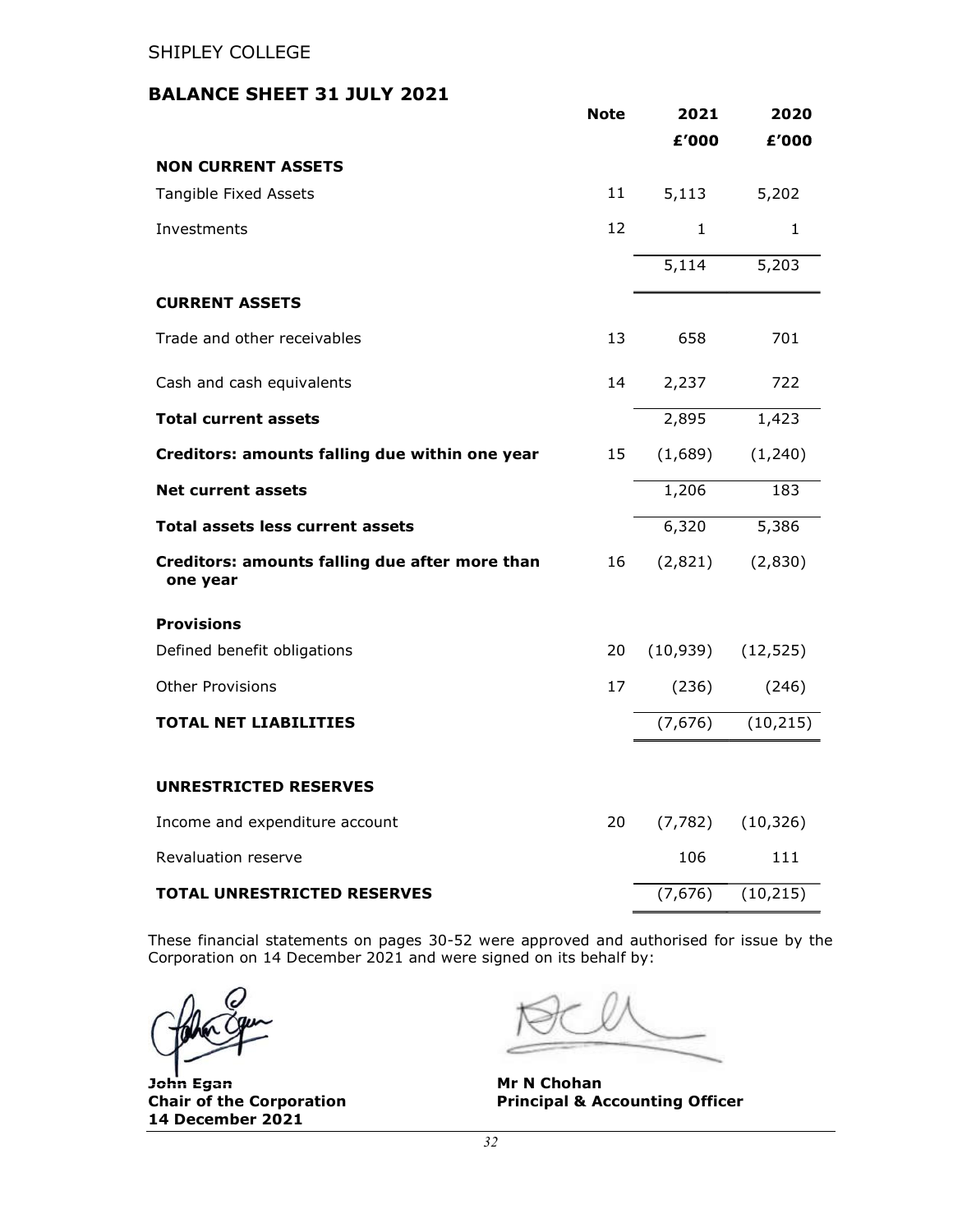SHIPLEY COLLEGE

## BALANCE SHEET 31 JULY 2021

| | Note | 2021 | 2020 |
|---|---|---|---|
| | | £'000 | £'000 |
| **NON CURRENT ASSETS** | | | |
| Tangible Fixed Assets | 11 | 5,113 | 5,202 |
| Investments | 12 | 1 | 1 |
| | | 5,114 | 5,203 |
| **CURRENT ASSETS** | | | |
| Trade and other receivables | 13 | 658 | 701 |
| Cash and cash equivalents | 14 | 2,237 | 722 |
| **Total current assets** | | 2,895 | 1,423 |
| **Creditors: amounts falling due within one year** | 15 | (1,689) | (1,240) |
| **Net current assets** | | 1,206 | 183 |
| **Total assets less current assets** | | 6,320 | 5,386 |
| **Creditors: amounts falling due after more than one year** | 16 | (2,821) | (2,830) |
| **Provisions** | | | |
| Defined benefit obligations | 20 | (10,939) | (12,525) |
| Other Provisions | 17 | (236) | (246) |
| **TOTAL NET LIABILITIES** | | (7,676) | (10,215) |
| **UNRESTRICTED RESERVES** | | | |
| Income and expenditure account | 20 | (7,782) | (10,326) |
| Revaluation reserve | | 106 | 111 |
| **TOTAL UNRESTRICTED RESERVES** | | (7,676) | (10,215) |

These financial statements on pages 30-52 were approved and authorised for issue by the Corporation on 14 December 2021 and were signed on its behalf by:

**John Egan**
**Chair of the Corporation**
**14 December 2021**

**Mr N Chohan**
**Principal & Accounting Officer**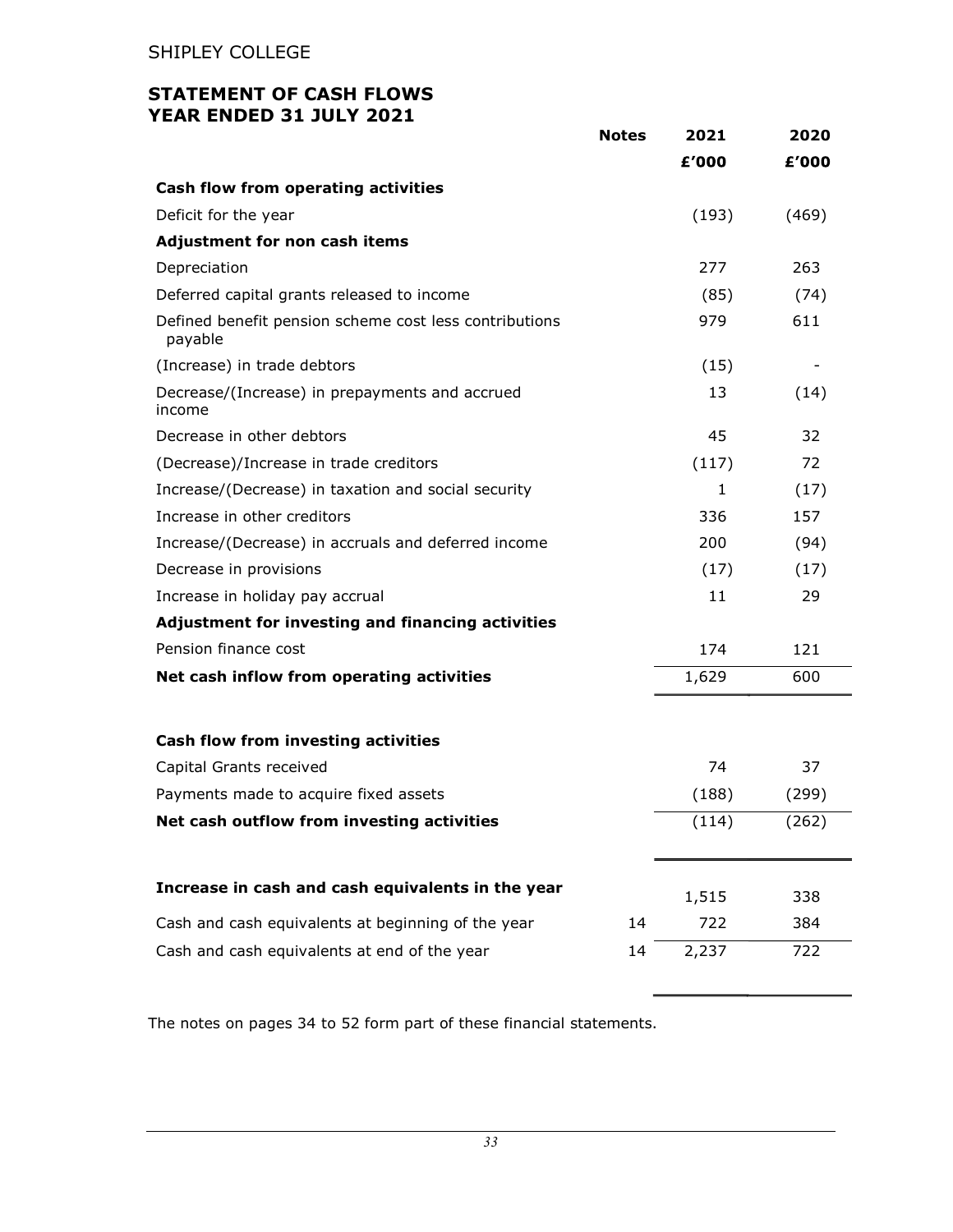SHIPLEY COLLEGE

## STATEMENT OF CASH FLOWS
## YEAR ENDED 31 JULY 2021

| | Notes | 2021 | 2020 |
|---|---|---|---|
| | | £'000 | £'000 |
| **Cash flow from operating activities** | | | |
| Deficit for the year | | (193) | (469) |
| **Adjustment for non cash items** | | | |
| Depreciation | | 277 | 263 |
| Deferred capital grants released to income | | (85) | (74) |
| Defined benefit pension scheme cost less contributions payable | | 979 | 611 |
| (Increase) in trade debtors | | (15) | - |
| Decrease/(Increase) in prepayments and accrued income | | 13 | (14) |
| Decrease in other debtors | | 45 | 32 |
| (Decrease)/Increase in trade creditors | | (117) | 72 |
| Increase/(Decrease) in taxation and social security | | 1 | (17) |
| Increase in other creditors | | 336 | 157 |
| Increase/(Decrease) in accruals and deferred income | | 200 | (94) |
| Decrease in provisions | | (17) | (17) |
| Increase in holiday pay accrual | | 11 | 29 |
| **Adjustment for investing and financing activities** | | | |
| Pension finance cost | | 174 | 121 |
| **Net cash inflow from operating activities** | | 1,629 | 600 |
| | | | |
| **Cash flow from investing activities** | | | |
| Capital Grants received | | 74 | 37 |
| Payments made to acquire fixed assets | | (188) | (299) |
| **Net cash outflow from investing activities** | | (114) | (262) |
| | | | |
| **Increase in cash and cash equivalents in the year** | | 1,515 | 338 |
| Cash and cash equivalents at beginning of the year | 14 | 722 | 384 |
| Cash and cash equivalents at end of the year | 14 | 2,237 | 722 |

The notes on pages 34 to 52 form part of these financial statements.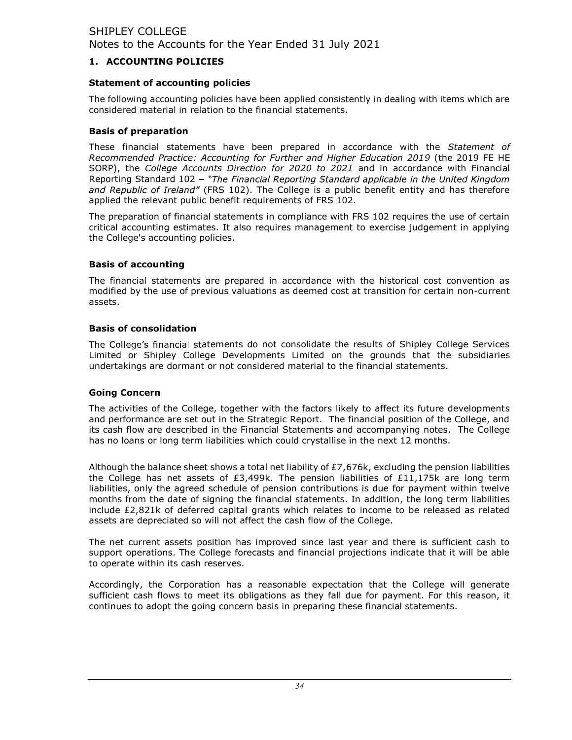## 1. ACCOUNTING POLICIES

### Statement of accounting policies

The following accounting policies have been applied consistently in dealing with items which are considered material in relation to the financial statements.

### Basis of preparation

These financial statements have been prepared in accordance with the *Statement of Recommended Practice: Accounting for Further and Higher Education 2019* (the 2019 FE HE SORP), the *College Accounts Direction for 2020 to 2021* and in accordance with Financial Reporting Standard 102 – *"The Financial Reporting Standard applicable in the United Kingdom and Republic of Ireland"* (FRS 102). The College is a public benefit entity and has therefore applied the relevant public benefit requirements of FRS 102.

The preparation of financial statements in compliance with FRS 102 requires the use of certain critical accounting estimates. It also requires management to exercise judgement in applying the College's accounting policies.

### Basis of accounting

The financial statements are prepared in accordance with the historical cost convention as modified by the use of previous valuations as deemed cost at transition for certain non-current assets.

### Basis of consolidation

The College's financial statements do not consolidate the results of Shipley College Services Limited or Shipley College Developments Limited on the grounds that the subsidiaries undertakings are dormant or not considered material to the financial statements.

### Going Concern

The activities of the College, together with the factors likely to affect its future developments and performance are set out in the Strategic Report. The financial position of the College, and its cash flow are described in the Financial Statements and accompanying notes. The College has no loans or long term liabilities which could crystallise in the next 12 months.

Although the balance sheet shows a total net liability of £7,676k, excluding the pension liabilities the College has net assets of £3,499k. The pension liabilities of £11,175k are long term liabilities, only the agreed schedule of pension contributions is due for payment within twelve months from the date of signing the financial statements. In addition, the long term liabilities include £2,821k of deferred capital grants which relates to income to be released as related assets are depreciated so will not affect the cash flow of the College.

The net current assets position has improved since last year and there is sufficient cash to support operations. The College forecasts and financial projections indicate that it will be able to operate within its cash reserves.

Accordingly, the Corporation has a reasonable expectation that the College will generate sufficient cash flows to meet its obligations as they fall due for payment. For this reason, it continues to adopt the going concern basis in preparing these financial statements.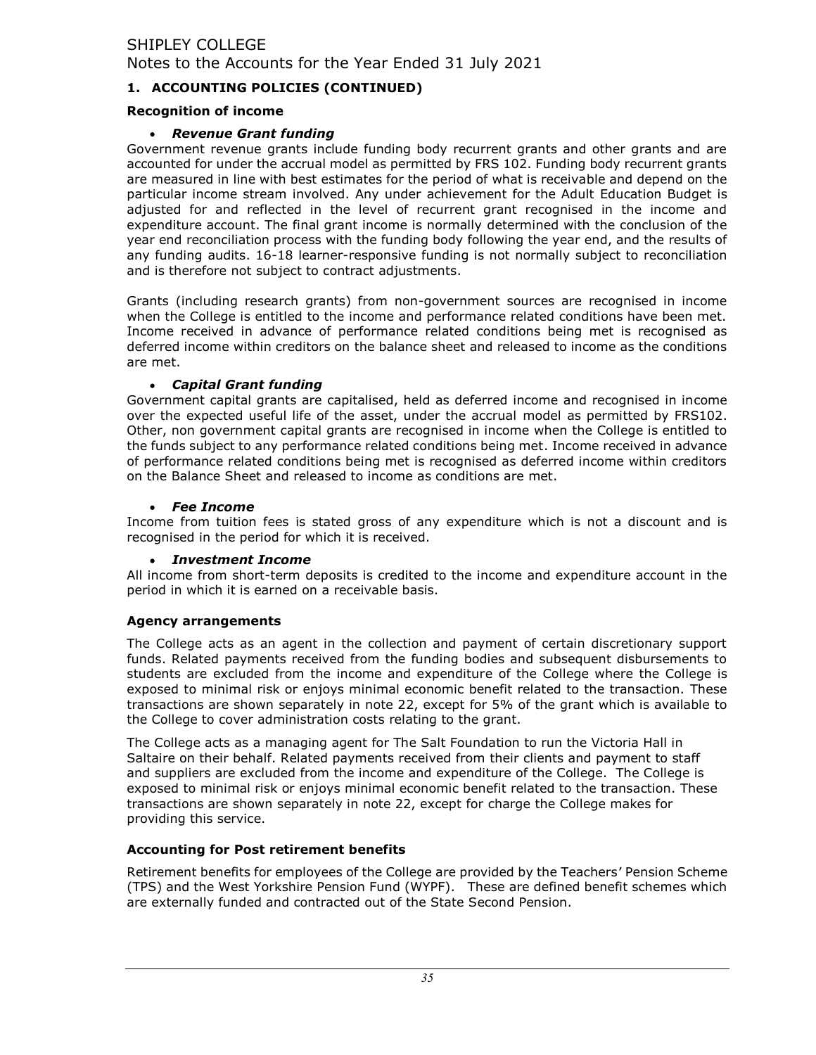## 1. ACCOUNTING POLICIES (CONTINUED)

### Recognition of income

- ***Revenue Grant funding***

Government revenue grants include funding body recurrent grants and other grants and are accounted for under the accrual model as permitted by FRS 102. Funding body recurrent grants are measured in line with best estimates for the period of what is receivable and depend on the particular income stream involved. Any under achievement for the Adult Education Budget is adjusted for and reflected in the level of recurrent grant recognised in the income and expenditure account. The final grant income is normally determined with the conclusion of the year end reconciliation process with the funding body following the year end, and the results of any funding audits. 16-18 learner-responsive funding is not normally subject to reconciliation and is therefore not subject to contract adjustments.

Grants (including research grants) from non-government sources are recognised in income when the College is entitled to the income and performance related conditions have been met. Income received in advance of performance related conditions being met is recognised as deferred income within creditors on the balance sheet and released to income as the conditions are met.

- ***Capital Grant funding***

Government capital grants are capitalised, held as deferred income and recognised in income over the expected useful life of the asset, under the accrual model as permitted by FRS102. Other, non government capital grants are recognised in income when the College is entitled to the funds subject to any performance related conditions being met. Income received in advance of performance related conditions being met is recognised as deferred income within creditors on the Balance Sheet and released to income as conditions are met.

- ***Fee Income***

Income from tuition fees is stated gross of any expenditure which is not a discount and is recognised in the period for which it is received.

- ***Investment Income***

All income from short-term deposits is credited to the income and expenditure account in the period in which it is earned on a receivable basis.

### Agency arrangements

The College acts as an agent in the collection and payment of certain discretionary support funds. Related payments received from the funding bodies and subsequent disbursements to students are excluded from the income and expenditure of the College where the College is exposed to minimal risk or enjoys minimal economic benefit related to the transaction. These transactions are shown separately in note 22, except for 5% of the grant which is available to the College to cover administration costs relating to the grant.

The College acts as a managing agent for The Salt Foundation to run the Victoria Hall in Saltaire on their behalf. Related payments received from their clients and payment to staff and suppliers are excluded from the income and expenditure of the College. The College is exposed to minimal risk or enjoys minimal economic benefit related to the transaction. These transactions are shown separately in note 22, except for charge the College makes for providing this service.

### Accounting for Post retirement benefits

Retirement benefits for employees of the College are provided by the Teachers' Pension Scheme (TPS) and the West Yorkshire Pension Fund (WYPF). These are defined benefit schemes which are externally funded and contracted out of the State Second Pension.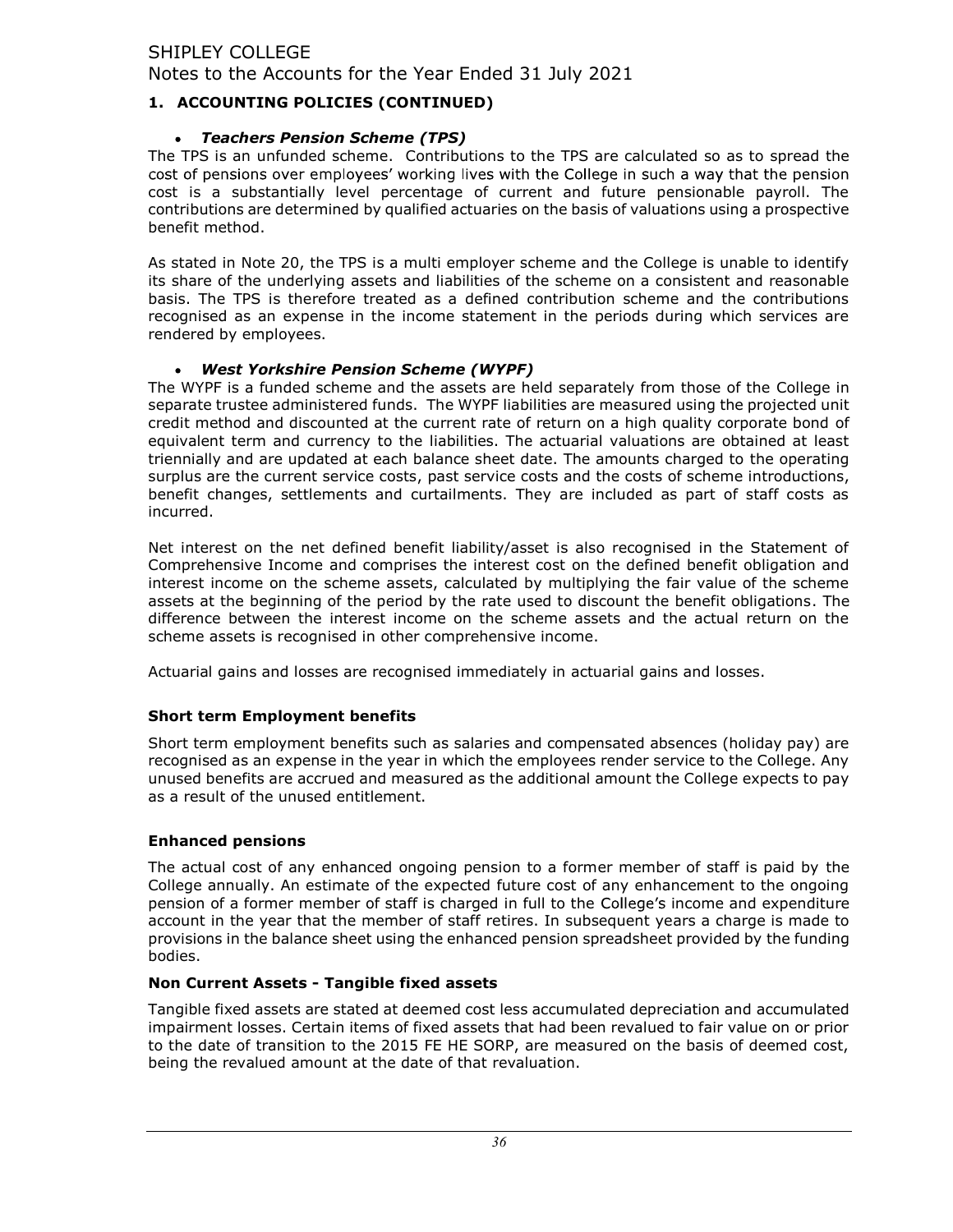## 1. ACCOUNTING POLICIES (CONTINUED)

- ***Teachers Pension Scheme (TPS)***

The TPS is an unfunded scheme. Contributions to the TPS are calculated so as to spread the cost of pensions over employees' working lives with the College in such a way that the pension cost is a substantially level percentage of current and future pensionable payroll. The contributions are determined by qualified actuaries on the basis of valuations using a prospective benefit method.

As stated in Note 20, the TPS is a multi employer scheme and the College is unable to identify its share of the underlying assets and liabilities of the scheme on a consistent and reasonable basis. The TPS is therefore treated as a defined contribution scheme and the contributions recognised as an expense in the income statement in the periods during which services are rendered by employees.

- ***West Yorkshire Pension Scheme (WYPF)***

The WYPF is a funded scheme and the assets are held separately from those of the College in separate trustee administered funds. The WYPF liabilities are measured using the projected unit credit method and discounted at the current rate of return on a high quality corporate bond of equivalent term and currency to the liabilities. The actuarial valuations are obtained at least triennially and are updated at each balance sheet date. The amounts charged to the operating surplus are the current service costs, past service costs and the costs of scheme introductions, benefit changes, settlements and curtailments. They are included as part of staff costs as incurred.

Net interest on the net defined benefit liability/asset is also recognised in the Statement of Comprehensive Income and comprises the interest cost on the defined benefit obligation and interest income on the scheme assets, calculated by multiplying the fair value of the scheme assets at the beginning of the period by the rate used to discount the benefit obligations. The difference between the interest income on the scheme assets and the actual return on the scheme assets is recognised in other comprehensive income.

Actuarial gains and losses are recognised immediately in actuarial gains and losses.

### Short term Employment benefits

Short term employment benefits such as salaries and compensated absences (holiday pay) are recognised as an expense in the year in which the employees render service to the College. Any unused benefits are accrued and measured as the additional amount the College expects to pay as a result of the unused entitlement.

### Enhanced pensions

The actual cost of any enhanced ongoing pension to a former member of staff is paid by the College annually. An estimate of the expected future cost of any enhancement to the ongoing pension of a former member of staff is charged in full to the College's income and expenditure account in the year that the member of staff retires. In subsequent years a charge is made to provisions in the balance sheet using the enhanced pension spreadsheet provided by the funding bodies.

### Non Current Assets - Tangible fixed assets

Tangible fixed assets are stated at deemed cost less accumulated depreciation and accumulated impairment losses. Certain items of fixed assets that had been revalued to fair value on or prior to the date of transition to the 2015 FE HE SORP, are measured on the basis of deemed cost, being the revalued amount at the date of that revaluation.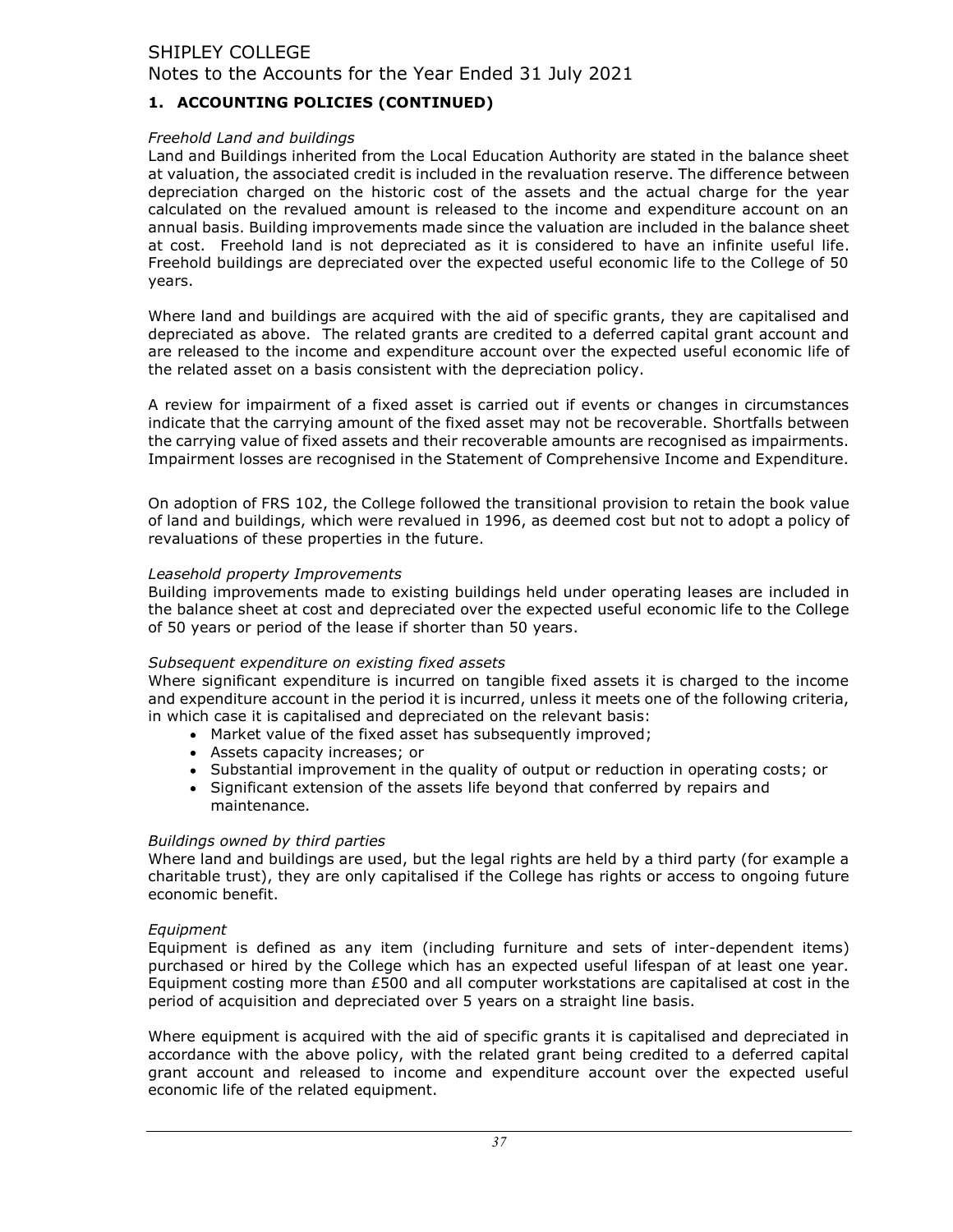## 1. ACCOUNTING POLICIES (CONTINUED)

*Freehold Land and buildings*

Land and Buildings inherited from the Local Education Authority are stated in the balance sheet at valuation, the associated credit is included in the revaluation reserve. The difference between depreciation charged on the historic cost of the assets and the actual charge for the year calculated on the revalued amount is released to the income and expenditure account on an annual basis. Building improvements made since the valuation are included in the balance sheet at cost. Freehold land is not depreciated as it is considered to have an infinite useful life. Freehold buildings are depreciated over the expected useful economic life to the College of 50 years.

Where land and buildings are acquired with the aid of specific grants, they are capitalised and depreciated as above. The related grants are credited to a deferred capital grant account and are released to the income and expenditure account over the expected useful economic life of the related asset on a basis consistent with the depreciation policy.

A review for impairment of a fixed asset is carried out if events or changes in circumstances indicate that the carrying amount of the fixed asset may not be recoverable. Shortfalls between the carrying value of fixed assets and their recoverable amounts are recognised as impairments. Impairment losses are recognised in the Statement of Comprehensive Income and Expenditure.

On adoption of FRS 102, the College followed the transitional provision to retain the book value of land and buildings, which were revalued in 1996, as deemed cost but not to adopt a policy of revaluations of these properties in the future.

*Leasehold property Improvements*

Building improvements made to existing buildings held under operating leases are included in the balance sheet at cost and depreciated over the expected useful economic life to the College of 50 years or period of the lease if shorter than 50 years.

*Subsequent expenditure on existing fixed assets*

Where significant expenditure is incurred on tangible fixed assets it is charged to the income and expenditure account in the period it is incurred, unless it meets one of the following criteria, in which case it is capitalised and depreciated on the relevant basis:

- Market value of the fixed asset has subsequently improved;
- Assets capacity increases; or
- Substantial improvement in the quality of output or reduction in operating costs; or
- Significant extension of the assets life beyond that conferred by repairs and maintenance.

*Buildings owned by third parties*

Where land and buildings are used, but the legal rights are held by a third party (for example a charitable trust), they are only capitalised if the College has rights or access to ongoing future economic benefit.

*Equipment*

Equipment is defined as any item (including furniture and sets of inter-dependent items) purchased or hired by the College which has an expected useful lifespan of at least one year. Equipment costing more than £500 and all computer workstations are capitalised at cost in the period of acquisition and depreciated over 5 years on a straight line basis.

Where equipment is acquired with the aid of specific grants it is capitalised and depreciated in accordance with the above policy, with the related grant being credited to a deferred capital grant account and released to income and expenditure account over the expected useful economic life of the related equipment.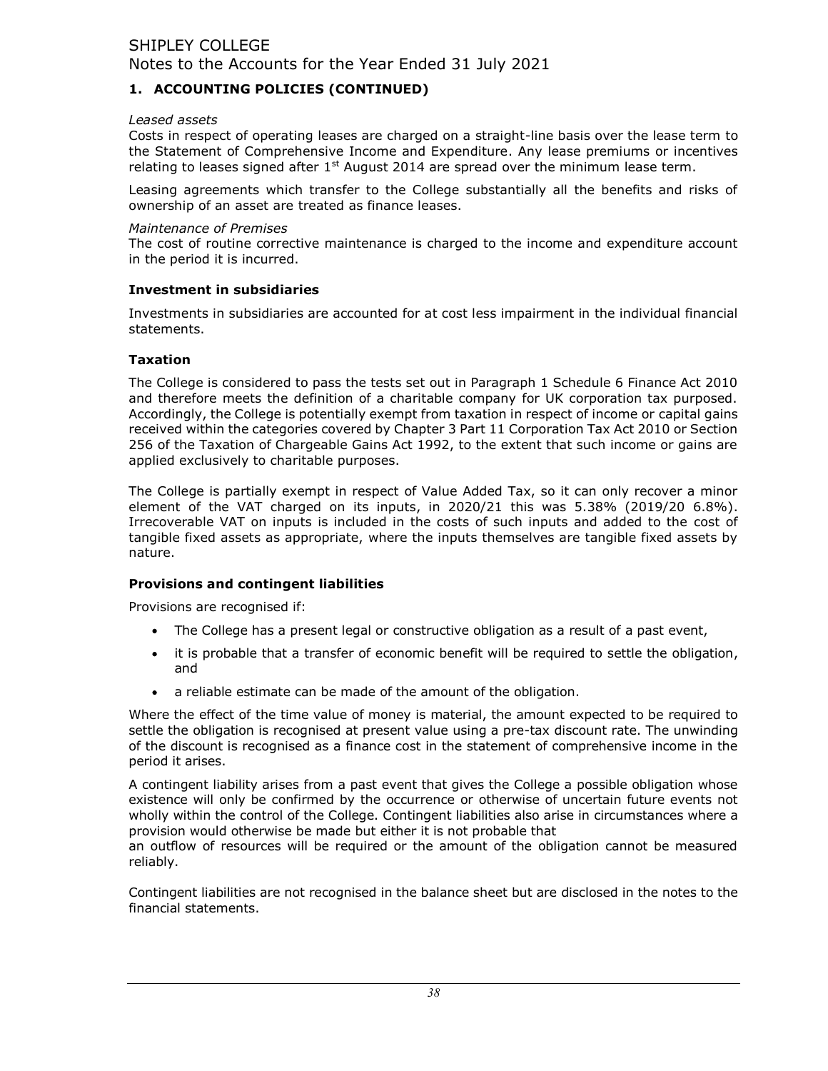# 1. ACCOUNTING POLICIES (CONTINUED)

*Leased assets*

Costs in respect of operating leases are charged on a straight-line basis over the lease term to the Statement of Comprehensive Income and Expenditure. Any lease premiums or incentives relating to leases signed after 1st August 2014 are spread over the minimum lease term.

Leasing agreements which transfer to the College substantially all the benefits and risks of ownership of an asset are treated as finance leases.

*Maintenance of Premises*

The cost of routine corrective maintenance is charged to the income and expenditure account in the period it is incurred.

## Investment in subsidiaries

Investments in subsidiaries are accounted for at cost less impairment in the individual financial statements.

## Taxation

The College is considered to pass the tests set out in Paragraph 1 Schedule 6 Finance Act 2010 and therefore meets the definition of a charitable company for UK corporation tax purposed. Accordingly, the College is potentially exempt from taxation in respect of income or capital gains received within the categories covered by Chapter 3 Part 11 Corporation Tax Act 2010 or Section 256 of the Taxation of Chargeable Gains Act 1992, to the extent that such income or gains are applied exclusively to charitable purposes.

The College is partially exempt in respect of Value Added Tax, so it can only recover a minor element of the VAT charged on its inputs, in 2020/21 this was 5.38% (2019/20 6.8%). Irrecoverable VAT on inputs is included in the costs of such inputs and added to the cost of tangible fixed assets as appropriate, where the inputs themselves are tangible fixed assets by nature.

## Provisions and contingent liabilities

Provisions are recognised if:

- The College has a present legal or constructive obligation as a result of a past event,
- it is probable that a transfer of economic benefit will be required to settle the obligation, and
- a reliable estimate can be made of the amount of the obligation.

Where the effect of the time value of money is material, the amount expected to be required to settle the obligation is recognised at present value using a pre-tax discount rate. The unwinding of the discount is recognised as a finance cost in the statement of comprehensive income in the period it arises.

A contingent liability arises from a past event that gives the College a possible obligation whose existence will only be confirmed by the occurrence or otherwise of uncertain future events not wholly within the control of the College. Contingent liabilities also arise in circumstances where a provision would otherwise be made but either it is not probable that an outflow of resources will be required or the amount of the obligation cannot be measured reliably.

Contingent liabilities are not recognised in the balance sheet but are disclosed in the notes to the financial statements.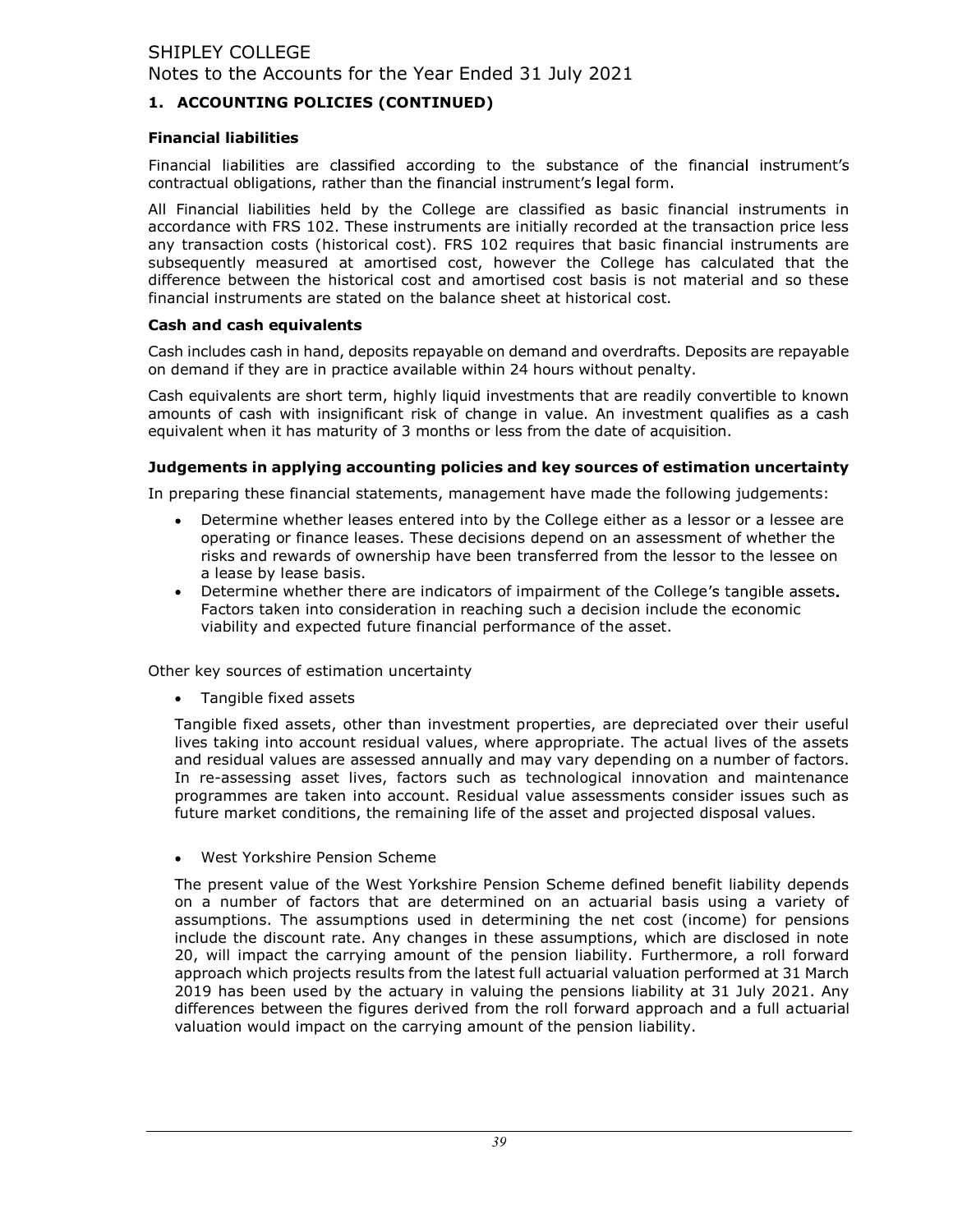## 1. ACCOUNTING POLICIES (CONTINUED)

### Financial liabilities

Financial liabilities are classified according to the substance of the financial instrument's contractual obligations, rather than the financial instrument's legal form.

All Financial liabilities held by the College are classified as basic financial instruments in accordance with FRS 102. These instruments are initially recorded at the transaction price less any transaction costs (historical cost). FRS 102 requires that basic financial instruments are subsequently measured at amortised cost, however the College has calculated that the difference between the historical cost and amortised cost basis is not material and so these financial instruments are stated on the balance sheet at historical cost.

### Cash and cash equivalents

Cash includes cash in hand, deposits repayable on demand and overdrafts. Deposits are repayable on demand if they are in practice available within 24 hours without penalty.

Cash equivalents are short term, highly liquid investments that are readily convertible to known amounts of cash with insignificant risk of change in value. An investment qualifies as a cash equivalent when it has maturity of 3 months or less from the date of acquisition.

### Judgements in applying accounting policies and key sources of estimation uncertainty

In preparing these financial statements, management have made the following judgements:

- Determine whether leases entered into by the College either as a lessor or a lessee are operating or finance leases. These decisions depend on an assessment of whether the risks and rewards of ownership have been transferred from the lessor to the lessee on a lease by lease basis.
- Determine whether there are indicators of impairment of the College's tangible assets. Factors taken into consideration in reaching such a decision include the economic viability and expected future financial performance of the asset.

Other key sources of estimation uncertainty

- Tangible fixed assets

Tangible fixed assets, other than investment properties, are depreciated over their useful lives taking into account residual values, where appropriate. The actual lives of the assets and residual values are assessed annually and may vary depending on a number of factors. In re-assessing asset lives, factors such as technological innovation and maintenance programmes are taken into account. Residual value assessments consider issues such as future market conditions, the remaining life of the asset and projected disposal values.

- West Yorkshire Pension Scheme

The present value of the West Yorkshire Pension Scheme defined benefit liability depends on a number of factors that are determined on an actuarial basis using a variety of assumptions. The assumptions used in determining the net cost (income) for pensions include the discount rate. Any changes in these assumptions, which are disclosed in note 20, will impact the carrying amount of the pension liability. Furthermore, a roll forward approach which projects results from the latest full actuarial valuation performed at 31 March 2019 has been used by the actuary in valuing the pensions liability at 31 July 2021. Any differences between the figures derived from the roll forward approach and a full actuarial valuation would impact on the carrying amount of the pension liability.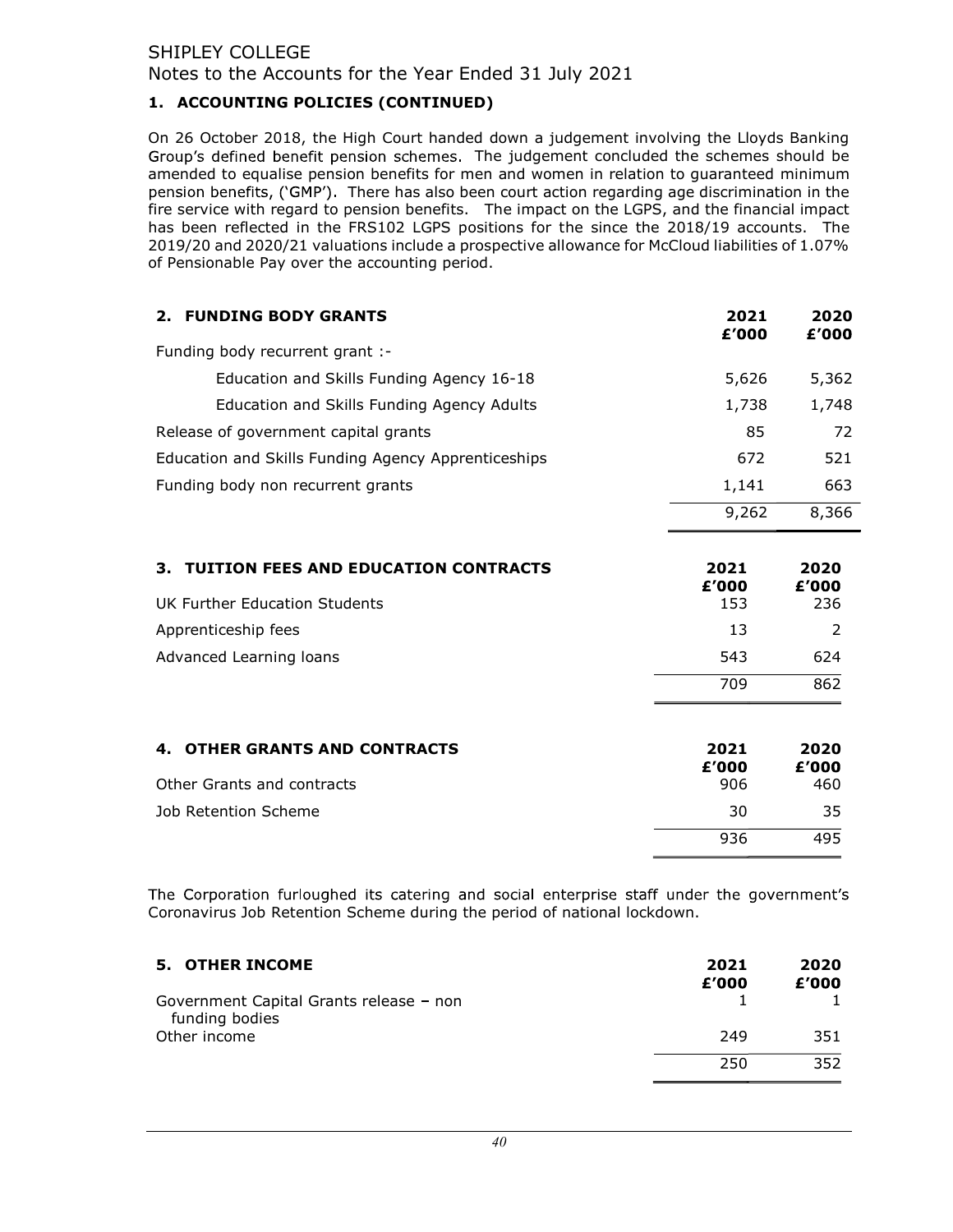SHIPLEY COLLEGE
Notes to the Accounts for the Year Ended 31 July 2021

## 1. ACCOUNTING POLICIES (CONTINUED)

On 26 October 2018, the High Court handed down a judgement involving the Lloyds Banking Group's defined benefit pension schemes. The judgement concluded the schemes should be amended to equalise pension benefits for men and women in relation to guaranteed minimum pension benefits, ('GMP'). There has also been court action regarding age discrimination in the fire service with regard to pension benefits. The impact on the LGPS, and the financial impact has been reflected in the FRS102 LGPS positions for the since the 2018/19 accounts. The 2019/20 and 2020/21 valuations include a prospective allowance for McCloud liabilities of 1.07% of Pensionable Pay over the accounting period.

## 2. FUNDING BODY GRANTS

| | 2021 £'000 | 2020 £'000 |
|---|---|---|
| Funding body recurrent grant :- | | |
| Education and Skills Funding Agency 16-18 | 5,626 | 5,362 |
| Education and Skills Funding Agency Adults | 1,738 | 1,748 |
| Release of government capital grants | 85 | 72 |
| Education and Skills Funding Agency Apprenticeships | 672 | 521 |
| Funding body non recurrent grants | 1,141 | 663 |
| | 9,262 | 8,366 |

## 3. TUITION FEES AND EDUCATION CONTRACTS

| | 2021 £'000 | 2020 £'000 |
|---|---|---|
| UK Further Education Students | 153 | 236 |
| Apprenticeship fees | 13 | 2 |
| Advanced Learning loans | 543 | 624 |
| | 709 | 862 |

## 4. OTHER GRANTS AND CONTRACTS

| | 2021 £'000 | 2020 £'000 |
|---|---|---|
| Other Grants and contracts | 906 | 460 |
| Job Retention Scheme | 30 | 35 |
| | 936 | 495 |

The Corporation furloughed its catering and social enterprise staff under the government's Coronavirus Job Retention Scheme during the period of national lockdown.

## 5. OTHER INCOME

| | 2021 £'000 | 2020 £'000 |
|---|---|---|
| Government Capital Grants release – non funding bodies | 1 | 1 |
| Other income | 249 | 351 |
| | 250 | 352 |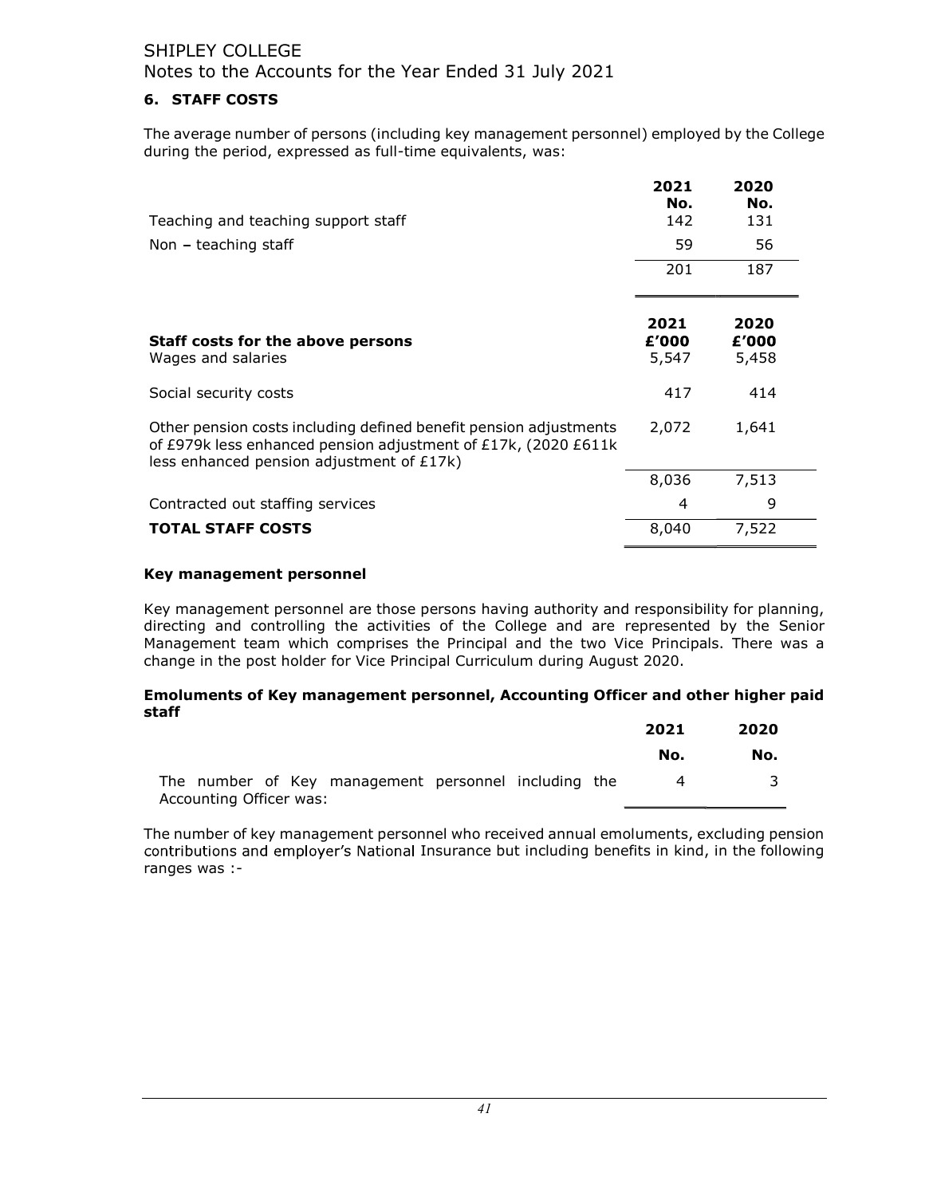SHIPLEY COLLEGE

Notes to the Accounts for the Year Ended 31 July 2021

## 6. STAFF COSTS

The average number of persons (including key management personnel) employed by the College during the period, expressed as full-time equivalents, was:

| | 2021 No. | 2020 No. |
|---|---|---|
| Teaching and teaching support staff | 142 | 131 |
| Non – teaching staff | 59 | 56 |
| | 201 | 187 |

| **Staff costs for the above persons** | **2021 £'000** | **2020 £'000** |
|---|---|---|
| Wages and salaries | 5,547 | 5,458 |
| Social security costs | 417 | 414 |
| Other pension costs including defined benefit pension adjustments of £979k less enhanced pension adjustment of £17k, (2020 £611k less enhanced pension adjustment of £17k) | 2,072 | 1,641 |
| | 8,036 | 7,513 |
| Contracted out staffing services | 4 | 9 |
| **TOTAL STAFF COSTS** | 8,040 | 7,522 |

### Key management personnel

Key management personnel are those persons having authority and responsibility for planning, directing and controlling the activities of the College and are represented by the Senior Management team which comprises the Principal and the two Vice Principals. There was a change in the post holder for Vice Principal Curriculum during August 2020.

### Emoluments of Key management personnel, Accounting Officer and other higher paid staff

| | 2021 No. | 2020 No. |
|---|---|---|
| The number of Key management personnel including the Accounting Officer was: | 4 | 3 |

The number of key management personnel who received annual emoluments, excluding pension contributions and employer's National Insurance but including benefits in kind, in the following ranges was :-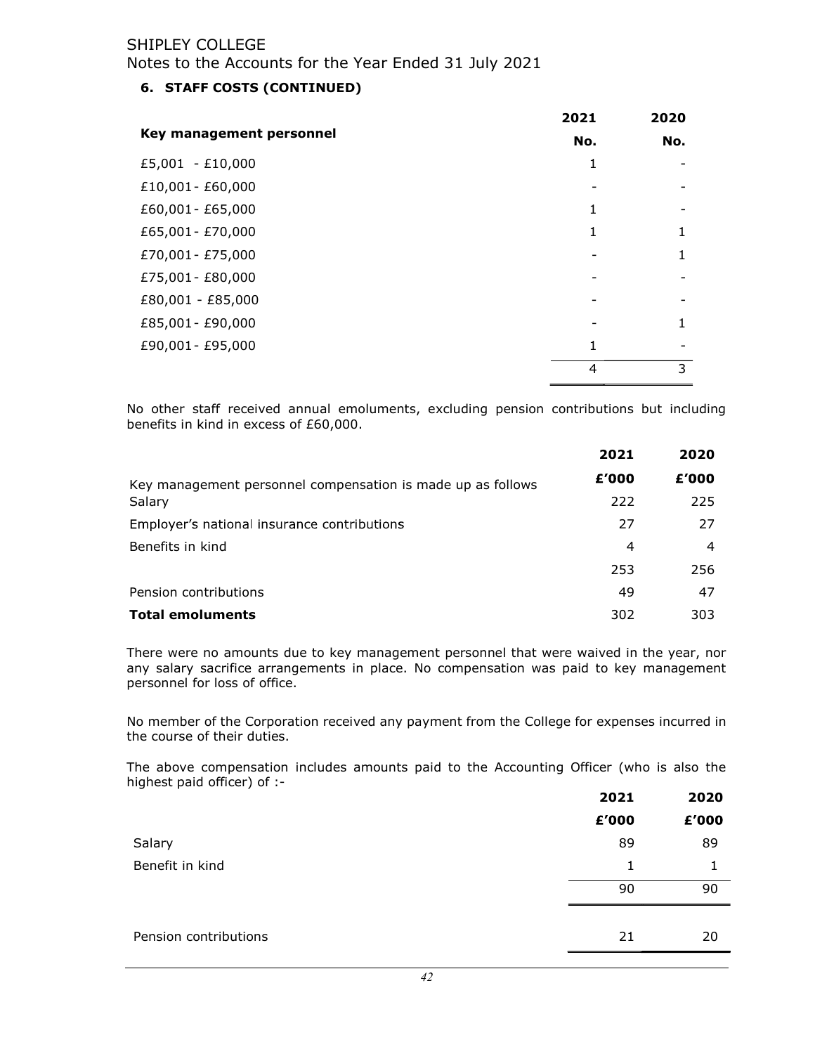SHIPLEY COLLEGE
Notes to the Accounts for the Year Ended 31 July 2021

### 6. STAFF COSTS (CONTINUED)

| Key management personnel | 2021 No. | 2020 No. |
|---|---|---|
| £5,001 - £10,000 | 1 | - |
| £10,001 - £60,000 | - | - |
| £60,001 - £65,000 | 1 | - |
| £65,001 - £70,000 | 1 | 1 |
| £70,001 - £75,000 | - | 1 |
| £75,001 - £80,000 | - | - |
| £80,001 - £85,000 | - | - |
| £85,001 - £90,000 | - | 1 |
| £90,001 - £95,000 | 1 | - |
| | 4 | 3 |

No other staff received annual emoluments, excluding pension contributions but including benefits in kind in excess of £60,000.

| | 2021 £'000 | 2020 £'000 |
|---|---|---|
| Key management personnel compensation is made up as follows | | |
| Salary | 222 | 225 |
| Employer's national insurance contributions | 27 | 27 |
| Benefits in kind | 4 | 4 |
| | 253 | 256 |
| Pension contributions | 49 | 47 |
| **Total emoluments** | 302 | 303 |

There were no amounts due to key management personnel that were waived in the year, nor any salary sacrifice arrangements in place. No compensation was paid to key management personnel for loss of office.

No member of the Corporation received any payment from the College for expenses incurred in the course of their duties.

The above compensation includes amounts paid to the Accounting Officer (who is also the highest paid officer) of :-

| | 2021 £'000 | 2020 £'000 |
|---|---|---|
| Salary | 89 | 89 |
| Benefit in kind | 1 | 1 |
| | 90 | 90 |
| Pension contributions | 21 | 20 |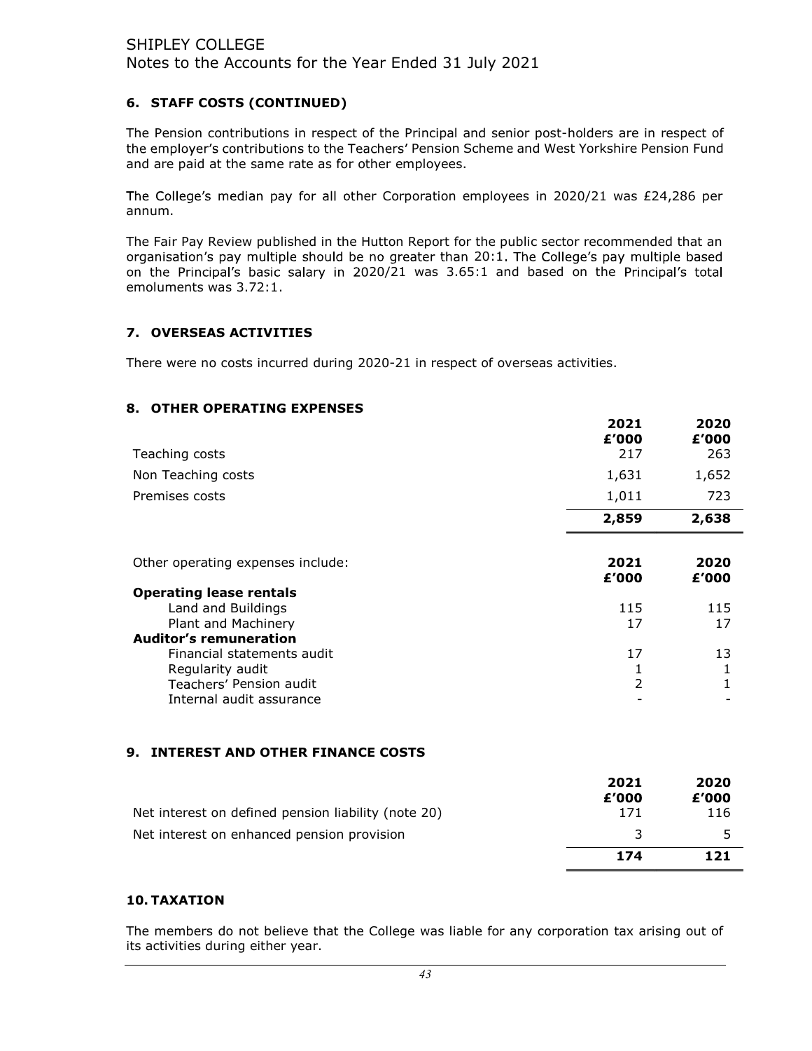## 6. STAFF COSTS (CONTINUED)

The Pension contributions in respect of the Principal and senior post-holders are in respect of the employer's contributions to the Teachers' Pension Scheme and West Yorkshire Pension Fund and are paid at the same rate as for other employees.

The College's median pay for all other Corporation employees in 2020/21 was £24,286 per annum.

The Fair Pay Review published in the Hutton Report for the public sector recommended that an organisation's pay multiple should be no greater than 20:1. The College's pay multiple based on the Principal's basic salary in 2020/21 was 3.65:1 and based on the Principal's total emoluments was 3.72:1.

## 7. OVERSEAS ACTIVITIES

There were no costs incurred during 2020-21 in respect of overseas activities.

## 8. OTHER OPERATING EXPENSES

| | 2021<br>£'000 | 2020<br>£'000 |
|---|---|---|
| Teaching costs | 217 | 263 |
| Non Teaching costs | 1,631 | 1,652 |
| Premises costs | 1,011 | 723 |
| | **2,859** | **2,638** |

| Other operating expenses include: | 2021<br>£'000 | 2020<br>£'000 |
|---|---|---|
| **Operating lease rentals** | | |
| Land and Buildings | 115 | 115 |
| Plant and Machinery | 17 | 17 |
| **Auditor's remuneration** | | |
| Financial statements audit | 17 | 13 |
| Regularity audit | 1 | 1 |
| Teachers' Pension audit | 2 | 1 |
| Internal audit assurance | - | - |

## 9. INTEREST AND OTHER FINANCE COSTS

| | 2021<br>£'000 | 2020<br>£'000 |
|---|---|---|
| Net interest on defined pension liability (note 20) | 171 | 116 |
| Net interest on enhanced pension provision | 3 | 5 |
| | **174** | **121** |

## 10. TAXATION

The members do not believe that the College was liable for any corporation tax arising out of its activities during either year.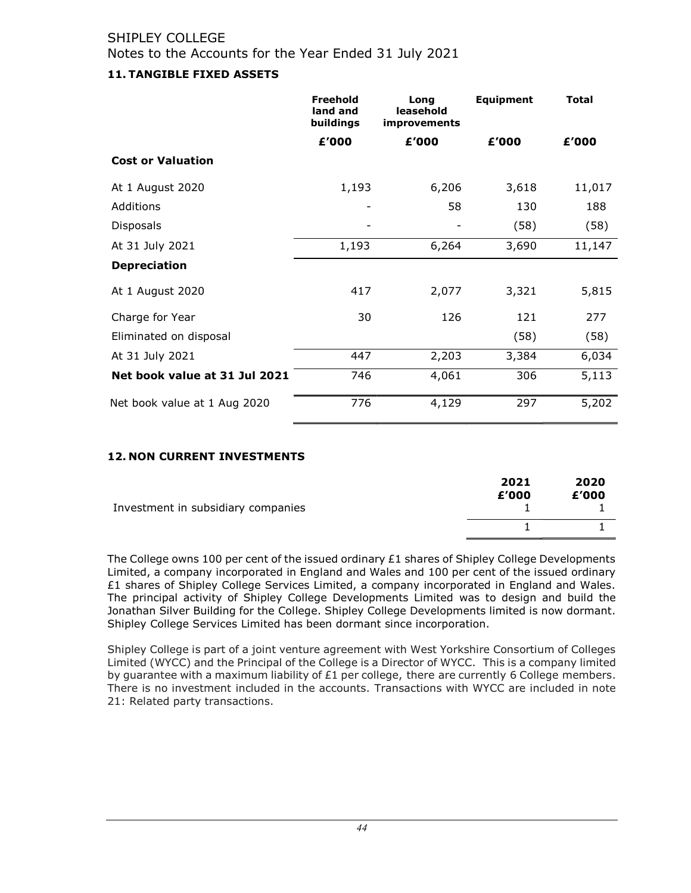SHIPLEY COLLEGE

Notes to the Accounts for the Year Ended 31 July 2021

### 11. TANGIBLE FIXED ASSETS

| | Freehold land and buildings | Long leasehold improvements | Equipment | Total |
|---|---|---|---|---|
| | £'000 | £'000 | £'000 | £'000 |
| **Cost or Valuation** | | | | |
| At 1 August 2020 | 1,193 | 6,206 | 3,618 | 11,017 |
| Additions | - | 58 | 130 | 188 |
| Disposals | - | - | (58) | (58) |
| At 31 July 2021 | 1,193 | 6,264 | 3,690 | 11,147 |
| **Depreciation** | | | | |
| At 1 August 2020 | 417 | 2,077 | 3,321 | 5,815 |
| Charge for Year | 30 | 126 | 121 | 277 |
| Eliminated on disposal | | | (58) | (58) |
| At 31 July 2021 | 447 | 2,203 | 3,384 | 6,034 |
| **Net book value at 31 Jul 2021** | 746 | 4,061 | 306 | 5,113 |
| Net book value at 1 Aug 2020 | 776 | 4,129 | 297 | 5,202 |

### 12. NON CURRENT INVESTMENTS

| | 2021 | 2020 |
|---|---|---|
| | £'000 | £'000 |
| Investment in subsidiary companies | 1 | 1 |
| | 1 | 1 |

The College owns 100 per cent of the issued ordinary £1 shares of Shipley College Developments Limited, a company incorporated in England and Wales and 100 per cent of the issued ordinary £1 shares of Shipley College Services Limited, a company incorporated in England and Wales. The principal activity of Shipley College Developments Limited was to design and build the Jonathan Silver Building for the College. Shipley College Developments limited is now dormant. Shipley College Services Limited has been dormant since incorporation.

Shipley College is part of a joint venture agreement with West Yorkshire Consortium of Colleges Limited (WYCC) and the Principal of the College is a Director of WYCC. This is a company limited by guarantee with a maximum liability of £1 per college, there are currently 6 College members. There is no investment included in the accounts. Transactions with WYCC are included in note 21: Related party transactions.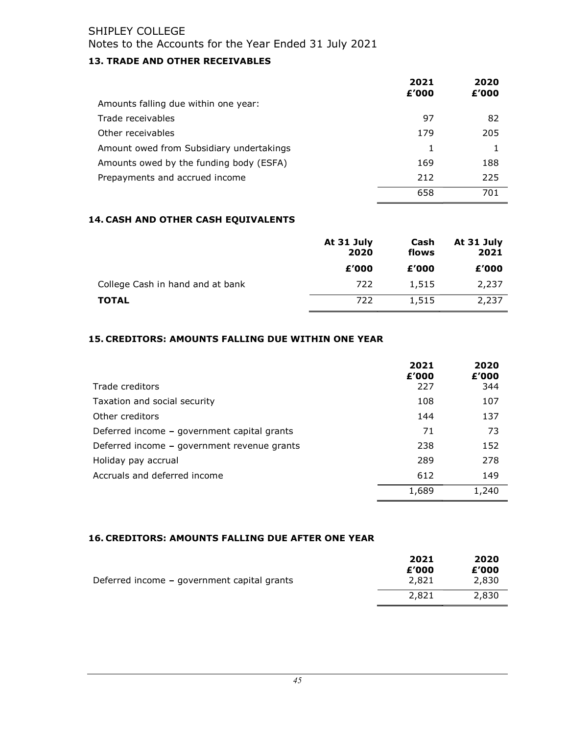SHIPLEY COLLEGE

Notes to the Accounts for the Year Ended 31 July 2021

### 13. TRADE AND OTHER RECEIVABLES

| | 2021 £'000 | 2020 £'000 |
|---|---|---|
| Amounts falling due within one year: | | |
| Trade receivables | 97 | 82 |
| Other receivables | 179 | 205 |
| Amount owed from Subsidiary undertakings | 1 | 1 |
| Amounts owed by the funding body (ESFA) | 169 | 188 |
| Prepayments and accrued income | 212 | 225 |
| | 658 | 701 |

### 14. CASH AND OTHER CASH EQUIVALENTS

| | At 31 July 2020 | Cash flows | At 31 July 2021 |
|---|---|---|---|
| | £'000 | £'000 | £'000 |
| College Cash in hand and at bank | 722 | 1,515 | 2,237 |
| **TOTAL** | 722 | 1,515 | 2,237 |

### 15. CREDITORS: AMOUNTS FALLING DUE WITHIN ONE YEAR

| | 2021 £'000 | 2020 £'000 |
|---|---|---|
| Trade creditors | 227 | 344 |
| Taxation and social security | 108 | 107 |
| Other creditors | 144 | 137 |
| Deferred income – government capital grants | 71 | 73 |
| Deferred income – government revenue grants | 238 | 152 |
| Holiday pay accrual | 289 | 278 |
| Accruals and deferred income | 612 | 149 |
| | 1,689 | 1,240 |

### 16. CREDITORS: AMOUNTS FALLING DUE AFTER ONE YEAR

| | 2021 £'000 | 2020 £'000 |
|---|---|---|
| Deferred income – government capital grants | 2,821 | 2,830 |
| | 2,821 | 2,830 |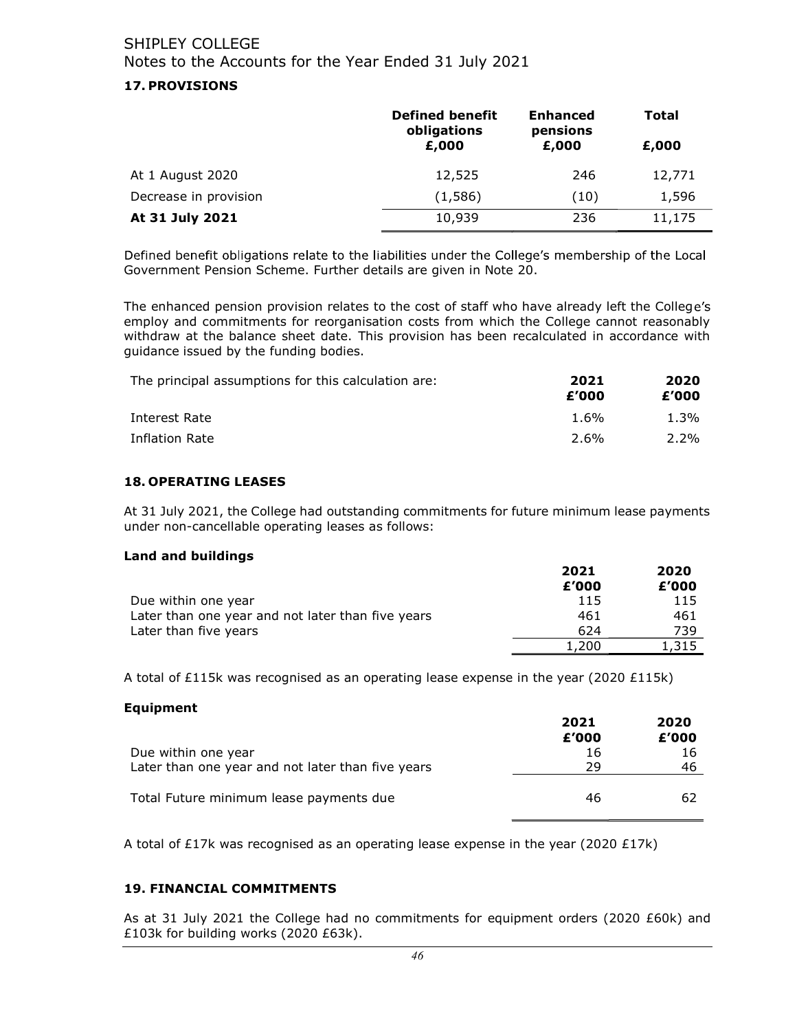SHIPLEY COLLEGE

Notes to the Accounts for the Year Ended 31 July 2021

## 17. PROVISIONS

| | Defined benefit obligations £,000 | Enhanced pensions £,000 | Total £,000 |
|---|---|---|---|
| At 1 August 2020 | 12,525 | 246 | 12,771 |
| Decrease in provision | (1,586) | (10) | 1,596 |
| **At 31 July 2021** | 10,939 | 236 | 11,175 |

Defined benefit obligations relate to the liabilities under the College's membership of the Local Government Pension Scheme. Further details are given in Note 20.

The enhanced pension provision relates to the cost of staff who have already left the College's employ and commitments for reorganisation costs from which the College cannot reasonably withdraw at the balance sheet date. This provision has been recalculated in accordance with guidance issued by the funding bodies.

| The principal assumptions for this calculation are: | 2021 £'000 | 2020 £'000 |
|---|---|---|
| Interest Rate | 1.6% | 1.3% |
| Inflation Rate | 2.6% | 2.2% |

## 18. OPERATING LEASES

At 31 July 2021, the College had outstanding commitments for future minimum lease payments under non-cancellable operating leases as follows:

**Land and buildings**

| | 2021 £'000 | 2020 £'000 |
|---|---|---|
| Due within one year | 115 | 115 |
| Later than one year and not later than five years | 461 | 461 |
| Later than five years | 624 | 739 |
| | 1,200 | 1,315 |

A total of £115k was recognised as an operating lease expense in the year (2020 £115k)

**Equipment**

| | 2021 £'000 | 2020 £'000 |
|---|---|---|
| Due within one year | 16 | 16 |
| Later than one year and not later than five years | 29 | 46 |
| Total Future minimum lease payments due | 46 | 62 |

A total of £17k was recognised as an operating lease expense in the year (2020 £17k)

## 19. FINANCIAL COMMITMENTS

As at 31 July 2021 the College had no commitments for equipment orders (2020 £60k) and £103k for building works (2020 £63k).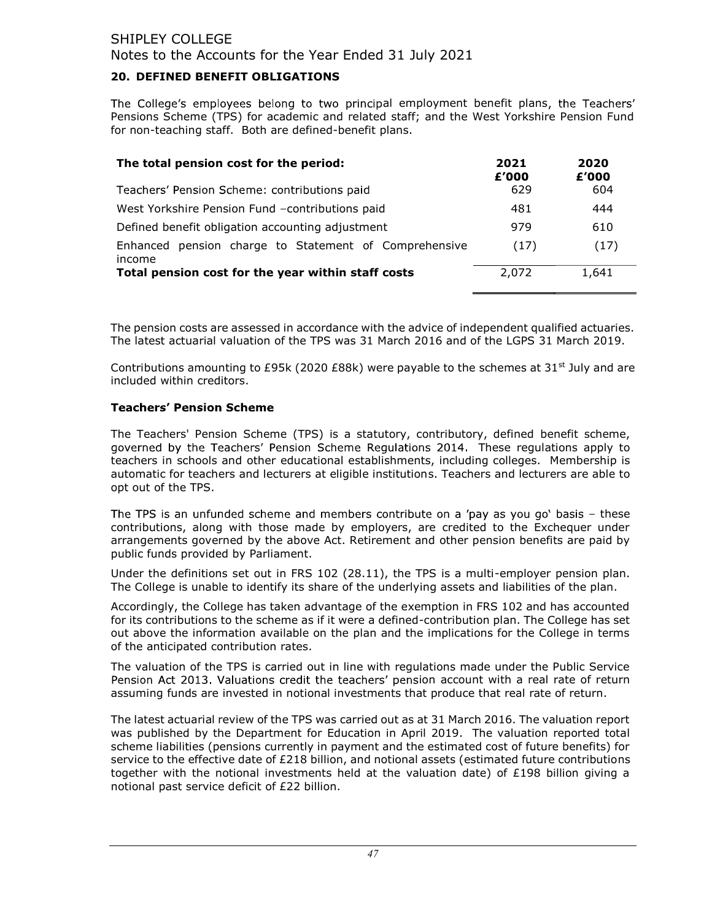## 20. DEFINED BENEFIT OBLIGATIONS

The College's employees belong to two principal employment benefit plans, the Teachers' Pensions Scheme (TPS) for academic and related staff; and the West Yorkshire Pension Fund for non-teaching staff. Both are defined-benefit plans.

| The total pension cost for the period: | 2021 £'000 | 2020 £'000 |
|---|---|---|
| Teachers' Pension Scheme: contributions paid | 629 | 604 |
| West Yorkshire Pension Fund –contributions paid | 481 | 444 |
| Defined benefit obligation accounting adjustment | 979 | 610 |
| Enhanced pension charge to Statement of Comprehensive income | (17) | (17) |
| **Total pension cost for the year within staff costs** | 2,072 | 1,641 |

The pension costs are assessed in accordance with the advice of independent qualified actuaries. The latest actuarial valuation of the TPS was 31 March 2016 and of the LGPS 31 March 2019.

Contributions amounting to £95k (2020 £88k) were payable to the schemes at 31st July and are included within creditors.

### Teachers' Pension Scheme

The Teachers' Pension Scheme (TPS) is a statutory, contributory, defined benefit scheme, governed by the Teachers' Pension Scheme Regulations 2014. These regulations apply to teachers in schools and other educational establishments, including colleges. Membership is automatic for teachers and lecturers at eligible institutions. Teachers and lecturers are able to opt out of the TPS.

The TPS is an unfunded scheme and members contribute on a 'pay as you go' basis – these contributions, along with those made by employers, are credited to the Exchequer under arrangements governed by the above Act. Retirement and other pension benefits are paid by public funds provided by Parliament.

Under the definitions set out in FRS 102 (28.11), the TPS is a multi-employer pension plan. The College is unable to identify its share of the underlying assets and liabilities of the plan.

Accordingly, the College has taken advantage of the exemption in FRS 102 and has accounted for its contributions to the scheme as if it were a defined-contribution plan. The College has set out above the information available on the plan and the implications for the College in terms of the anticipated contribution rates.

The valuation of the TPS is carried out in line with regulations made under the Public Service Pension Act 2013. Valuations credit the teachers' pension account with a real rate of return assuming funds are invested in notional investments that produce that real rate of return.

The latest actuarial review of the TPS was carried out as at 31 March 2016. The valuation report was published by the Department for Education in April 2019. The valuation reported total scheme liabilities (pensions currently in payment and the estimated cost of future benefits) for service to the effective date of £218 billion, and notional assets (estimated future contributions together with the notional investments held at the valuation date) of £198 billion giving a notional past service deficit of £22 billion.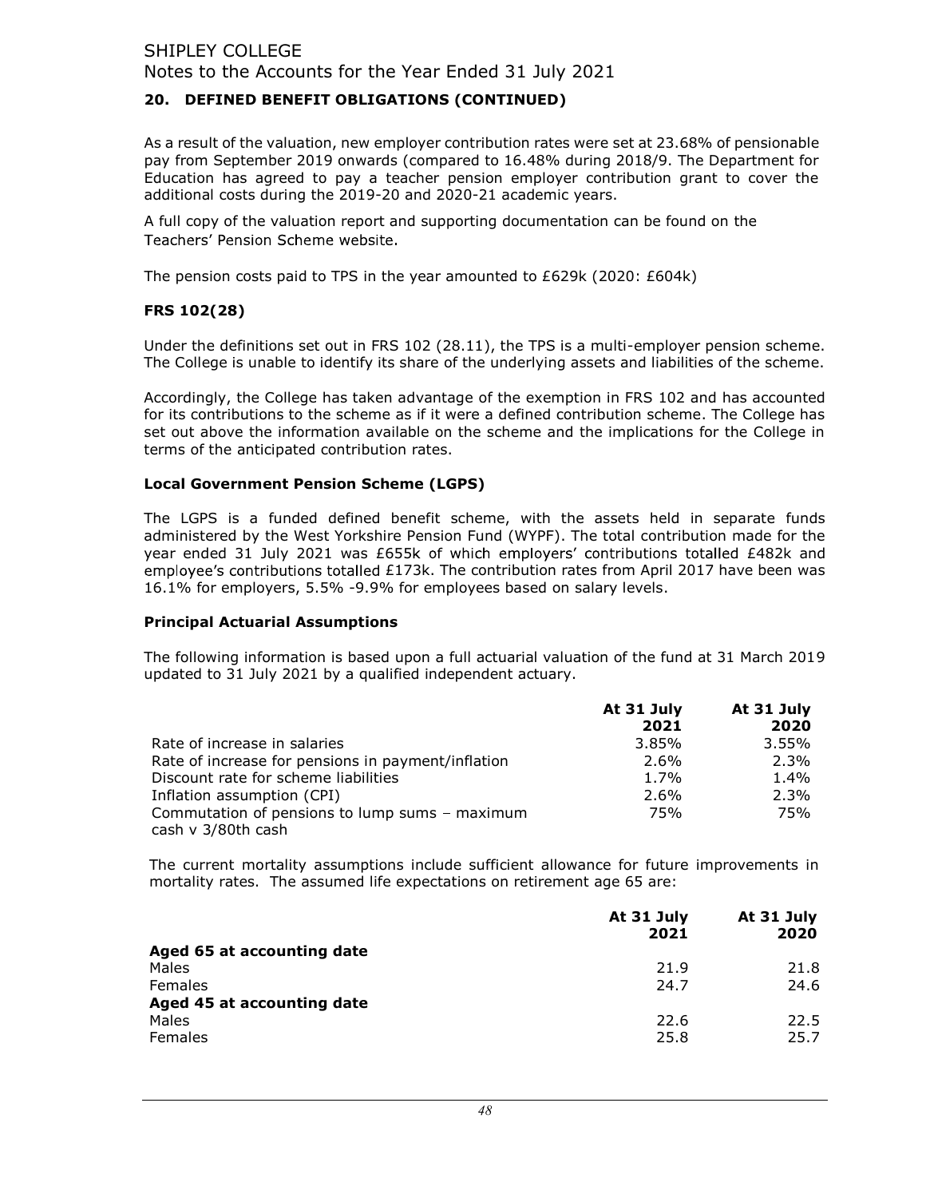## 20. DEFINED BENEFIT OBLIGATIONS (CONTINUED)

As a result of the valuation, new employer contribution rates were set at 23.68% of pensionable pay from September 2019 onwards (compared to 16.48% during 2018/9. The Department for Education has agreed to pay a teacher pension employer contribution grant to cover the additional costs during the 2019-20 and 2020-21 academic years.

A full copy of the valuation report and supporting documentation can be found on the Teachers' Pension Scheme website.

The pension costs paid to TPS in the year amounted to £629k (2020: £604k)

### FRS 102(28)

Under the definitions set out in FRS 102 (28.11), the TPS is a multi-employer pension scheme. The College is unable to identify its share of the underlying assets and liabilities of the scheme.

Accordingly, the College has taken advantage of the exemption in FRS 102 and has accounted for its contributions to the scheme as if it were a defined contribution scheme. The College has set out above the information available on the scheme and the implications for the College in terms of the anticipated contribution rates.

### Local Government Pension Scheme (LGPS)

The LGPS is a funded defined benefit scheme, with the assets held in separate funds administered by the West Yorkshire Pension Fund (WYPF). The total contribution made for the year ended 31 July 2021 was £655k of which employers' contributions totalled £482k and employee's contributions totalled £173k. The contribution rates from April 2017 have been was 16.1% for employers, 5.5% -9.9% for employees based on salary levels.

### Principal Actuarial Assumptions

The following information is based upon a full actuarial valuation of the fund at 31 March 2019 updated to 31 July 2021 by a qualified independent actuary.

| | At 31 July 2021 | At 31 July 2020 |
|---|---|---|
| Rate of increase in salaries | 3.85% | 3.55% |
| Rate of increase for pensions in payment/inflation | 2.6% | 2.3% |
| Discount rate for scheme liabilities | 1.7% | 1.4% |
| Inflation assumption (CPI) | 2.6% | 2.3% |
| Commutation of pensions to lump sums – maximum cash v 3/80th cash | 75% | 75% |

The current mortality assumptions include sufficient allowance for future improvements in mortality rates. The assumed life expectations on retirement age 65 are:

| | At 31 July 2021 | At 31 July 2020 |
|---|---|---|
| **Aged 65 at accounting date** | | |
| Males | 21.9 | 21.8 |
| Females | 24.7 | 24.6 |
| **Aged 45 at accounting date** | | |
| Males | 22.6 | 22.5 |
| Females | 25.8 | 25.7 |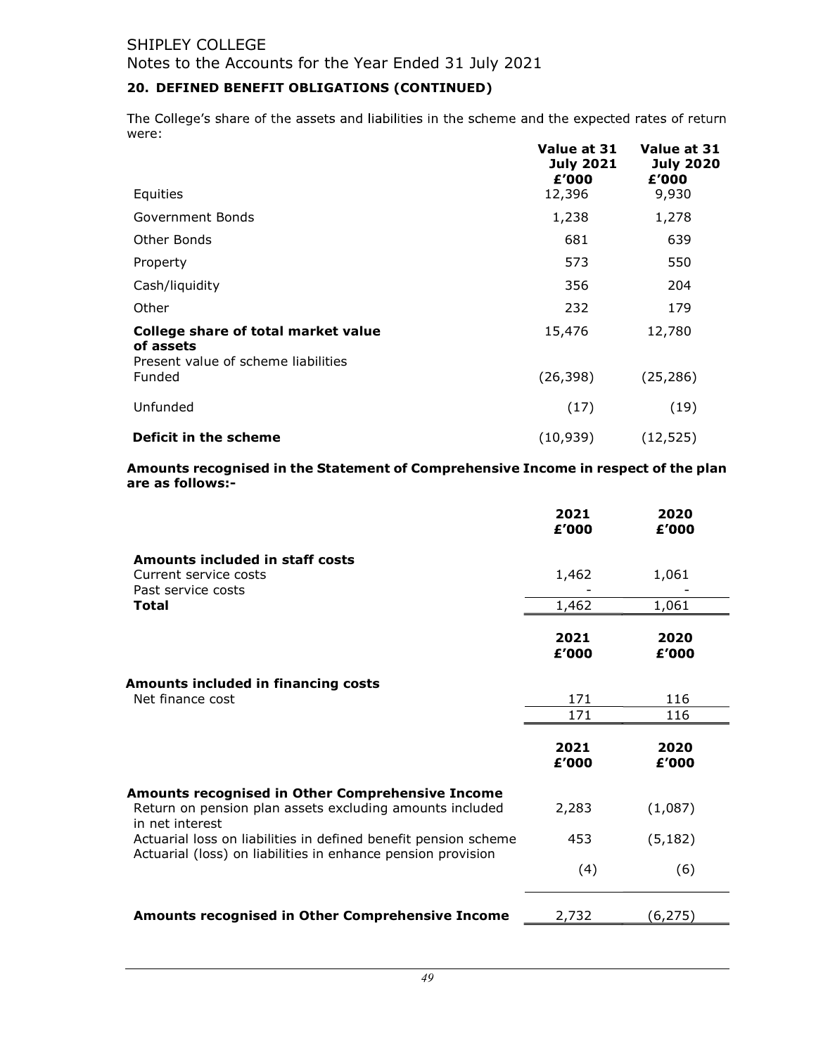## 20. DEFINED BENEFIT OBLIGATIONS (CONTINUED)

The College's share of the assets and liabilities in the scheme and the expected rates of return were:

| | Value at 31 July 2021 £'000 | Value at 31 July 2020 £'000 |
|---|---|---|
| Equities | 12,396 | 9,930 |
| Government Bonds | 1,238 | 1,278 |
| Other Bonds | 681 | 639 |
| Property | 573 | 550 |
| Cash/liquidity | 356 | 204 |
| Other | 232 | 179 |
| **College share of total market value of assets** | 15,476 | 12,780 |
| Present value of scheme liabilities | | |
| Funded | (26,398) | (25,286) |
| Unfunded | (17) | (19) |
| **Deficit in the scheme** | (10,939) | (12,525) |

**Amounts recognised in the Statement of Comprehensive Income in respect of the plan are as follows:-**

| | 2021 £'000 | 2020 £'000 |
|---|---|---|
| **Amounts included in staff costs** | | |
| Current service costs | 1,462 | 1,061 |
| Past service costs | - | - |
| **Total** | 1,462 | 1,061 |

| | 2021 £'000 | 2020 £'000 |
|---|---|---|
| **Amounts included in financing costs** | | |
| Net finance cost | 171 | 116 |
| | 171 | 116 |

| | 2021 £'000 | 2020 £'000 |
|---|---|---|
| **Amounts recognised in Other Comprehensive Income** | | |
| Return on pension plan assets excluding amounts included in net interest | 2,283 | (1,087) |
| Actuarial loss on liabilities in defined benefit pension scheme | 453 | (5,182) |
| Actuarial (loss) on liabilities in enhance pension provision | (4) | (6) |
| **Amounts recognised in Other Comprehensive Income** | 2,732 | (6,275) |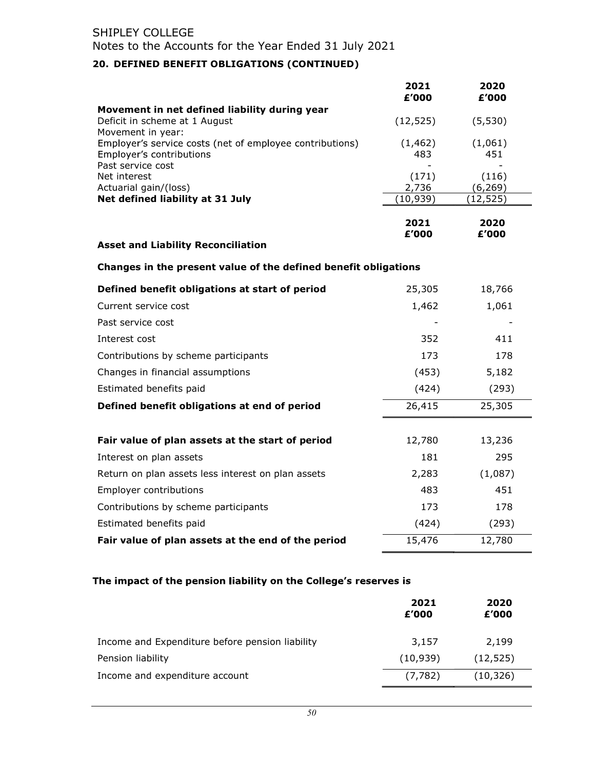SHIPLEY COLLEGE

Notes to the Accounts for the Year Ended 31 July 2021

### 20. DEFINED BENEFIT OBLIGATIONS (CONTINUED)

| | 2021<br>£'000 | 2020<br>£'000 |
|---|---|---|
| **Movement in net defined liability during year** | | |
| Deficit in scheme at 1 August | (12,525) | (5,530) |
| Movement in year: | | |
| Employer's service costs (net of employee contributions) | (1,462) | (1,061) |
| Employer's contributions | 483 | 451 |
| Past service cost | - | - |
| Net interest | (171) | (116) |
| Actuarial gain/(loss) | 2,736 | (6,269) |
| **Net defined liability at 31 July** | (10,939) | (12,525) |

**Asset and Liability Reconciliation**

**Changes in the present value of the defined benefit obligations**

| | 2021<br>£'000 | 2020<br>£'000 |
|---|---|---|
| **Defined benefit obligations at start of period** | 25,305 | 18,766 |
| Current service cost | 1,462 | 1,061 |
| Past service cost | - | - |
| Interest cost | 352 | 411 |
| Contributions by scheme participants | 173 | 178 |
| Changes in financial assumptions | (453) | 5,182 |
| Estimated benefits paid | (424) | (293) |
| **Defined benefit obligations at end of period** | 26,415 | 25,305 |
| | | |
| **Fair value of plan assets at the start of period** | 12,780 | 13,236 |
| Interest on plan assets | 181 | 295 |
| Return on plan assets less interest on plan assets | 2,283 | (1,087) |
| Employer contributions | 483 | 451 |
| Contributions by scheme participants | 173 | 178 |
| Estimated benefits paid | (424) | (293) |
| **Fair value of plan assets at the end of the period** | 15,476 | 12,780 |

**The impact of the pension liability on the College's reserves is**

| | 2021<br>£'000 | 2020<br>£'000 |
|---|---|---|
| Income and Expenditure before pension liability | 3,157 | 2,199 |
| Pension liability | (10,939) | (12,525) |
| Income and expenditure account | (7,782) | (10,326) |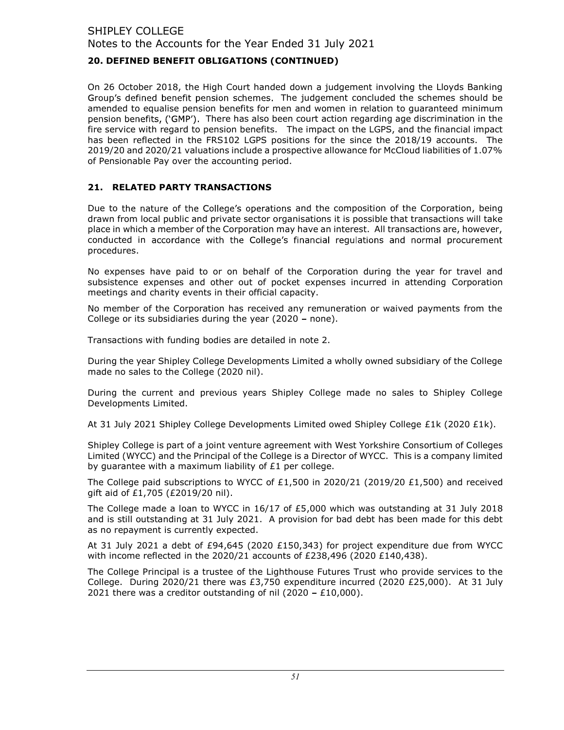## 20. DEFINED BENEFIT OBLIGATIONS (CONTINUED)

On 26 October 2018, the High Court handed down a judgement involving the Lloyds Banking Group's defined benefit pension schemes. The judgement concluded the schemes should be amended to equalise pension benefits for men and women in relation to guaranteed minimum pension benefits, ('GMP'). There has also been court action regarding age discrimination in the fire service with regard to pension benefits. The impact on the LGPS, and the financial impact has been reflected in the FRS102 LGPS positions for the since the 2018/19 accounts. The 2019/20 and 2020/21 valuations include a prospective allowance for McCloud liabilities of 1.07% of Pensionable Pay over the accounting period.

## 21. RELATED PARTY TRANSACTIONS

Due to the nature of the College's operations and the composition of the Corporation, being drawn from local public and private sector organisations it is possible that transactions will take place in which a member of the Corporation may have an interest. All transactions are, however, conducted in accordance with the College's financial regulations and normal procurement procedures.

No expenses have paid to or on behalf of the Corporation during the year for travel and subsistence expenses and other out of pocket expenses incurred in attending Corporation meetings and charity events in their official capacity.

No member of the Corporation has received any remuneration or waived payments from the College or its subsidiaries during the year (2020 – none).

Transactions with funding bodies are detailed in note 2.

During the year Shipley College Developments Limited a wholly owned subsidiary of the College made no sales to the College (2020 nil).

During the current and previous years Shipley College made no sales to Shipley College Developments Limited.

At 31 July 2021 Shipley College Developments Limited owed Shipley College £1k (2020 £1k).

Shipley College is part of a joint venture agreement with West Yorkshire Consortium of Colleges Limited (WYCC) and the Principal of the College is a Director of WYCC. This is a company limited by guarantee with a maximum liability of £1 per college.

The College paid subscriptions to WYCC of £1,500 in 2020/21 (2019/20 £1,500) and received gift aid of £1,705 (£2019/20 nil).

The College made a loan to WYCC in 16/17 of £5,000 which was outstanding at 31 July 2018 and is still outstanding at 31 July 2021. A provision for bad debt has been made for this debt as no repayment is currently expected.

At 31 July 2021 a debt of £94,645 (2020 £150,343) for project expenditure due from WYCC with income reflected in the 2020/21 accounts of £238,496 (2020 £140,438).

The College Principal is a trustee of the Lighthouse Futures Trust who provide services to the College. During 2020/21 there was £3,750 expenditure incurred (2020 £25,000). At 31 July 2021 there was a creditor outstanding of nil (2020 – £10,000).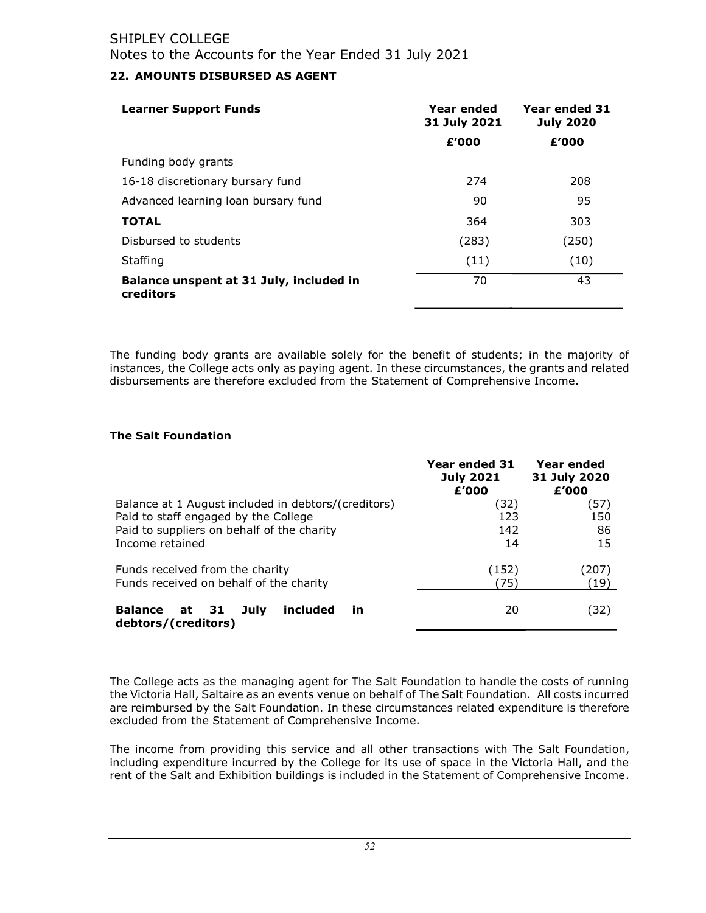## 22. AMOUNTS DISBURSED AS AGENT

| Learner Support Funds | Year ended 31 July 2021 | Year ended 31 July 2020 |
|---|---|---|
| | £'000 | £'000 |
| Funding body grants | | |
| 16-18 discretionary bursary fund | 274 | 208 |
| Advanced learning loan bursary fund | 90 | 95 |
| **TOTAL** | 364 | 303 |
| Disbursed to students | (283) | (250) |
| Staffing | (11) | (10) |
| **Balance unspent at 31 July, included in creditors** | 70 | 43 |

The funding body grants are available solely for the benefit of students; in the majority of instances, the College acts only as paying agent. In these circumstances, the grants and related disbursements are therefore excluded from the Statement of Comprehensive Income.

### The Salt Foundation

| | Year ended 31 July 2021 £'000 | Year ended 31 July 2020 £'000 |
|---|---|---|
| Balance at 1 August included in debtors/(creditors) | (32) | (57) |
| Paid to staff engaged by the College | 123 | 150 |
| Paid to suppliers on behalf of the charity | 142 | 86 |
| Income retained | 14 | 15 |
| Funds received from the charity | (152) | (207) |
| Funds received on behalf of the charity | (75) | (19) |
| **Balance at 31 July included in debtors/(creditors)** | 20 | (32) |

The College acts as the managing agent for The Salt Foundation to handle the costs of running the Victoria Hall, Saltaire as an events venue on behalf of The Salt Foundation. All costs incurred are reimbursed by the Salt Foundation. In these circumstances related expenditure is therefore excluded from the Statement of Comprehensive Income.

The income from providing this service and all other transactions with The Salt Foundation, including expenditure incurred by the College for its use of space in the Victoria Hall, and the rent of the Salt and Exhibition buildings is included in the Statement of Comprehensive Income.